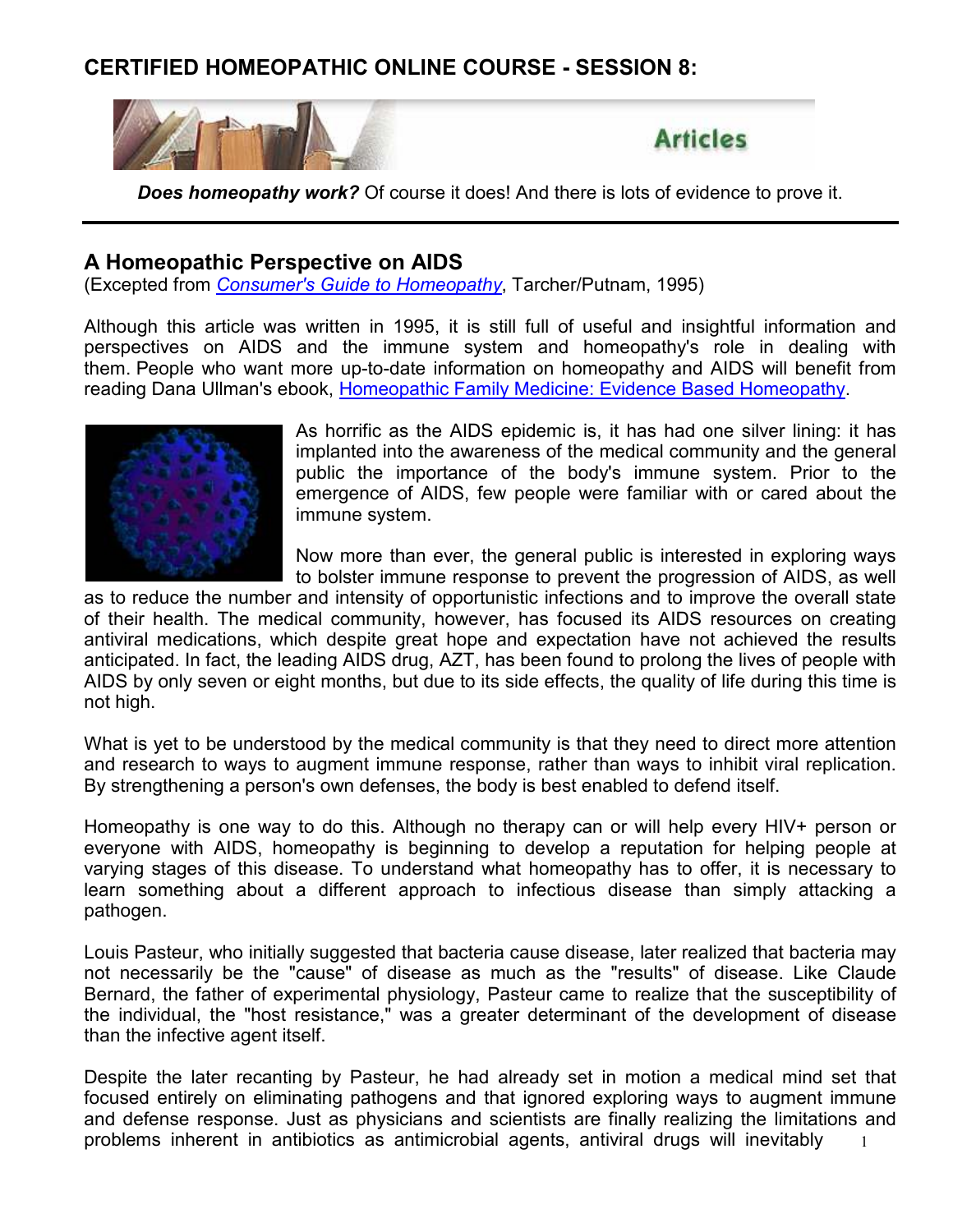# CERTIFIED HOMEOPATHIC ONLINE COURSE - SESSION 8:

Articles

***Does homeopathy work?*** Of course it does! And there is lots of evidence to prove it.

---

## A Homeopathic Perspective on AIDS

(Excepted from *Consumer's Guide to Homeopathy*, Tarcher/Putnam, 1995)

Although this article was written in 1995, it is still full of useful and insightful information and perspectives on AIDS and the immune system and homeopathy's role in dealing with them. People who want more up-to-date information on homeopathy and AIDS will benefit from reading Dana Ullman's ebook, Homeopathic Family Medicine: Evidence Based Homeopathy.

As horrific as the AIDS epidemic is, it has had one silver lining: it has implanted into the awareness of the medical community and the general public the importance of the body's immune system. Prior to the emergence of AIDS, few people were familiar with or cared about the immune system.

Now more than ever, the general public is interested in exploring ways to bolster immune response to prevent the progression of AIDS, as well as to reduce the number and intensity of opportunistic infections and to improve the overall state of their health. The medical community, however, has focused its AIDS resources on creating antiviral medications, which despite great hope and expectation have not achieved the results anticipated. In fact, the leading AIDS drug, AZT, has been found to prolong the lives of people with AIDS by only seven or eight months, but due to its side effects, the quality of life during this time is not high.

What is yet to be understood by the medical community is that they need to direct more attention and research to ways to augment immune response, rather than ways to inhibit viral replication. By strengthening a person's own defenses, the body is best enabled to defend itself.

Homeopathy is one way to do this. Although no therapy can or will help every HIV+ person or everyone with AIDS, homeopathy is beginning to develop a reputation for helping people at varying stages of this disease. To understand what homeopathy has to offer, it is necessary to learn something about a different approach to infectious disease than simply attacking a pathogen.

Louis Pasteur, who initially suggested that bacteria cause disease, later realized that bacteria may not necessarily be the "cause" of disease as much as the "results" of disease. Like Claude Bernard, the father of experimental physiology, Pasteur came to realize that the susceptibility of the individual, the "host resistance," was a greater determinant of the development of disease than the infective agent itself.

Despite the later recanting by Pasteur, he had already set in motion a medical mind set that focused entirely on eliminating pathogens and that ignored exploring ways to augment immune and defense response. Just as physicians and scientists are finally realizing the limitations and problems inherent in antibiotics as antimicrobial agents, antiviral drugs will inevitably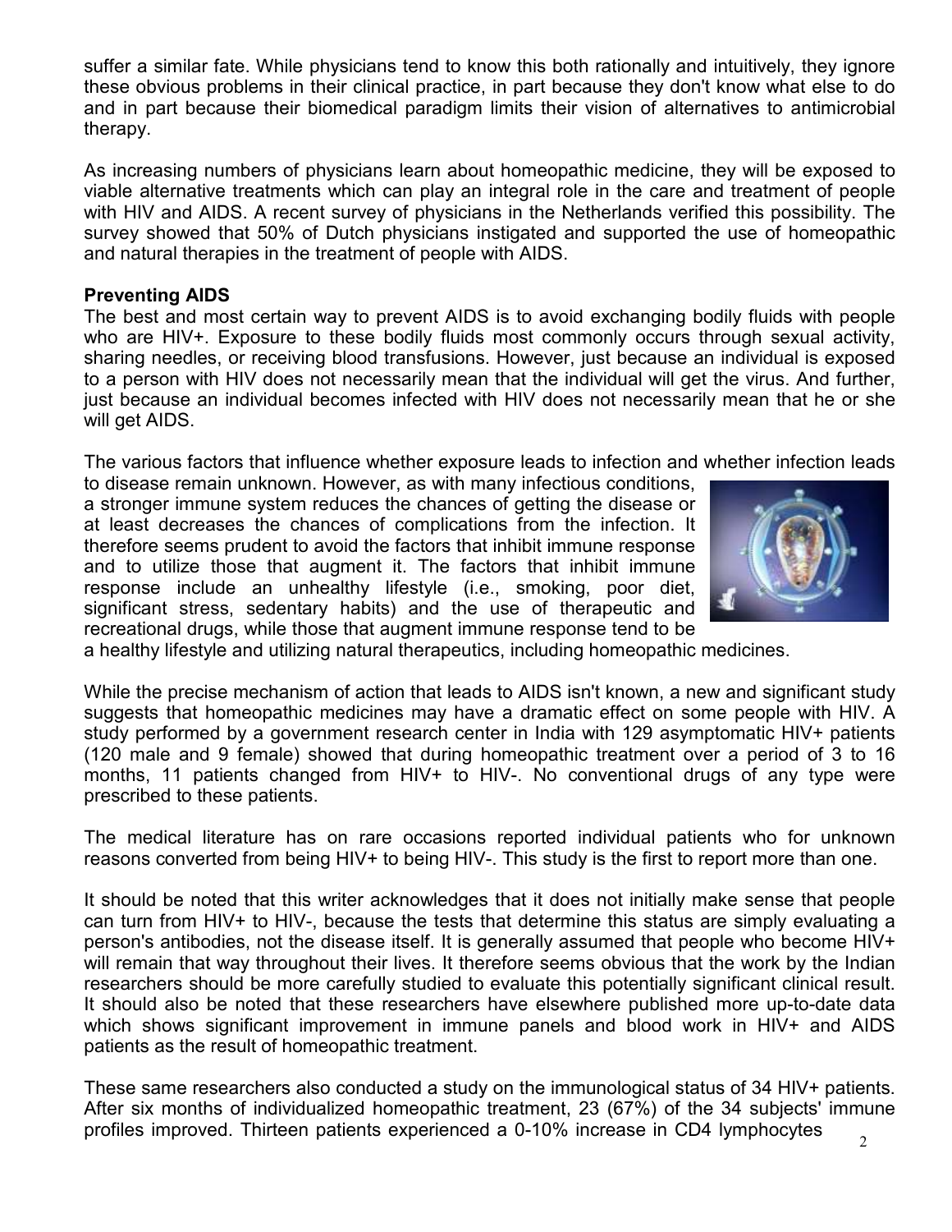suffer a similar fate. While physicians tend to know this both rationally and intuitively, they ignore these obvious problems in their clinical practice, in part because they don't know what else to do and in part because their biomedical paradigm limits their vision of alternatives to antimicrobial therapy.

As increasing numbers of physicians learn about homeopathic medicine, they will be exposed to viable alternative treatments which can play an integral role in the care and treatment of people with HIV and AIDS. A recent survey of physicians in the Netherlands verified this possibility. The survey showed that 50% of Dutch physicians instigated and supported the use of homeopathic and natural therapies in the treatment of people with AIDS.

**Preventing AIDS**

The best and most certain way to prevent AIDS is to avoid exchanging bodily fluids with people who are HIV+. Exposure to these bodily fluids most commonly occurs through sexual activity, sharing needles, or receiving blood transfusions. However, just because an individual is exposed to a person with HIV does not necessarily mean that the individual will get the virus. And further, just because an individual becomes infected with HIV does not necessarily mean that he or she will get AIDS.

The various factors that influence whether exposure leads to infection and whether infection leads to disease remain unknown. However, as with many infectious conditions, a stronger immune system reduces the chances of getting the disease or at least decreases the chances of complications from the infection. It therefore seems prudent to avoid the factors that inhibit immune response and to utilize those that augment it. The factors that inhibit immune response include an unhealthy lifestyle (i.e., smoking, poor diet, significant stress, sedentary habits) and the use of therapeutic and recreational drugs, while those that augment immune response tend to be a healthy lifestyle and utilizing natural therapeutics, including homeopathic medicines.

While the precise mechanism of action that leads to AIDS isn't known, a new and significant study suggests that homeopathic medicines may have a dramatic effect on some people with HIV. A study performed by a government research center in India with 129 asymptomatic HIV+ patients (120 male and 9 female) showed that during homeopathic treatment over a period of 3 to 16 months, 11 patients changed from HIV+ to HIV-. No conventional drugs of any type were prescribed to these patients.

The medical literature has on rare occasions reported individual patients who for unknown reasons converted from being HIV+ to being HIV-. This study is the first to report more than one.

It should be noted that this writer acknowledges that it does not initially make sense that people can turn from HIV+ to HIV-, because the tests that determine this status are simply evaluating a person's antibodies, not the disease itself. It is generally assumed that people who become HIV+ will remain that way throughout their lives. It therefore seems obvious that the work by the Indian researchers should be more carefully studied to evaluate this potentially significant clinical result. It should also be noted that these researchers have elsewhere published more up-to-date data which shows significant improvement in immune panels and blood work in HIV+ and AIDS patients as the result of homeopathic treatment.

These same researchers also conducted a study on the immunological status of 34 HIV+ patients. After six months of individualized homeopathic treatment, 23 (67%) of the 34 subjects' immune profiles improved. Thirteen patients experienced a 0-10% increase in CD4 lymphocytes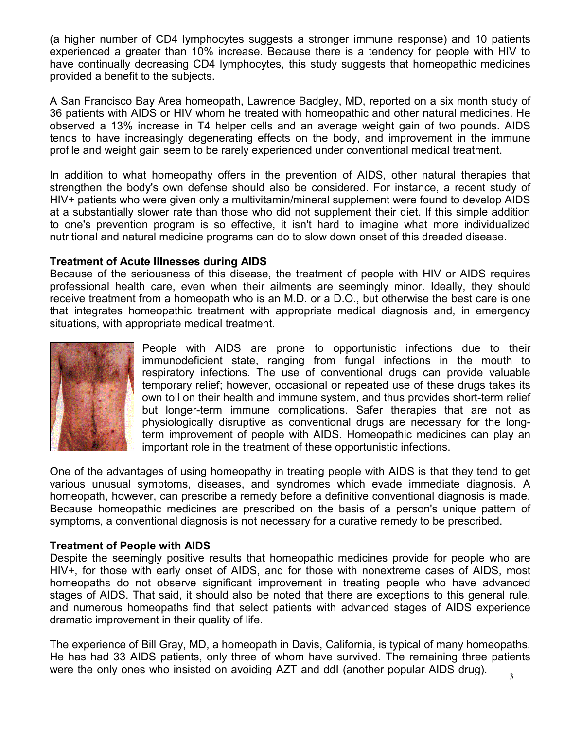(a higher number of CD4 lymphocytes suggests a stronger immune response) and 10 patients experienced a greater than 10% increase. Because there is a tendency for people with HIV to have continually decreasing CD4 lymphocytes, this study suggests that homeopathic medicines provided a benefit to the subjects.

A San Francisco Bay Area homeopath, Lawrence Badgley, MD, reported on a six month study of 36 patients with AIDS or HIV whom he treated with homeopathic and other natural medicines. He observed a 13% increase in T4 helper cells and an average weight gain of two pounds. AIDS tends to have increasingly degenerating effects on the body, and improvement in the immune profile and weight gain seem to be rarely experienced under conventional medical treatment.

In addition to what homeopathy offers in the prevention of AIDS, other natural therapies that strengthen the body's own defense should also be considered. For instance, a recent study of HIV+ patients who were given only a multivitamin/mineral supplement were found to develop AIDS at a substantially slower rate than those who did not supplement their diet. If this simple addition to one's prevention program is so effective, it isn't hard to imagine what more individualized nutritional and natural medicine programs can do to slow down onset of this dreaded disease.

**Treatment of Acute Illnesses during AIDS**

Because of the seriousness of this disease, the treatment of people with HIV or AIDS requires professional health care, even when their ailments are seemingly minor. Ideally, they should receive treatment from a homeopath who is an M.D. or a D.O., but otherwise the best care is one that integrates homeopathic treatment with appropriate medical diagnosis and, in emergency situations, with appropriate medical treatment.

People with AIDS are prone to opportunistic infections due to their immunodeficient state, ranging from fungal infections in the mouth to respiratory infections. The use of conventional drugs can provide valuable temporary relief; however, occasional or repeated use of these drugs takes its own toll on their health and immune system, and thus provides short-term relief but longer-term immune complications. Safer therapies that are not as physiologically disruptive as conventional drugs are necessary for the long-term improvement of people with AIDS. Homeopathic medicines can play an important role in the treatment of these opportunistic infections.

One of the advantages of using homeopathy in treating people with AIDS is that they tend to get various unusual symptoms, diseases, and syndromes which evade immediate diagnosis. A homeopath, however, can prescribe a remedy before a definitive conventional diagnosis is made. Because homeopathic medicines are prescribed on the basis of a person's unique pattern of symptoms, a conventional diagnosis is not necessary for a curative remedy to be prescribed.

**Treatment of People with AIDS**

Despite the seemingly positive results that homeopathic medicines provide for people who are HIV+, for those with early onset of AIDS, and for those with nonextreme cases of AIDS, most homeopaths do not observe significant improvement in treating people who have advanced stages of AIDS. That said, it should also be noted that there are exceptions to this general rule, and numerous homeopaths find that select patients with advanced stages of AIDS experience dramatic improvement in their quality of life.

The experience of Bill Gray, MD, a homeopath in Davis, California, is typical of many homeopaths. He has had 33 AIDS patients, only three of whom have survived. The remaining three patients were the only ones who insisted on avoiding AZT and ddI (another popular AIDS drug).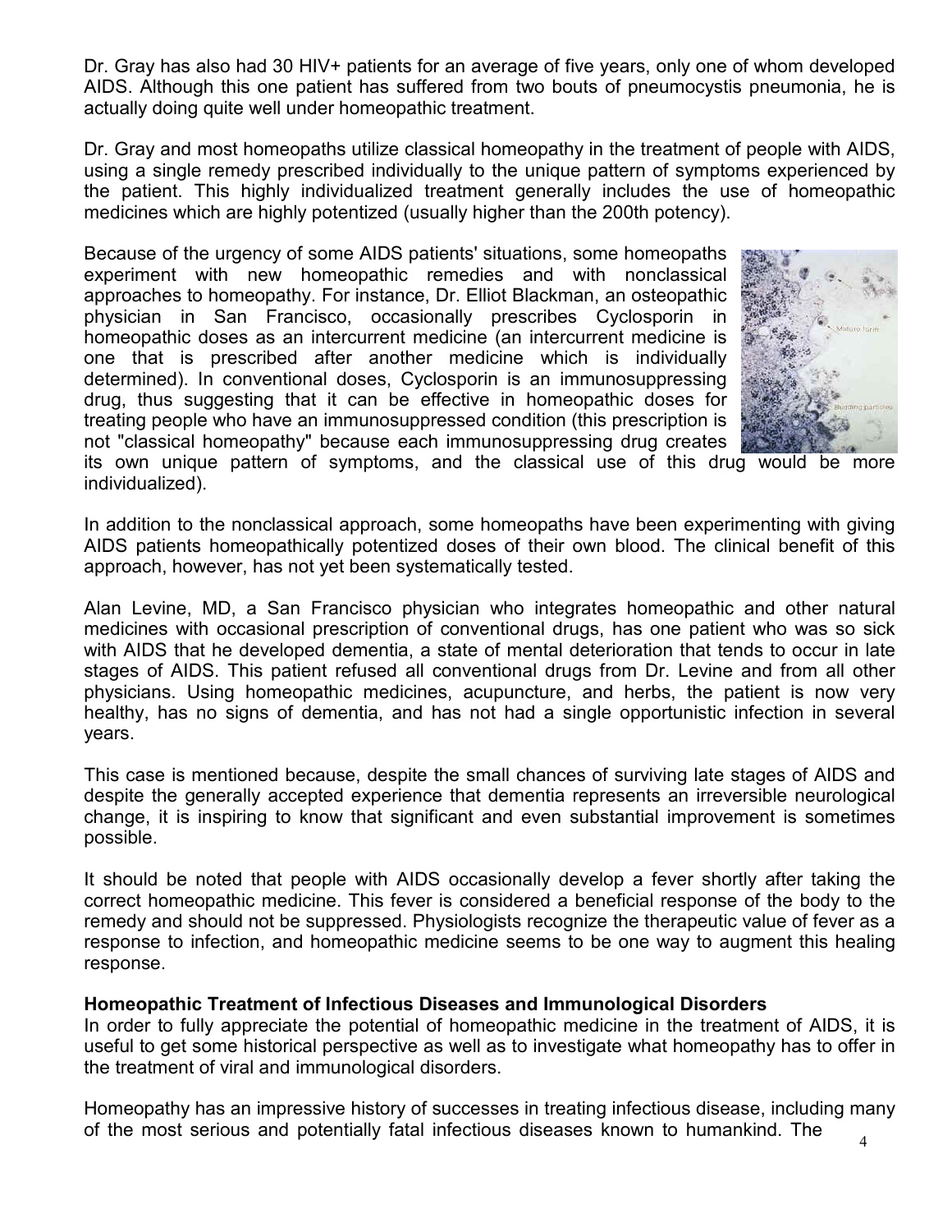Dr. Gray has also had 30 HIV+ patients for an average of five years, only one of whom developed AIDS. Although this one patient has suffered from two bouts of pneumocystis pneumonia, he is actually doing quite well under homeopathic treatment.

Dr. Gray and most homeopaths utilize classical homeopathy in the treatment of people with AIDS, using a single remedy prescribed individually to the unique pattern of symptoms experienced by the patient. This highly individualized treatment generally includes the use of homeopathic medicines which are highly potentized (usually higher than the 200th potency).

Because of the urgency of some AIDS patients' situations, some homeopaths experiment with new homeopathic remedies and with nonclassical approaches to homeopathy. For instance, Dr. Elliot Blackman, an osteopathic physician in San Francisco, occasionally prescribes Cyclosporin in homeopathic doses as an intercurrent medicine (an intercurrent medicine is one that is prescribed after another medicine which is individually determined). In conventional doses, Cyclosporin is an immunosuppressing drug, thus suggesting that it can be effective in homeopathic doses for treating people who have an immunosuppressed condition (this prescription is not "classical homeopathy" because each immunosuppressing drug creates its own unique pattern of symptoms, and the classical use of this drug would be more individualized).

In addition to the nonclassical approach, some homeopaths have been experimenting with giving AIDS patients homeopathically potentized doses of their own blood. The clinical benefit of this approach, however, has not yet been systematically tested.

Alan Levine, MD, a San Francisco physician who integrates homeopathic and other natural medicines with occasional prescription of conventional drugs, has one patient who was so sick with AIDS that he developed dementia, a state of mental deterioration that tends to occur in late stages of AIDS. This patient refused all conventional drugs from Dr. Levine and from all other physicians. Using homeopathic medicines, acupuncture, and herbs, the patient is now very healthy, has no signs of dementia, and has not had a single opportunistic infection in several years.

This case is mentioned because, despite the small chances of surviving late stages of AIDS and despite the generally accepted experience that dementia represents an irreversible neurological change, it is inspiring to know that significant and even substantial improvement is sometimes possible.

It should be noted that people with AIDS occasionally develop a fever shortly after taking the correct homeopathic medicine. This fever is considered a beneficial response of the body to the remedy and should not be suppressed. Physiologists recognize the therapeutic value of fever as a response to infection, and homeopathic medicine seems to be one way to augment this healing response.

**Homeopathic Treatment of Infectious Diseases and Immunological Disorders**

In order to fully appreciate the potential of homeopathic medicine in the treatment of AIDS, it is useful to get some historical perspective as well as to investigate what homeopathy has to offer in the treatment of viral and immunological disorders.

Homeopathy has an impressive history of successes in treating infectious disease, including many of the most serious and potentially fatal infectious diseases known to humankind. The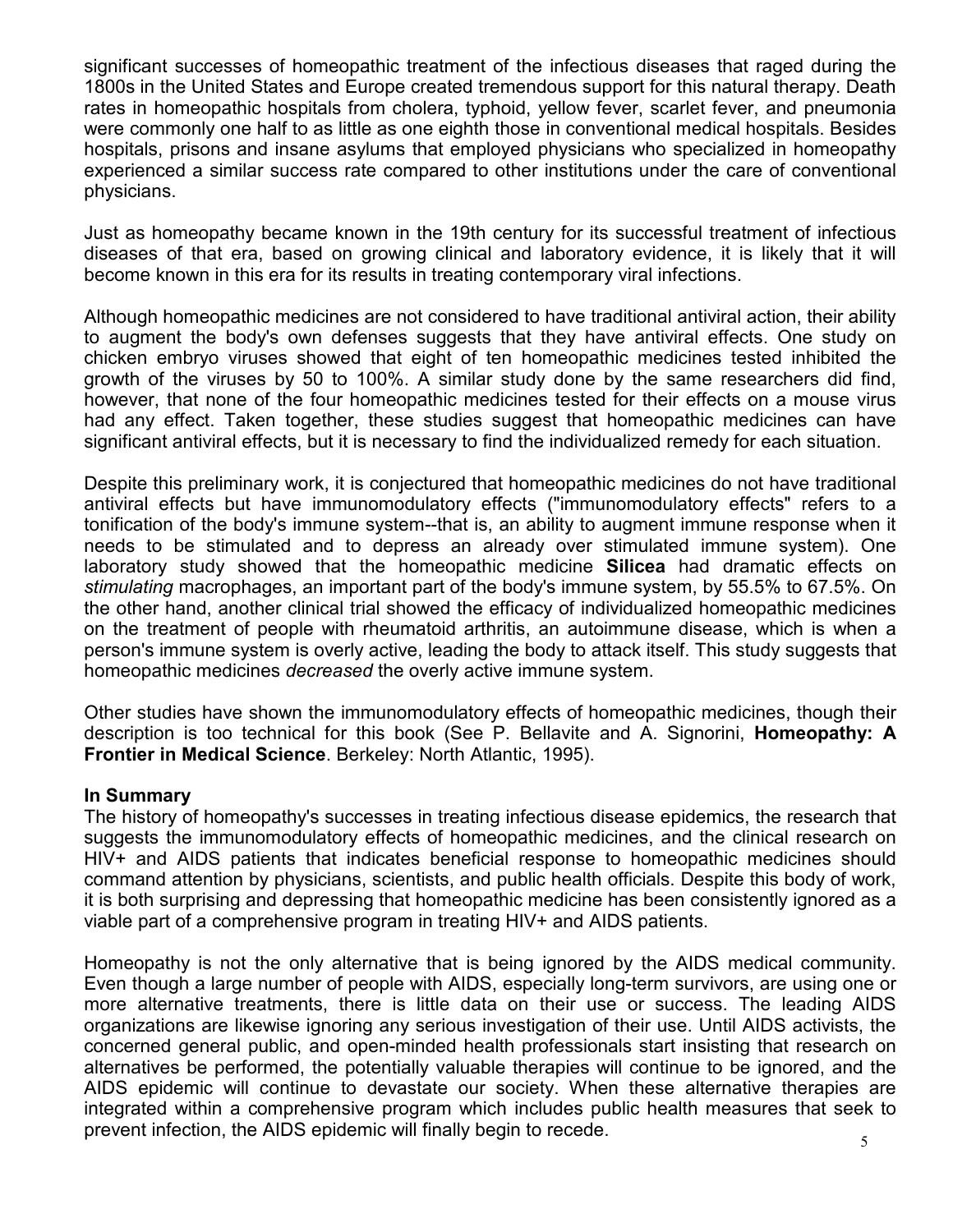significant successes of homeopathic treatment of the infectious diseases that raged during the 1800s in the United States and Europe created tremendous support for this natural therapy. Death rates in homeopathic hospitals from cholera, typhoid, yellow fever, scarlet fever, and pneumonia were commonly one half to as little as one eighth those in conventional medical hospitals. Besides hospitals, prisons and insane asylums that employed physicians who specialized in homeopathy experienced a similar success rate compared to other institutions under the care of conventional physicians.

Just as homeopathy became known in the 19th century for its successful treatment of infectious diseases of that era, based on growing clinical and laboratory evidence, it is likely that it will become known in this era for its results in treating contemporary viral infections.

Although homeopathic medicines are not considered to have traditional antiviral action, their ability to augment the body's own defenses suggests that they have antiviral effects. One study on chicken embryo viruses showed that eight of ten homeopathic medicines tested inhibited the growth of the viruses by 50 to 100%. A similar study done by the same researchers did find, however, that none of the four homeopathic medicines tested for their effects on a mouse virus had any effect. Taken together, these studies suggest that homeopathic medicines can have significant antiviral effects, but it is necessary to find the individualized remedy for each situation.

Despite this preliminary work, it is conjectured that homeopathic medicines do not have traditional antiviral effects but have immunomodulatory effects ("immunomodulatory effects" refers to a tonification of the body's immune system--that is, an ability to augment immune response when it needs to be stimulated and to depress an already over stimulated immune system). One laboratory study showed that the homeopathic medicine **Silicea** had dramatic effects on *stimulating* macrophages, an important part of the body's immune system, by 55.5% to 67.5%. On the other hand, another clinical trial showed the efficacy of individualized homeopathic medicines on the treatment of people with rheumatoid arthritis, an autoimmune disease, which is when a person's immune system is overly active, leading the body to attack itself. This study suggests that homeopathic medicines *decreased* the overly active immune system.

Other studies have shown the immunomodulatory effects of homeopathic medicines, though their description is too technical for this book (See P. Bellavite and A. Signorini, **Homeopathy: A Frontier in Medical Science**. Berkeley: North Atlantic, 1995).

**In Summary**

The history of homeopathy's successes in treating infectious disease epidemics, the research that suggests the immunomodulatory effects of homeopathic medicines, and the clinical research on HIV+ and AIDS patients that indicates beneficial response to homeopathic medicines should command attention by physicians, scientists, and public health officials. Despite this body of work, it is both surprising and depressing that homeopathic medicine has been consistently ignored as a viable part of a comprehensive program in treating HIV+ and AIDS patients.

Homeopathy is not the only alternative that is being ignored by the AIDS medical community. Even though a large number of people with AIDS, especially long-term survivors, are using one or more alternative treatments, there is little data on their use or success. The leading AIDS organizations are likewise ignoring any serious investigation of their use. Until AIDS activists, the concerned general public, and open-minded health professionals start insisting that research on alternatives be performed, the potentially valuable therapies will continue to be ignored, and the AIDS epidemic will continue to devastate our society. When these alternative therapies are integrated within a comprehensive program which includes public health measures that seek to prevent infection, the AIDS epidemic will finally begin to recede.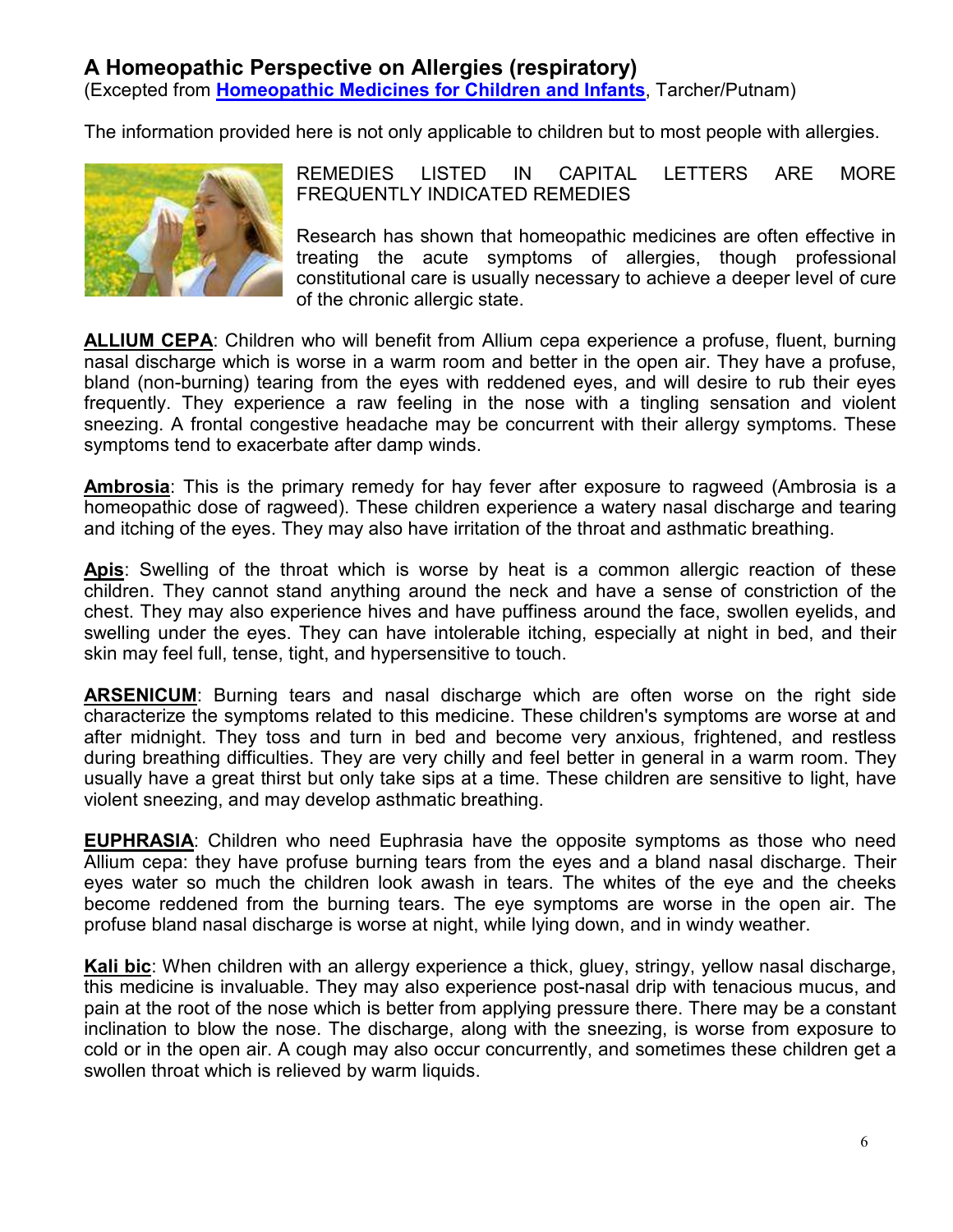## A Homeopathic Perspective on Allergies (respiratory)

(Excepted from **[Homeopathic Medicines for Children and Infants]()**, Tarcher/Putnam)

The information provided here is not only applicable to children but to most people with allergies.

REMEDIES LISTED IN CAPITAL LETTERS ARE MORE FREQUENTLY INDICATED REMEDIES

Research has shown that homeopathic medicines are often effective in treating the acute symptoms of allergies, though professional constitutional care is usually necessary to achieve a deeper level of cure of the chronic allergic state.

**ALLIUM CEPA**: Children who will benefit from Allium cepa experience a profuse, fluent, burning nasal discharge which is worse in a warm room and better in the open air. They have a profuse, bland (non-burning) tearing from the eyes with reddened eyes, and will desire to rub their eyes frequently. They experience a raw feeling in the nose with a tingling sensation and violent sneezing. A frontal congestive headache may be concurrent with their allergy symptoms. These symptoms tend to exacerbate after damp winds.

**Ambrosia**: This is the primary remedy for hay fever after exposure to ragweed (Ambrosia is a homeopathic dose of ragweed). These children experience a watery nasal discharge and tearing and itching of the eyes. They may also have irritation of the throat and asthmatic breathing.

**Apis**: Swelling of the throat which is worse by heat is a common allergic reaction of these children. They cannot stand anything around the neck and have a sense of constriction of the chest. They may also experience hives and have puffiness around the face, swollen eyelids, and swelling under the eyes. They can have intolerable itching, especially at night in bed, and their skin may feel full, tense, tight, and hypersensitive to touch.

**ARSENICUM**: Burning tears and nasal discharge which are often worse on the right side characterize the symptoms related to this medicine. These children's symptoms are worse at and after midnight. They toss and turn in bed and become very anxious, frightened, and restless during breathing difficulties. They are very chilly and feel better in general in a warm room. They usually have a great thirst but only take sips at a time. These children are sensitive to light, have violent sneezing, and may develop asthmatic breathing.

**EUPHRASIA**: Children who need Euphrasia have the opposite symptoms as those who need Allium cepa: they have profuse burning tears from the eyes and a bland nasal discharge. Their eyes water so much the children look awash in tears. The whites of the eye and the cheeks become reddened from the burning tears. The eye symptoms are worse in the open air. The profuse bland nasal discharge is worse at night, while lying down, and in windy weather.

**Kali bic**: When children with an allergy experience a thick, gluey, stringy, yellow nasal discharge, this medicine is invaluable. They may also experience post-nasal drip with tenacious mucus, and pain at the root of the nose which is better from applying pressure there. There may be a constant inclination to blow the nose. The discharge, along with the sneezing, is worse from exposure to cold or in the open air. A cough may also occur concurrently, and sometimes these children get a swollen throat which is relieved by warm liquids.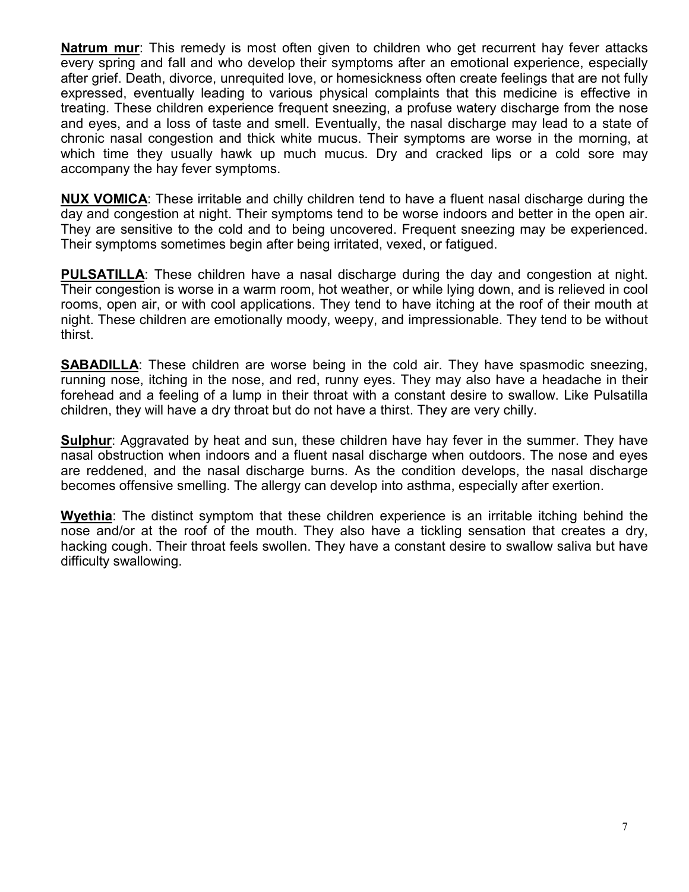**Natrum mur**: This remedy is most often given to children who get recurrent hay fever attacks every spring and fall and who develop their symptoms after an emotional experience, especially after grief. Death, divorce, unrequited love, or homesickness often create feelings that are not fully expressed, eventually leading to various physical complaints that this medicine is effective in treating. These children experience frequent sneezing, a profuse watery discharge from the nose and eyes, and a loss of taste and smell. Eventually, the nasal discharge may lead to a state of chronic nasal congestion and thick white mucus. Their symptoms are worse in the morning, at which time they usually hawk up much mucus. Dry and cracked lips or a cold sore may accompany the hay fever symptoms.

**NUX VOMICA**: These irritable and chilly children tend to have a fluent nasal discharge during the day and congestion at night. Their symptoms tend to be worse indoors and better in the open air. They are sensitive to the cold and to being uncovered. Frequent sneezing may be experienced. Their symptoms sometimes begin after being irritated, vexed, or fatigued.

**PULSATILLA**: These children have a nasal discharge during the day and congestion at night. Their congestion is worse in a warm room, hot weather, or while lying down, and is relieved in cool rooms, open air, or with cool applications. They tend to have itching at the roof of their mouth at night. These children are emotionally moody, weepy, and impressionable. They tend to be without thirst.

**SABADILLA**: These children are worse being in the cold air. They have spasmodic sneezing, running nose, itching in the nose, and red, runny eyes. They may also have a headache in their forehead and a feeling of a lump in their throat with a constant desire to swallow. Like Pulsatilla children, they will have a dry throat but do not have a thirst. They are very chilly.

**Sulphur**: Aggravated by heat and sun, these children have hay fever in the summer. They have nasal obstruction when indoors and a fluent nasal discharge when outdoors. The nose and eyes are reddened, and the nasal discharge burns. As the condition develops, the nasal discharge becomes offensive smelling. The allergy can develop into asthma, especially after exertion.

**Wyethia**: The distinct symptom that these children experience is an irritable itching behind the nose and/or at the roof of the mouth. They also have a tickling sensation that creates a dry, hacking cough. Their throat feels swollen. They have a constant desire to swallow saliva but have difficulty swallowing.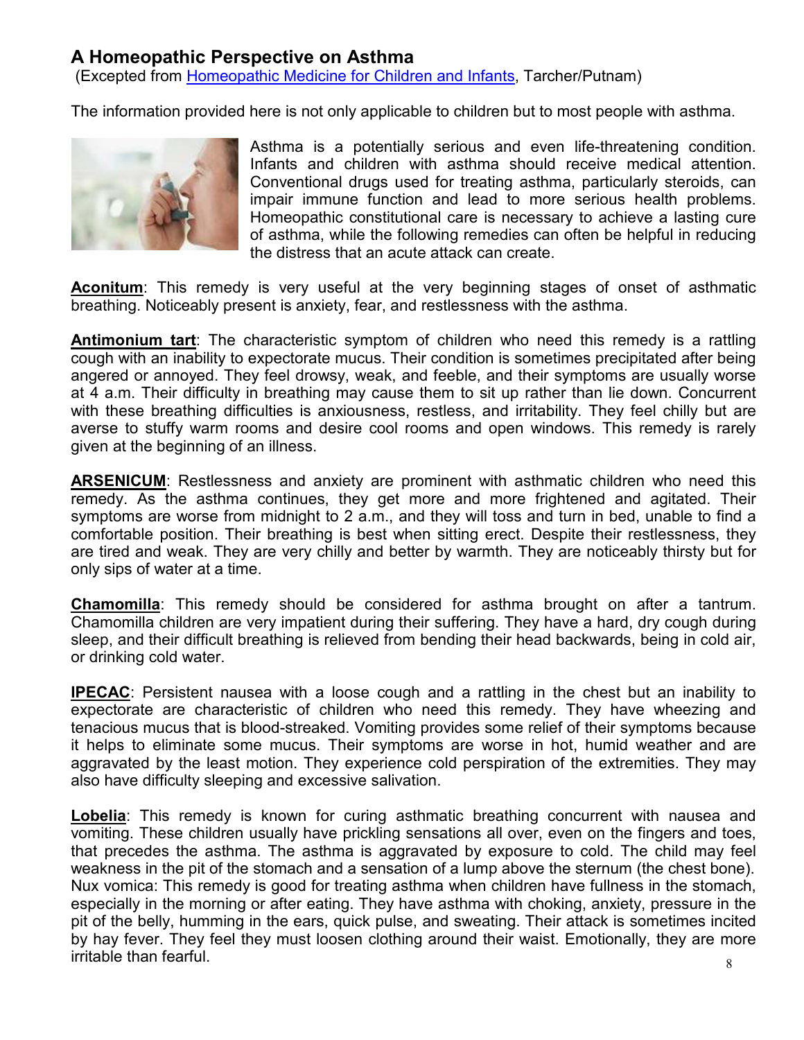## A Homeopathic Perspective on Asthma

(Excepted from Homeopathic Medicine for Children and Infants, Tarcher/Putnam)

The information provided here is not only applicable to children but to most people with asthma.

Asthma is a potentially serious and even life-threatening condition. Infants and children with asthma should receive medical attention. Conventional drugs used for treating asthma, particularly steroids, can impair immune function and lead to more serious health problems. Homeopathic constitutional care is necessary to achieve a lasting cure of asthma, while the following remedies can often be helpful in reducing the distress that an acute attack can create.

**Aconitum**: This remedy is very useful at the very beginning stages of onset of asthmatic breathing. Noticeably present is anxiety, fear, and restlessness with the asthma.

**Antimonium tart**: The characteristic symptom of children who need this remedy is a rattling cough with an inability to expectorate mucus. Their condition is sometimes precipitated after being angered or annoyed. They feel drowsy, weak, and feeble, and their symptoms are usually worse at 4 a.m. Their difficulty in breathing may cause them to sit up rather than lie down. Concurrent with these breathing difficulties is anxiousness, restless, and irritability. They feel chilly but are averse to stuffy warm rooms and desire cool rooms and open windows. This remedy is rarely given at the beginning of an illness.

**ARSENICUM**: Restlessness and anxiety are prominent with asthmatic children who need this remedy. As the asthma continues, they get more and more frightened and agitated. Their symptoms are worse from midnight to 2 a.m., and they will toss and turn in bed, unable to find a comfortable position. Their breathing is best when sitting erect. Despite their restlessness, they are tired and weak. They are very chilly and better by warmth. They are noticeably thirsty but for only sips of water at a time.

**Chamomilla**: This remedy should be considered for asthma brought on after a tantrum. Chamomilla children are very impatient during their suffering. They have a hard, dry cough during sleep, and their difficult breathing is relieved from bending their head backwards, being in cold air, or drinking cold water.

**IPECAC**: Persistent nausea with a loose cough and a rattling in the chest but an inability to expectorate are characteristic of children who need this remedy. They have wheezing and tenacious mucus that is blood-streaked. Vomiting provides some relief of their symptoms because it helps to eliminate some mucus. Their symptoms are worse in hot, humid weather and are aggravated by the least motion. They experience cold perspiration of the extremities. They may also have difficulty sleeping and excessive salivation.

**Lobelia**: This remedy is known for curing asthmatic breathing concurrent with nausea and vomiting. These children usually have prickling sensations all over, even on the fingers and toes, that precedes the asthma. The asthma is aggravated by exposure to cold. The child may feel weakness in the pit of the stomach and a sensation of a lump above the sternum (the chest bone).
Nux vomica: This remedy is good for treating asthma when children have fullness in the stomach, especially in the morning or after eating. They have asthma with choking, anxiety, pressure in the pit of the belly, humming in the ears, quick pulse, and sweating. Their attack is sometimes incited by hay fever. They feel they must loosen clothing around their waist. Emotionally, they are more irritable than fearful.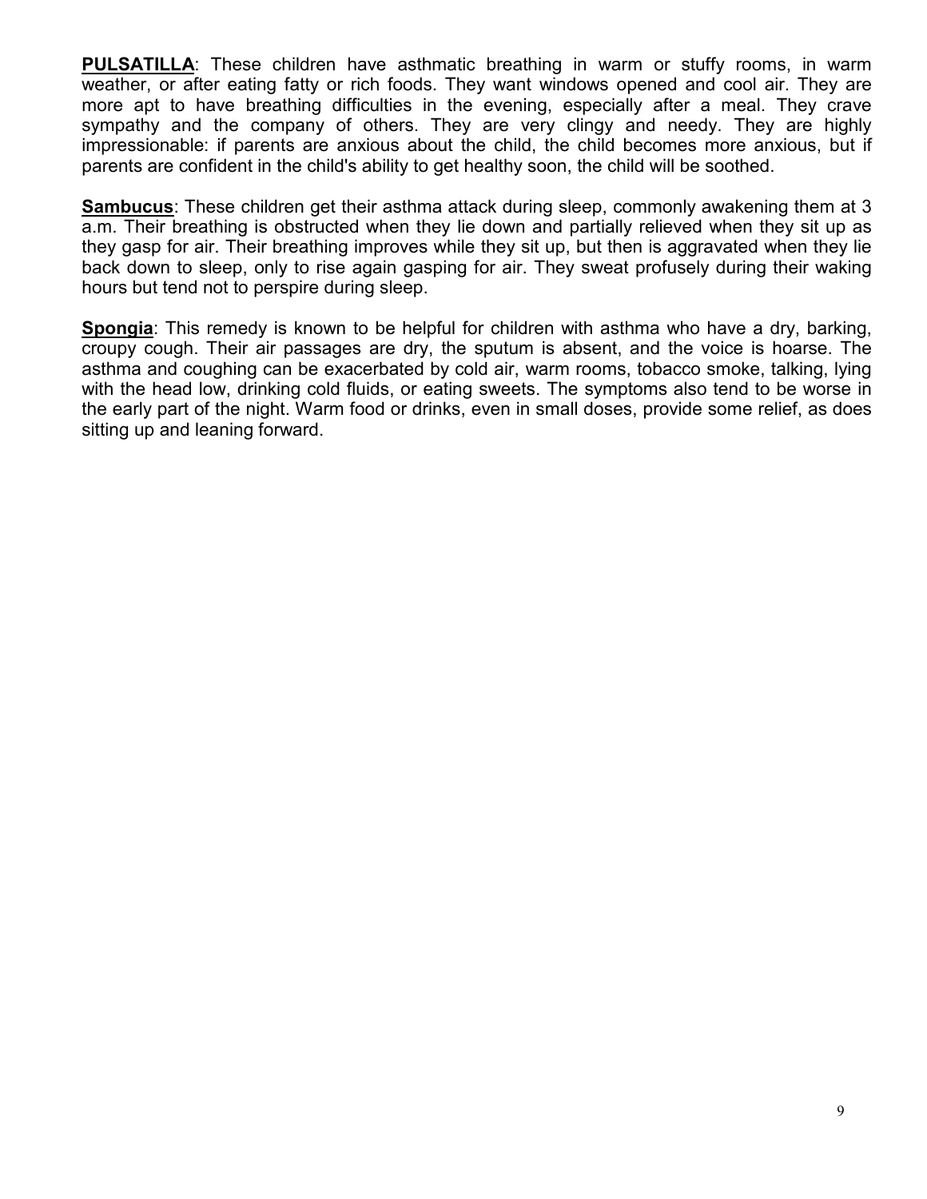**PULSATILLA**: These children have asthmatic breathing in warm or stuffy rooms, in warm weather, or after eating fatty or rich foods. They want windows opened and cool air. They are more apt to have breathing difficulties in the evening, especially after a meal. They crave sympathy and the company of others. They are very clingy and needy. They are highly impressionable: if parents are anxious about the child, the child becomes more anxious, but if parents are confident in the child's ability to get healthy soon, the child will be soothed.

**Sambucus**: These children get their asthma attack during sleep, commonly awakening them at 3 a.m. Their breathing is obstructed when they lie down and partially relieved when they sit up as they gasp for air. Their breathing improves while they sit up, but then is aggravated when they lie back down to sleep, only to rise again gasping for air. They sweat profusely during their waking hours but tend not to perspire during sleep.

**Spongia**: This remedy is known to be helpful for children with asthma who have a dry, barking, croupy cough. Their air passages are dry, the sputum is absent, and the voice is hoarse. The asthma and coughing can be exacerbated by cold air, warm rooms, tobacco smoke, talking, lying with the head low, drinking cold fluids, or eating sweets. The symptoms also tend to be worse in the early part of the night. Warm food or drinks, even in small doses, provide some relief, as does sitting up and leaning forward.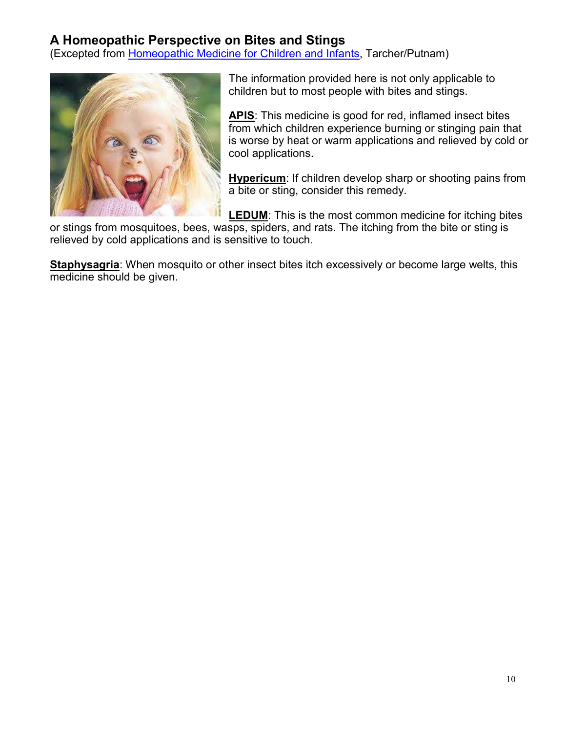## A Homeopathic Perspective on Bites and Stings

(Excepted from Homeopathic Medicine for Children and Infants, Tarcher/Putnam)

The information provided here is not only applicable to children but to most people with bites and stings.

**APIS**: This medicine is good for red, inflamed insect bites from which children experience burning or stinging pain that is worse by heat or warm applications and relieved by cold or cool applications.

**Hypericum**: If children develop sharp or shooting pains from a bite or sting, consider this remedy.

**LEDUM**: This is the most common medicine for itching bites or stings from mosquitoes, bees, wasps, spiders, and rats. The itching from the bite or sting is relieved by cold applications and is sensitive to touch.

**Staphysagria**: When mosquito or other insect bites itch excessively or become large welts, this medicine should be given.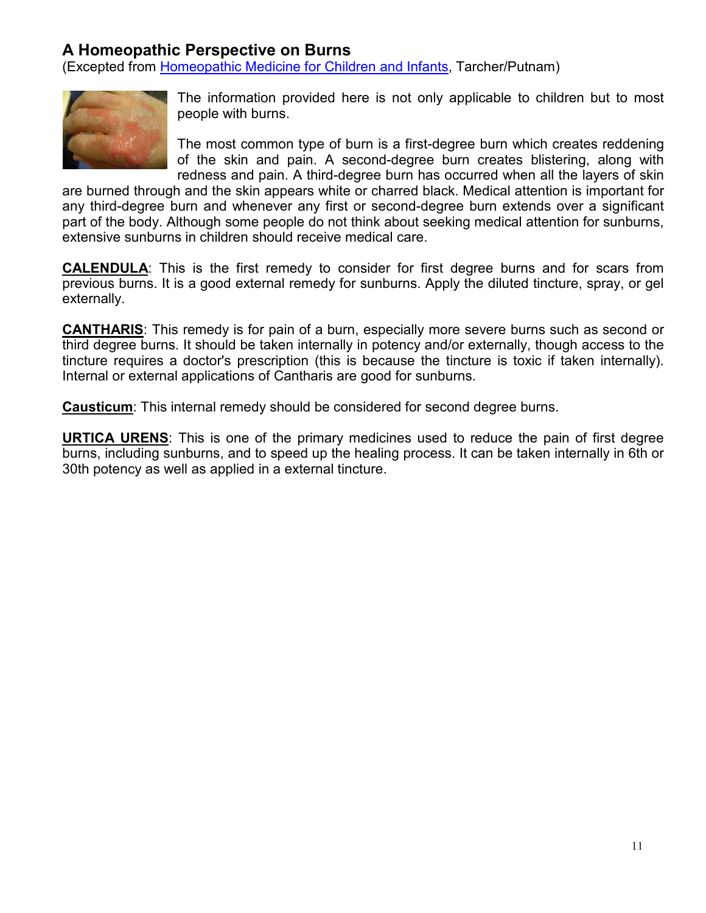## A Homeopathic Perspective on Burns

(Excepted from [Homeopathic Medicine for Children and Infants](), Tarcher/Putnam)

The information provided here is not only applicable to children but to most people with burns.

The most common type of burn is a first-degree burn which creates reddening of the skin and pain. A second-degree burn creates blistering, along with redness and pain. A third-degree burn has occurred when all the layers of skin are burned through and the skin appears white or charred black. Medical attention is important for any third-degree burn and whenever any first or second-degree burn extends over a significant part of the body. Although some people do not think about seeking medical attention for sunburns, extensive sunburns in children should receive medical care.

**CALENDULA**: This is the first remedy to consider for first degree burns and for scars from previous burns. It is a good external remedy for sunburns. Apply the diluted tincture, spray, or gel externally.

**CANTHARIS**: This remedy is for pain of a burn, especially more severe burns such as second or third degree burns. It should be taken internally in potency and/or externally, though access to the tincture requires a doctor's prescription (this is because the tincture is toxic if taken internally). Internal or external applications of Cantharis are good for sunburns.

**Causticum**: This internal remedy should be considered for second degree burns.

**URTICA URENS**: This is one of the primary medicines used to reduce the pain of first degree burns, including sunburns, and to speed up the healing process. It can be taken internally in 6th or 30th potency as well as applied in a external tincture.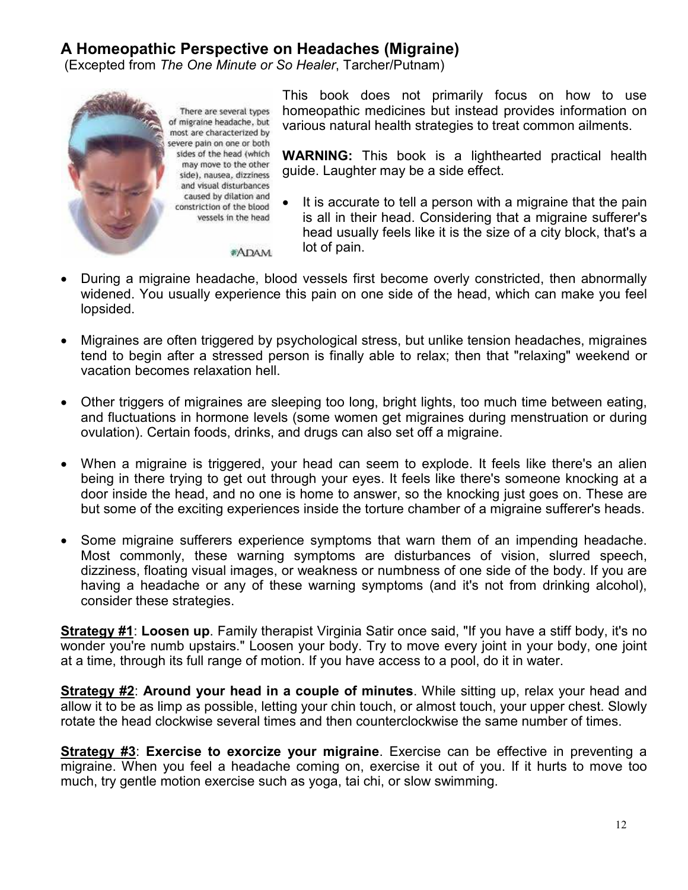## A Homeopathic Perspective on Headaches (Migraine)

(Excepted from *The One Minute or So Healer*, Tarcher/Putnam)

There are several types of migraine headache, but most are characterized by severe pain on one or both sides of the head (which may move to the other side), nausea, dizziness and visual disturbances caused by dilation and constriction of the blood vessels in the head

©ADAM

This book does not primarily focus on how to use homeopathic medicines but instead provides information on various natural health strategies to treat common ailments.

**WARNING:** This book is a lighthearted practical health guide. Laughter may be a side effect.

- It is accurate to tell a person with a migraine that the pain is all in their head. Considering that a migraine sufferer's head usually feels like it is the size of a city block, that's a lot of pain.
- During a migraine headache, blood vessels first become overly constricted, then abnormally widened. You usually experience this pain on one side of the head, which can make you feel lopsided.
- Migraines are often triggered by psychological stress, but unlike tension headaches, migraines tend to begin after a stressed person is finally able to relax; then that "relaxing" weekend or vacation becomes relaxation hell.
- Other triggers of migraines are sleeping too long, bright lights, too much time between eating, and fluctuations in hormone levels (some women get migraines during menstruation or during ovulation). Certain foods, drinks, and drugs can also set off a migraine.
- When a migraine is triggered, your head can seem to explode. It feels like there's an alien being in there trying to get out through your eyes. It feels like there's someone knocking at a door inside the head, and no one is home to answer, so the knocking just goes on. These are but some of the exciting experiences inside the torture chamber of a migraine sufferer's heads.
- Some migraine sufferers experience symptoms that warn them of an impending headache. Most commonly, these warning symptoms are disturbances of vision, slurred speech, dizziness, floating visual images, or weakness or numbness of one side of the body. If you are having a headache or any of these warning symptoms (and it's not from drinking alcohol), consider these strategies.

**Strategy #1**: **Loosen up**. Family therapist Virginia Satir once said, "If you have a stiff body, it's no wonder you're numb upstairs." Loosen your body. Try to move every joint in your body, one joint at a time, through its full range of motion. If you have access to a pool, do it in water.

**Strategy #2**: **Around your head in a couple of minutes**. While sitting up, relax your head and allow it to be as limp as possible, letting your chin touch, or almost touch, your upper chest. Slowly rotate the head clockwise several times and then counterclockwise the same number of times.

**Strategy #3**: **Exercise to exorcize your migraine**. Exercise can be effective in preventing a migraine. When you feel a headache coming on, exercise it out of you. If it hurts to move too much, try gentle motion exercise such as yoga, tai chi, or slow swimming.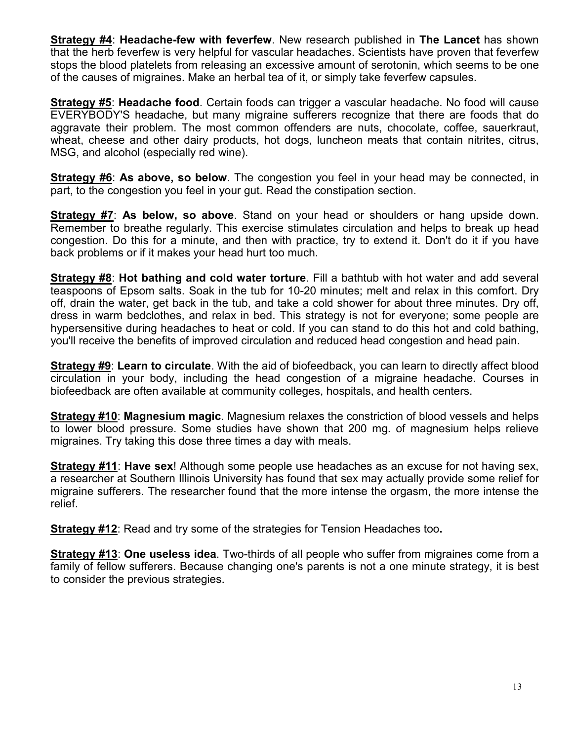**Strategy #4**: **Headache-few with feverfew**. New research published in **The Lancet** has shown that the herb feverfew is very helpful for vascular headaches. Scientists have proven that feverfew stops the blood platelets from releasing an excessive amount of serotonin, which seems to be one of the causes of migraines. Make an herbal tea of it, or simply take feverfew capsules.

**Strategy #5**: **Headache food**. Certain foods can trigger a vascular headache. No food will cause EVERYBODY'S headache, but many migraine sufferers recognize that there are foods that do aggravate their problem. The most common offenders are nuts, chocolate, coffee, sauerkraut, wheat, cheese and other dairy products, hot dogs, luncheon meats that contain nitrites, citrus, MSG, and alcohol (especially red wine).

**Strategy #6**: **As above, so below**. The congestion you feel in your head may be connected, in part, to the congestion you feel in your gut. Read the constipation section.

**Strategy #7**: **As below, so above**. Stand on your head or shoulders or hang upside down. Remember to breathe regularly. This exercise stimulates circulation and helps to break up head congestion. Do this for a minute, and then with practice, try to extend it. Don't do it if you have back problems or if it makes your head hurt too much.

**Strategy #8**: **Hot bathing and cold water torture**. Fill a bathtub with hot water and add several teaspoons of Epsom salts. Soak in the tub for 10-20 minutes; melt and relax in this comfort. Dry off, drain the water, get back in the tub, and take a cold shower for about three minutes. Dry off, dress in warm bedclothes, and relax in bed. This strategy is not for everyone; some people are hypersensitive during headaches to heat or cold. If you can stand to do this hot and cold bathing, you'll receive the benefits of improved circulation and reduced head congestion and head pain.

**Strategy #9**: **Learn to circulate**. With the aid of biofeedback, you can learn to directly affect blood circulation in your body, including the head congestion of a migraine headache. Courses in biofeedback are often available at community colleges, hospitals, and health centers.

**Strategy #10**: **Magnesium magic**. Magnesium relaxes the constriction of blood vessels and helps to lower blood pressure. Some studies have shown that 200 mg. of magnesium helps relieve migraines. Try taking this dose three times a day with meals.

**Strategy #11**: **Have sex**! Although some people use headaches as an excuse for not having sex, a researcher at Southern Illinois University has found that sex may actually provide some relief for migraine sufferers. The researcher found that the more intense the orgasm, the more intense the relief.

**Strategy #12**: Read and try some of the strategies for Tension Headaches too**.**

**Strategy #13**: **One useless idea**. Two-thirds of all people who suffer from migraines come from a family of fellow sufferers. Because changing one's parents is not a one minute strategy, it is best to consider the previous strategies.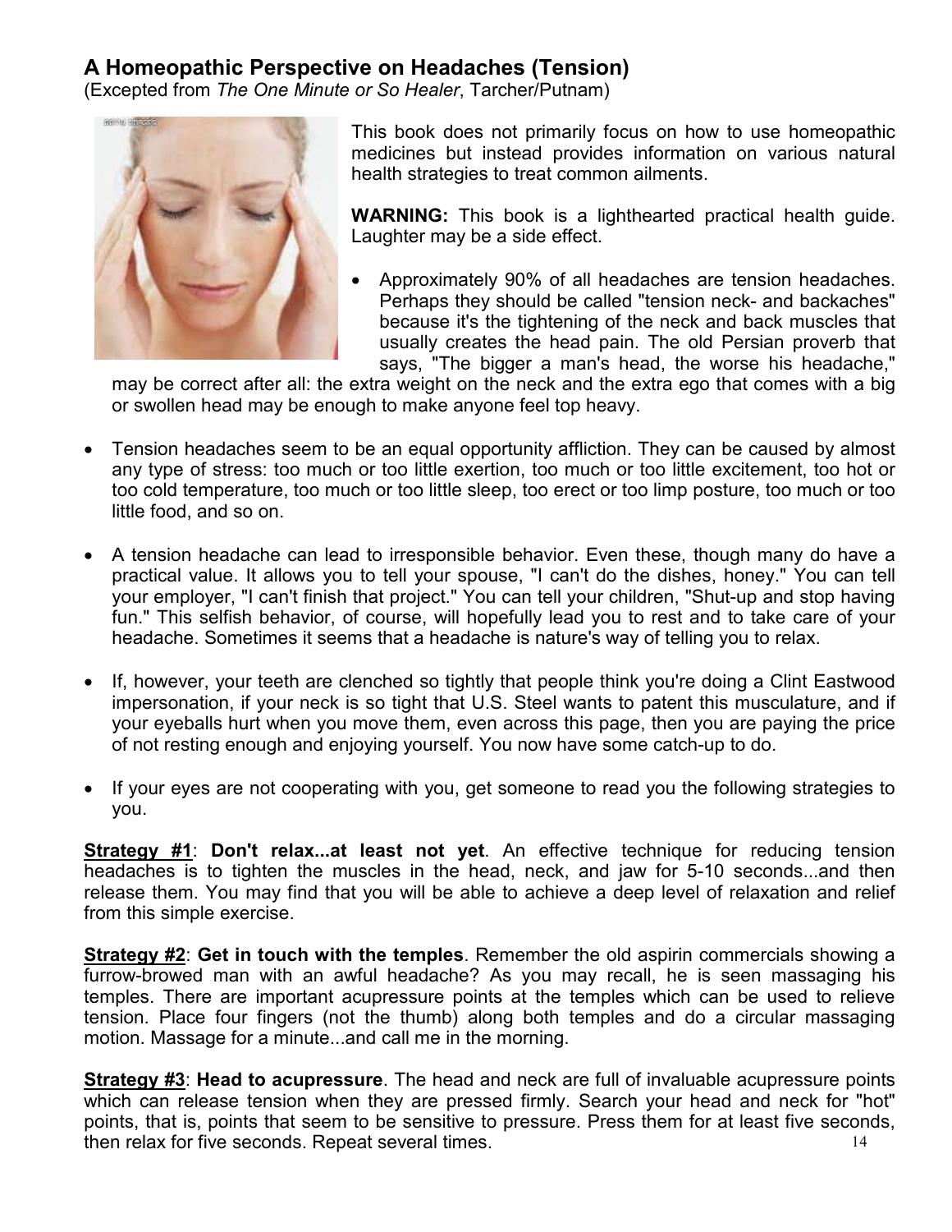## A Homeopathic Perspective on Headaches (Tension)

(Excepted from *The One Minute or So Healer*, Tarcher/Putnam)

This book does not primarily focus on how to use homeopathic medicines but instead provides information on various natural health strategies to treat common ailments.

**WARNING:** This book is a lighthearted practical health guide. Laughter may be a side effect.

- Approximately 90% of all headaches are tension headaches. Perhaps they should be called "tension neck- and backaches" because it's the tightening of the neck and back muscles that usually creates the head pain. The old Persian proverb that says, "The bigger a man's head, the worse his headache," may be correct after all: the extra weight on the neck and the extra ego that comes with a big or swollen head may be enough to make anyone feel top heavy.

- Tension headaches seem to be an equal opportunity affliction. They can be caused by almost any type of stress: too much or too little exertion, too much or too little excitement, too hot or too cold temperature, too much or too little sleep, too erect or too limp posture, too much or too little food, and so on.

- A tension headache can lead to irresponsible behavior. Even these, though many do have a practical value. It allows you to tell your spouse, "I can't do the dishes, honey." You can tell your employer, "I can't finish that project." You can tell your children, "Shut-up and stop having fun." This selfish behavior, of course, will hopefully lead you to rest and to take care of your headache. Sometimes it seems that a headache is nature's way of telling you to relax.

- If, however, your teeth are clenched so tightly that people think you're doing a Clint Eastwood impersonation, if your neck is so tight that U.S. Steel wants to patent this musculature, and if your eyeballs hurt when you move them, even across this page, then you are paying the price of not resting enough and enjoying yourself. You now have some catch-up to do.

- If your eyes are not cooperating with you, get someone to read you the following strategies to you.

**Strategy #1**: **Don't relax...at least not yet**. An effective technique for reducing tension headaches is to tighten the muscles in the head, neck, and jaw for 5-10 seconds...and then release them. You may find that you will be able to achieve a deep level of relaxation and relief from this simple exercise.

**Strategy #2**: **Get in touch with the temples**. Remember the old aspirin commercials showing a furrow-browed man with an awful headache? As you may recall, he is seen massaging his temples. There are important acupressure points at the temples which can be used to relieve tension. Place four fingers (not the thumb) along both temples and do a circular massaging motion. Massage for a minute...and call me in the morning.

**Strategy #3**: **Head to acupressure**. The head and neck are full of invaluable acupressure points which can release tension when they are pressed firmly. Search your head and neck for "hot" points, that is, points that seem to be sensitive to pressure. Press them for at least five seconds, then relax for five seconds. Repeat several times.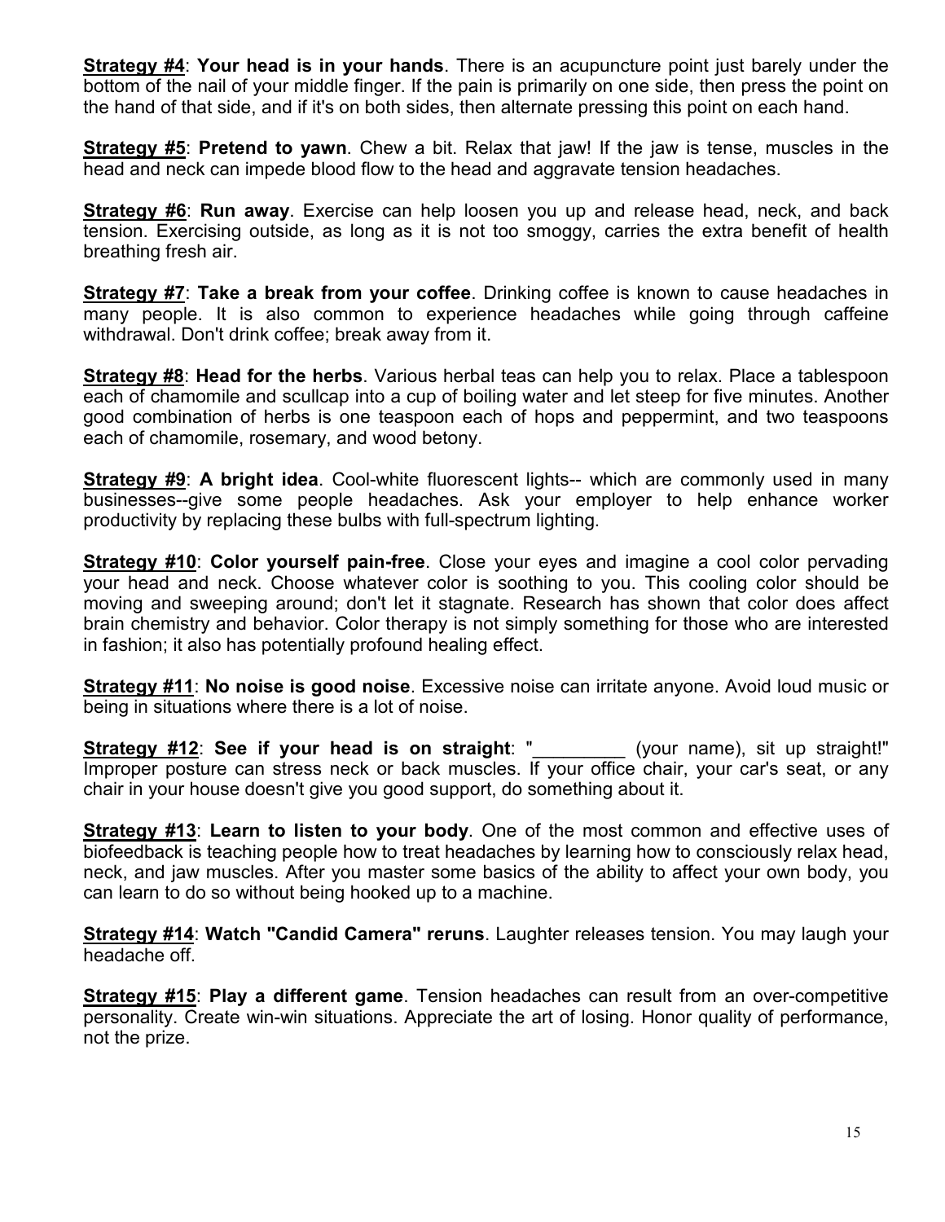**<u>Strategy #4</u>**: **Your head is in your hands**. There is an acupuncture point just barely under the bottom of the nail of your middle finger. If the pain is primarily on one side, then press the point on the hand of that side, and if it's on both sides, then alternate pressing this point on each hand.

**<u>Strategy #5</u>**: **Pretend to yawn**. Chew a bit. Relax that jaw! If the jaw is tense, muscles in the head and neck can impede blood flow to the head and aggravate tension headaches.

**<u>Strategy #6</u>**: **Run away**. Exercise can help loosen you up and release head, neck, and back tension. Exercising outside, as long as it is not too smoggy, carries the extra benefit of health breathing fresh air.

**<u>Strategy #7</u>**: **Take a break from your coffee**. Drinking coffee is known to cause headaches in many people. It is also common to experience headaches while going through caffeine withdrawal. Don't drink coffee; break away from it.

**<u>Strategy #8</u>**: **Head for the herbs**. Various herbal teas can help you to relax. Place a tablespoon each of chamomile and scullcap into a cup of boiling water and let steep for five minutes. Another good combination of herbs is one teaspoon each of hops and peppermint, and two teaspoons each of chamomile, rosemary, and wood betony.

**<u>Strategy #9</u>**: **A bright idea**. Cool-white fluorescent lights-- which are commonly used in many businesses--give some people headaches. Ask your employer to help enhance worker productivity by replacing these bulbs with full-spectrum lighting.

**<u>Strategy #10</u>**: **Color yourself pain-free**. Close your eyes and imagine a cool color pervading your head and neck. Choose whatever color is soothing to you. This cooling color should be moving and sweeping around; don't let it stagnate. Research has shown that color does affect brain chemistry and behavior. Color therapy is not simply something for those who are interested in fashion; it also has potentially profound healing effect.

**<u>Strategy #11</u>**: **No noise is good noise**. Excessive noise can irritate anyone. Avoid loud music or being in situations where there is a lot of noise.

**<u>Strategy #12</u>**: **See if your head is on straight**: "_________ (your name), sit up straight!" Improper posture can stress neck or back muscles. If your office chair, your car's seat, or any chair in your house doesn't give you good support, do something about it.

**<u>Strategy #13</u>**: **Learn to listen to your body**. One of the most common and effective uses of biofeedback is teaching people how to treat headaches by learning how to consciously relax head, neck, and jaw muscles. After you master some basics of the ability to affect your own body, you can learn to do so without being hooked up to a machine.

**<u>Strategy #14</u>**: **Watch "Candid Camera" reruns**. Laughter releases tension. You may laugh your headache off.

**<u>Strategy #15</u>**: **Play a different game**. Tension headaches can result from an over-competitive personality. Create win-win situations. Appreciate the art of losing. Honor quality of performance, not the prize.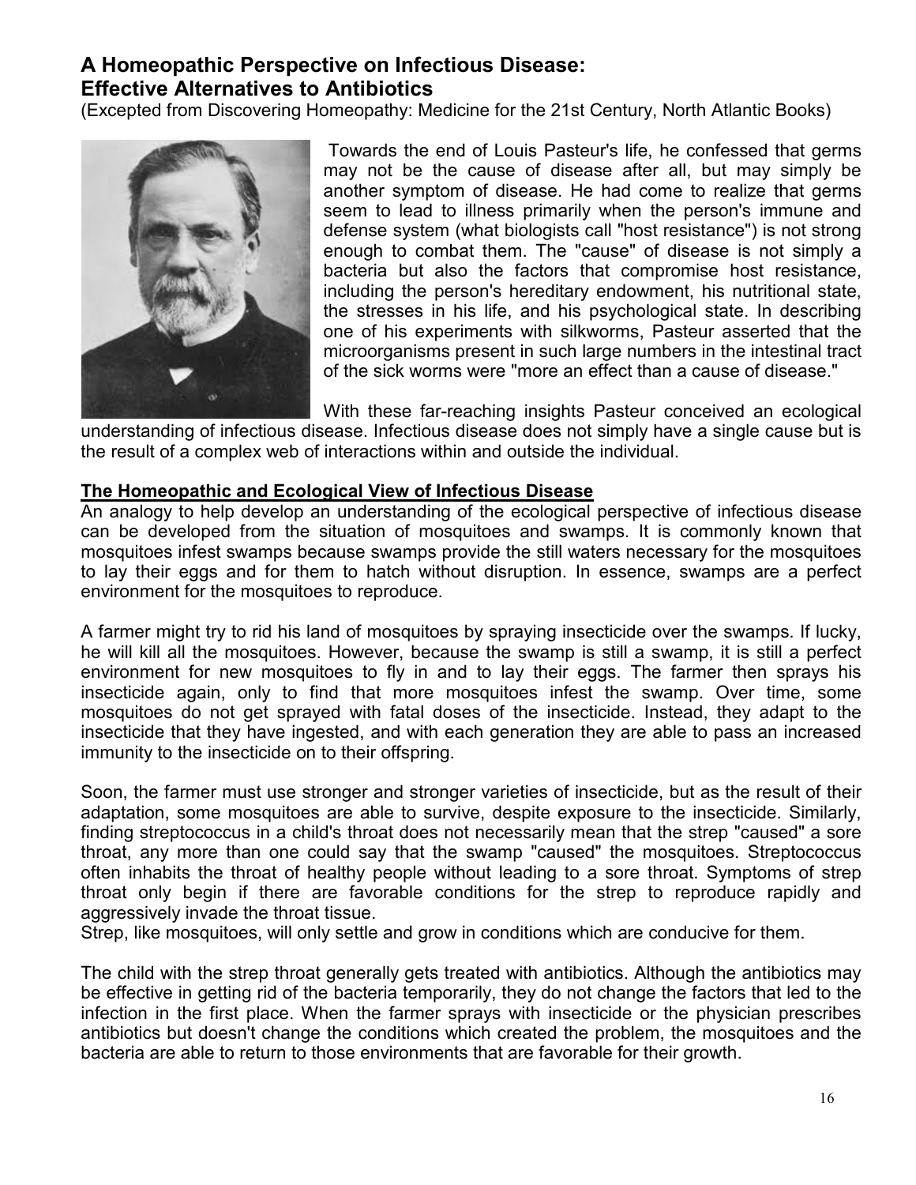# A Homeopathic Perspective on Infectious Disease: Effective Alternatives to Antibiotics

(Excepted from Discovering Homeopathy: Medicine for the 21st Century, North Atlantic Books)

Towards the end of Louis Pasteur's life, he confessed that germs may not be the cause of disease after all, but may simply be another symptom of disease. He had come to realize that germs seem to lead to illness primarily when the person's immune and defense system (what biologists call "host resistance") is not strong enough to combat them. The "cause" of disease is not simply a bacteria but also the factors that compromise host resistance, including the person's hereditary endowment, his nutritional state, the stresses in his life, and his psychological state. In describing one of his experiments with silkworms, Pasteur asserted that the microorganisms present in such large numbers in the intestinal tract of the sick worms were "more an effect than a cause of disease."

With these far-reaching insights Pasteur conceived an ecological understanding of infectious disease. Infectious disease does not simply have a single cause but is the result of a complex web of interactions within and outside the individual.

## The Homeopathic and Ecological View of Infectious Disease

An analogy to help develop an understanding of the ecological perspective of infectious disease can be developed from the situation of mosquitoes and swamps. It is commonly known that mosquitoes infest swamps because swamps provide the still waters necessary for the mosquitoes to lay their eggs and for them to hatch without disruption. In essence, swamps are a perfect environment for the mosquitoes to reproduce.

A farmer might try to rid his land of mosquitoes by spraying insecticide over the swamps. If lucky, he will kill all the mosquitoes. However, because the swamp is still a swamp, it is still a perfect environment for new mosquitoes to fly in and to lay their eggs. The farmer then sprays his insecticide again, only to find that more mosquitoes infest the swamp. Over time, some mosquitoes do not get sprayed with fatal doses of the insecticide. Instead, they adapt to the insecticide that they have ingested, and with each generation they are able to pass an increased immunity to the insecticide on to their offspring.

Soon, the farmer must use stronger and stronger varieties of insecticide, but as the result of their adaptation, some mosquitoes are able to survive, despite exposure to the insecticide. Similarly, finding streptococcus in a child's throat does not necessarily mean that the strep "caused" a sore throat, any more than one could say that the swamp "caused" the mosquitoes. Streptococcus often inhabits the throat of healthy people without leading to a sore throat. Symptoms of strep throat only begin if there are favorable conditions for the strep to reproduce rapidly and aggressively invade the throat tissue.

Strep, like mosquitoes, will only settle and grow in conditions which are conducive for them.

The child with the strep throat generally gets treated with antibiotics. Although the antibiotics may be effective in getting rid of the bacteria temporarily, they do not change the factors that led to the infection in the first place. When the farmer sprays with insecticide or the physician prescribes antibiotics but doesn't change the conditions which created the problem, the mosquitoes and the bacteria are able to return to those environments that are favorable for their growth.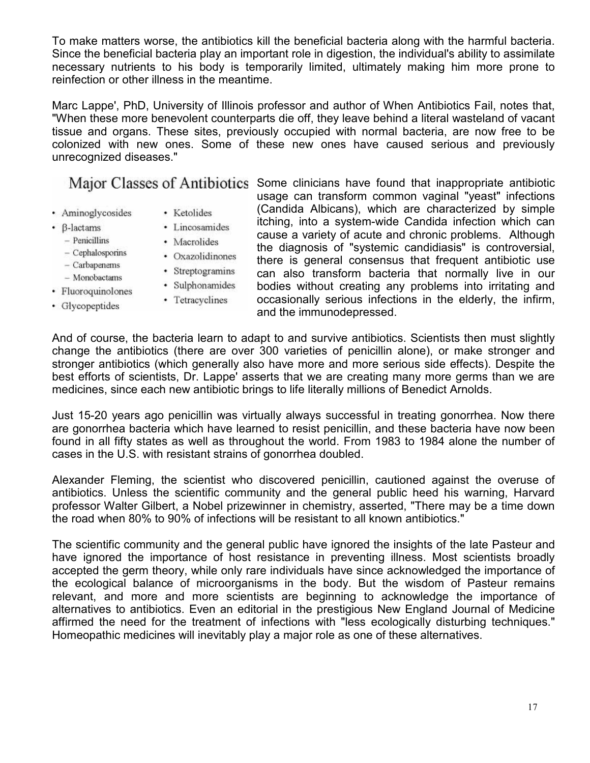To make matters worse, the antibiotics kill the beneficial bacteria along with the harmful bacteria. Since the beneficial bacteria play an important role in digestion, the individual's ability to assimilate necessary nutrients to his body is temporarily limited, ultimately making him more prone to reinfection or other illness in the meantime.

Marc Lappe', PhD, University of Illinois professor and author of When Antibiotics Fail, notes that, "When these more benevolent counterparts die off, they leave behind a literal wasteland of vacant tissue and organs. These sites, previously occupied with normal bacteria, are now free to be colonized with new ones. Some of these new ones have caused serious and previously unrecognized diseases."

## Major Classes of Antibiotics

- Aminoglycosides
- β-lactams
  - Penicillins
  - Cephalosporins
  - Carbapenems
  - Monobactams
- Fluoroquinolones
- Glycopeptides
- Ketolides
- Lincosamides
- Macrolides
- Oxazolidinones
- Streptogramins
- Sulphonamides
- Tetracyclines

Some clinicians have found that inappropriate antibiotic usage can transform common vaginal "yeast" infections (Candida Albicans), which are characterized by simple itching, into a system-wide Candida infection which can cause a variety of acute and chronic problems. Although the diagnosis of "systemic candidiasis" is controversial, there is general consensus that frequent antibiotic use can also transform bacteria that normally live in our bodies without creating any problems into irritating and occasionally serious infections in the elderly, the infirm, and the immunodepressed.

And of course, the bacteria learn to adapt to and survive antibiotics. Scientists then must slightly change the antibiotics (there are over 300 varieties of penicillin alone), or make stronger and stronger antibiotics (which generally also have more and more serious side effects). Despite the best efforts of scientists, Dr. Lappe' asserts that we are creating many more germs than we are medicines, since each new antibiotic brings to life literally millions of Benedict Arnolds.

Just 15-20 years ago penicillin was virtually always successful in treating gonorrhea. Now there are gonorrhea bacteria which have learned to resist penicillin, and these bacteria have now been found in all fifty states as well as throughout the world. From 1983 to 1984 alone the number of cases in the U.S. with resistant strains of gonorrhea doubled.

Alexander Fleming, the scientist who discovered penicillin, cautioned against the overuse of antibiotics. Unless the scientific community and the general public heed his warning, Harvard professor Walter Gilbert, a Nobel prizewinner in chemistry, asserted, "There may be a time down the road when 80% to 90% of infections will be resistant to all known antibiotics."

The scientific community and the general public have ignored the insights of the late Pasteur and have ignored the importance of host resistance in preventing illness. Most scientists broadly accepted the germ theory, while only rare individuals have since acknowledged the importance of the ecological balance of microorganisms in the body. But the wisdom of Pasteur remains relevant, and more and more scientists are beginning to acknowledge the importance of alternatives to antibiotics. Even an editorial in the prestigious New England Journal of Medicine affirmed the need for the treatment of infections with "less ecologically disturbing techniques." Homeopathic medicines will inevitably play a major role as one of these alternatives.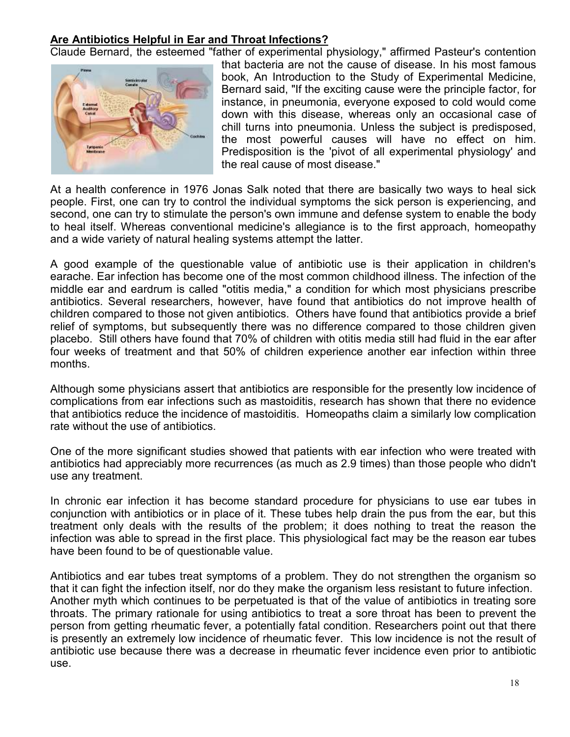**Are Antibiotics Helpful in Ear and Throat Infections?**

Claude Bernard, the esteemed "father of experimental physiology," affirmed Pasteur's contention that bacteria are not the cause of disease. In his most famous book, An Introduction to the Study of Experimental Medicine, Bernard said, "If the exciting cause were the principle factor, for instance, in pneumonia, everyone exposed to cold would come down with this disease, whereas only an occasional case of chill turns into pneumonia. Unless the subject is predisposed, the most powerful causes will have no effect on him. Predisposition is the 'pivot of all experimental physiology' and the real cause of most disease."

At a health conference in 1976 Jonas Salk noted that there are basically two ways to heal sick people. First, one can try to control the individual symptoms the sick person is experiencing, and second, one can try to stimulate the person's own immune and defense system to enable the body to heal itself. Whereas conventional medicine's allegiance is to the first approach, homeopathy and a wide variety of natural healing systems attempt the latter.

A good example of the questionable value of antibiotic use is their application in children's earache. Ear infection has become one of the most common childhood illness. The infection of the middle ear and eardrum is called "otitis media," a condition for which most physicians prescribe antibiotics. Several researchers, however, have found that antibiotics do not improve health of children compared to those not given antibiotics. Others have found that antibiotics provide a brief relief of symptoms, but subsequently there was no difference compared to those children given placebo. Still others have found that 70% of children with otitis media still had fluid in the ear after four weeks of treatment and that 50% of children experience another ear infection within three months.

Although some physicians assert that antibiotics are responsible for the presently low incidence of complications from ear infections such as mastoiditis, research has shown that there no evidence that antibiotics reduce the incidence of mastoiditis. Homeopaths claim a similarly low complication rate without the use of antibiotics.

One of the more significant studies showed that patients with ear infection who were treated with antibiotics had appreciably more recurrences (as much as 2.9 times) than those people who didn't use any treatment.

In chronic ear infection it has become standard procedure for physicians to use ear tubes in conjunction with antibiotics or in place of it. These tubes help drain the pus from the ear, but this treatment only deals with the results of the problem; it does nothing to treat the reason the infection was able to spread in the first place. This physiological fact may be the reason ear tubes have been found to be of questionable value.

Antibiotics and ear tubes treat symptoms of a problem. They do not strengthen the organism so that it can fight the infection itself, nor do they make the organism less resistant to future infection. Another myth which continues to be perpetuated is that of the value of antibiotics in treating sore throats. The primary rationale for using antibiotics to treat a sore throat has been to prevent the person from getting rheumatic fever, a potentially fatal condition. Researchers point out that there is presently an extremely low incidence of rheumatic fever. This low incidence is not the result of antibiotic use because there was a decrease in rheumatic fever incidence even prior to antibiotic use.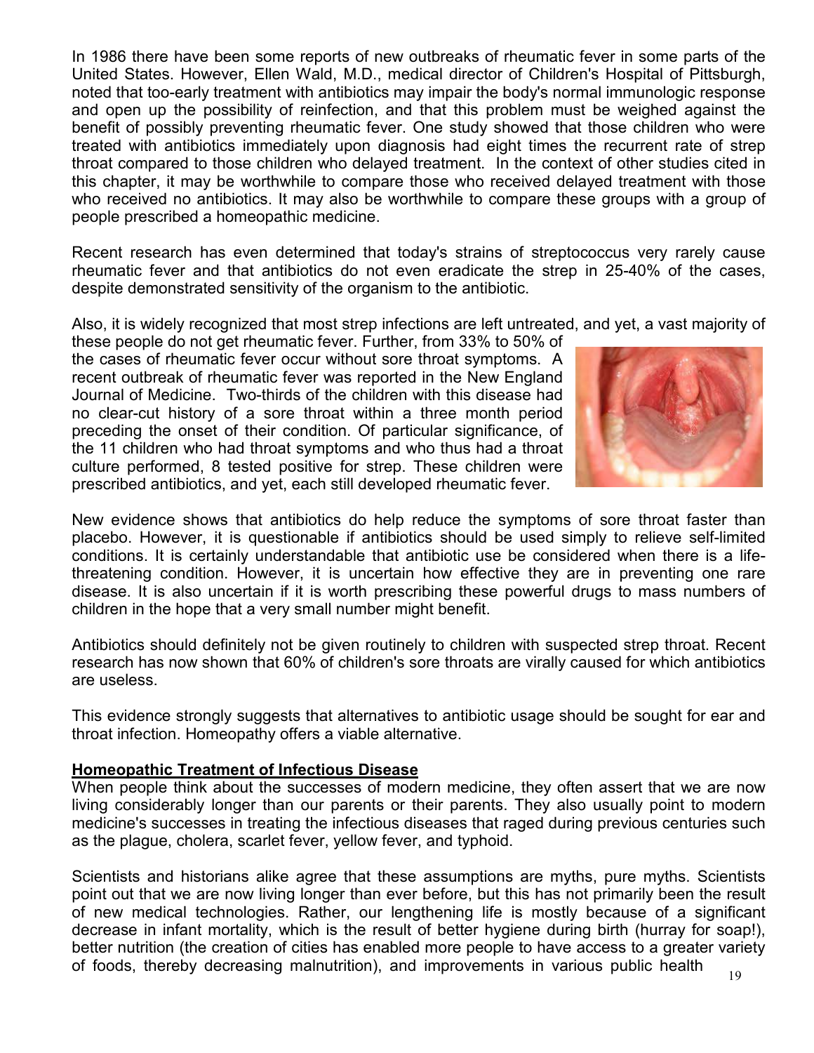In 1986 there have been some reports of new outbreaks of rheumatic fever in some parts of the United States. However, Ellen Wald, M.D., medical director of Children's Hospital of Pittsburgh, noted that too-early treatment with antibiotics may impair the body's normal immunologic response and open up the possibility of reinfection, and that this problem must be weighed against the benefit of possibly preventing rheumatic fever. One study showed that those children who were treated with antibiotics immediately upon diagnosis had eight times the recurrent rate of strep throat compared to those children who delayed treatment. In the context of other studies cited in this chapter, it may be worthwhile to compare those who received delayed treatment with those who received no antibiotics. It may also be worthwhile to compare these groups with a group of people prescribed a homeopathic medicine.

Recent research has even determined that today's strains of streptococcus very rarely cause rheumatic fever and that antibiotics do not even eradicate the strep in 25-40% of the cases, despite demonstrated sensitivity of the organism to the antibiotic.

Also, it is widely recognized that most strep infections are left untreated, and yet, a vast majority of these people do not get rheumatic fever. Further, from 33% to 50% of the cases of rheumatic fever occur without sore throat symptoms. A recent outbreak of rheumatic fever was reported in the New England Journal of Medicine. Two-thirds of the children with this disease had no clear-cut history of a sore throat within a three month period preceding the onset of their condition. Of particular significance, of the 11 children who had throat symptoms and who thus had a throat culture performed, 8 tested positive for strep. These children were prescribed antibiotics, and yet, each still developed rheumatic fever.

New evidence shows that antibiotics do help reduce the symptoms of sore throat faster than placebo. However, it is questionable if antibiotics should be used simply to relieve self-limited conditions. It is certainly understandable that antibiotic use be considered when there is a life-threatening condition. However, it is uncertain how effective they are in preventing one rare disease. It is also uncertain if it is worth prescribing these powerful drugs to mass numbers of children in the hope that a very small number might benefit.

Antibiotics should definitely not be given routinely to children with suspected strep throat. Recent research has now shown that 60% of children's sore throats are virally caused for which antibiotics are useless.

This evidence strongly suggests that alternatives to antibiotic usage should be sought for ear and throat infection. Homeopathy offers a viable alternative.

## Homeopathic Treatment of Infectious Disease

When people think about the successes of modern medicine, they often assert that we are now living considerably longer than our parents or their parents. They also usually point to modern medicine's successes in treating the infectious diseases that raged during previous centuries such as the plague, cholera, scarlet fever, yellow fever, and typhoid.

Scientists and historians alike agree that these assumptions are myths, pure myths. Scientists point out that we are now living longer than ever before, but this has not primarily been the result of new medical technologies. Rather, our lengthening life is mostly because of a significant decrease in infant mortality, which is the result of better hygiene during birth (hurray for soap!), better nutrition (the creation of cities has enabled more people to have access to a greater variety of foods, thereby decreasing malnutrition), and improvements in various public health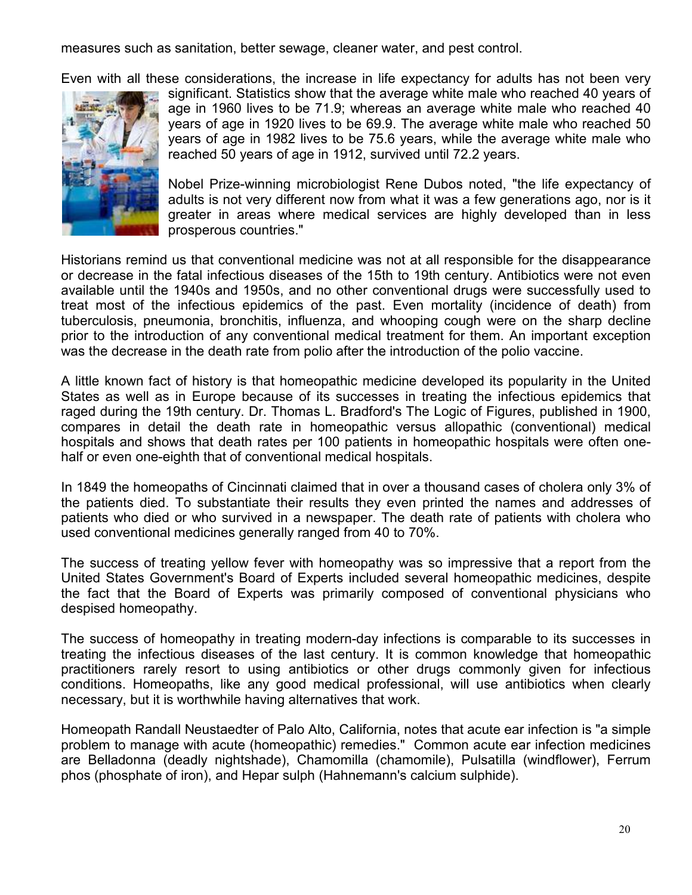measures such as sanitation, better sewage, cleaner water, and pest control.

Even with all these considerations, the increase in life expectancy for adults has not been very significant. Statistics show that the average white male who reached 40 years of age in 1960 lives to be 71.9; whereas an average white male who reached 40 years of age in 1920 lives to be 69.9. The average white male who reached 50 years of age in 1982 lives to be 75.6 years, while the average white male who reached 50 years of age in 1912, survived until 72.2 years.

Nobel Prize-winning microbiologist Rene Dubos noted, "the life expectancy of adults is not very different now from what it was a few generations ago, nor is it greater in areas where medical services are highly developed than in less prosperous countries."

Historians remind us that conventional medicine was not at all responsible for the disappearance or decrease in the fatal infectious diseases of the 15th to 19th century. Antibiotics were not even available until the 1940s and 1950s, and no other conventional drugs were successfully used to treat most of the infectious epidemics of the past. Even mortality (incidence of death) from tuberculosis, pneumonia, bronchitis, influenza, and whooping cough were on the sharp decline prior to the introduction of any conventional medical treatment for them. An important exception was the decrease in the death rate from polio after the introduction of the polio vaccine.

A little known fact of history is that homeopathic medicine developed its popularity in the United States as well as in Europe because of its successes in treating the infectious epidemics that raged during the 19th century. Dr. Thomas L. Bradford's The Logic of Figures, published in 1900, compares in detail the death rate in homeopathic versus allopathic (conventional) medical hospitals and shows that death rates per 100 patients in homeopathic hospitals were often one-half or even one-eighth that of conventional medical hospitals.

In 1849 the homeopaths of Cincinnati claimed that in over a thousand cases of cholera only 3% of the patients died. To substantiate their results they even printed the names and addresses of patients who died or who survived in a newspaper. The death rate of patients with cholera who used conventional medicines generally ranged from 40 to 70%.

The success of treating yellow fever with homeopathy was so impressive that a report from the United States Government's Board of Experts included several homeopathic medicines, despite the fact that the Board of Experts was primarily composed of conventional physicians who despised homeopathy.

The success of homeopathy in treating modern-day infections is comparable to its successes in treating the infectious diseases of the last century. It is common knowledge that homeopathic practitioners rarely resort to using antibiotics or other drugs commonly given for infectious conditions. Homeopaths, like any good medical professional, will use antibiotics when clearly necessary, but it is worthwhile having alternatives that work.

Homeopath Randall Neustaedter of Palo Alto, California, notes that acute ear infection is "a simple problem to manage with acute (homeopathic) remedies." Common acute ear infection medicines are Belladonna (deadly nightshade), Chamomilla (chamomile), Pulsatilla (windflower), Ferrum phos (phosphate of iron), and Hepar sulph (Hahnemann's calcium sulphide).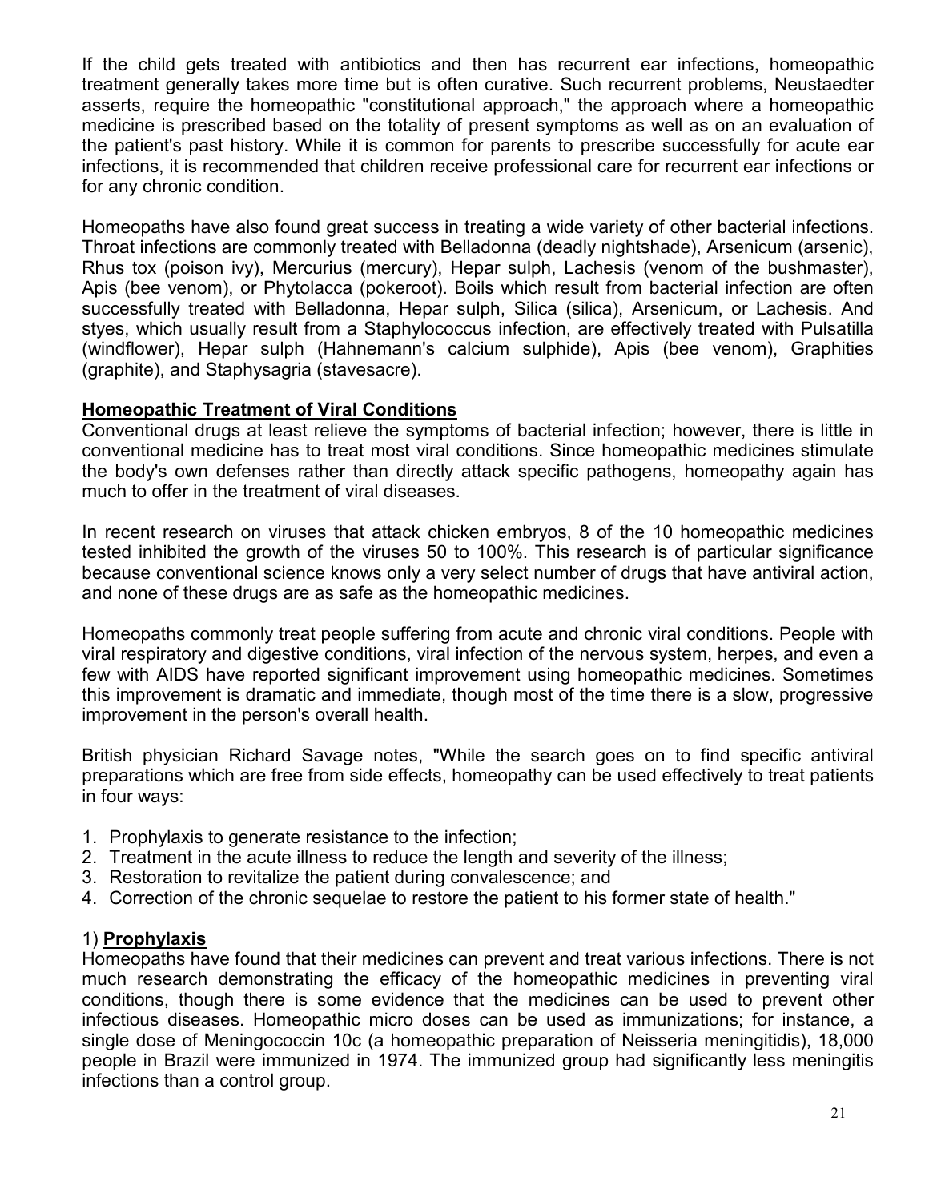If the child gets treated with antibiotics and then has recurrent ear infections, homeopathic treatment generally takes more time but is often curative. Such recurrent problems, Neustaedter asserts, require the homeopathic "constitutional approach," the approach where a homeopathic medicine is prescribed based on the totality of present symptoms as well as on an evaluation of the patient's past history. While it is common for parents to prescribe successfully for acute ear infections, it is recommended that children receive professional care for recurrent ear infections or for any chronic condition.

Homeopaths have also found great success in treating a wide variety of other bacterial infections. Throat infections are commonly treated with Belladonna (deadly nightshade), Arsenicum (arsenic), Rhus tox (poison ivy), Mercurius (mercury), Hepar sulph, Lachesis (venom of the bushmaster), Apis (bee venom), or Phytolacca (pokeroot). Boils which result from bacterial infection are often successfully treated with Belladonna, Hepar sulph, Silica (silica), Arsenicum, or Lachesis. And styes, which usually result from a Staphylococcus infection, are effectively treated with Pulsatilla (windflower), Hepar sulph (Hahnemann's calcium sulphide), Apis (bee venom), Graphities (graphite), and Staphysagria (stavesacre).

## Homeopathic Treatment of Viral Conditions

Conventional drugs at least relieve the symptoms of bacterial infection; however, there is little in conventional medicine has to treat most viral conditions. Since homeopathic medicines stimulate the body's own defenses rather than directly attack specific pathogens, homeopathy again has much to offer in the treatment of viral diseases.

In recent research on viruses that attack chicken embryos, 8 of the 10 homeopathic medicines tested inhibited the growth of the viruses 50 to 100%. This research is of particular significance because conventional science knows only a very select number of drugs that have antiviral action, and none of these drugs are as safe as the homeopathic medicines.

Homeopaths commonly treat people suffering from acute and chronic viral conditions. People with viral respiratory and digestive conditions, viral infection of the nervous system, herpes, and even a few with AIDS have reported significant improvement using homeopathic medicines. Sometimes this improvement is dramatic and immediate, though most of the time there is a slow, progressive improvement in the person's overall health.

British physician Richard Savage notes, "While the search goes on to find specific antiviral preparations which are free from side effects, homeopathy can be used effectively to treat patients in four ways:

1. Prophylaxis to generate resistance to the infection;
2. Treatment in the acute illness to reduce the length and severity of the illness;
3. Restoration to revitalize the patient during convalescence; and
4. Correction of the chronic sequelae to restore the patient to his former state of health."

### 1) Prophylaxis

Homeopaths have found that their medicines can prevent and treat various infections. There is not much research demonstrating the efficacy of the homeopathic medicines in preventing viral conditions, though there is some evidence that the medicines can be used to prevent other infectious diseases. Homeopathic micro doses can be used as immunizations; for instance, a single dose of Meningococcin 10c (a homeopathic preparation of Neisseria meningitidis), 18,000 people in Brazil were immunized in 1974. The immunized group had significantly less meningitis infections than a control group.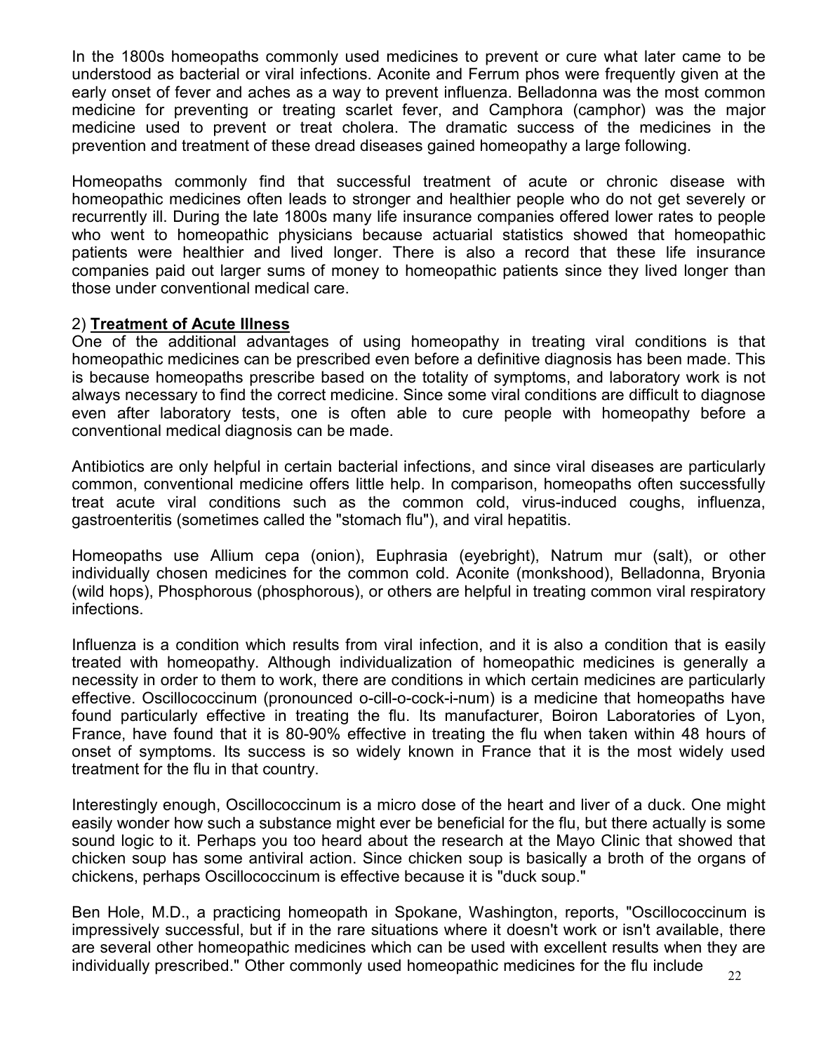In the 1800s homeopaths commonly used medicines to prevent or cure what later came to be understood as bacterial or viral infections. Aconite and Ferrum phos were frequently given at the early onset of fever and aches as a way to prevent influenza. Belladonna was the most common medicine for preventing or treating scarlet fever, and Camphora (camphor) was the major medicine used to prevent or treat cholera. The dramatic success of the medicines in the prevention and treatment of these dread diseases gained homeopathy a large following.

Homeopaths commonly find that successful treatment of acute or chronic disease with homeopathic medicines often leads to stronger and healthier people who do not get severely or recurrently ill. During the late 1800s many life insurance companies offered lower rates to people who went to homeopathic physicians because actuarial statistics showed that homeopathic patients were healthier and lived longer. There is also a record that these life insurance companies paid out larger sums of money to homeopathic patients since they lived longer than those under conventional medical care.

2) **Treatment of Acute Illness**

One of the additional advantages of using homeopathy in treating viral conditions is that homeopathic medicines can be prescribed even before a definitive diagnosis has been made. This is because homeopaths prescribe based on the totality of symptoms, and laboratory work is not always necessary to find the correct medicine. Since some viral conditions are difficult to diagnose even after laboratory tests, one is often able to cure people with homeopathy before a conventional medical diagnosis can be made.

Antibiotics are only helpful in certain bacterial infections, and since viral diseases are particularly common, conventional medicine offers little help. In comparison, homeopaths often successfully treat acute viral conditions such as the common cold, virus-induced coughs, influenza, gastroenteritis (sometimes called the "stomach flu"), and viral hepatitis.

Homeopaths use Allium cepa (onion), Euphrasia (eyebright), Natrum mur (salt), or other individually chosen medicines for the common cold. Aconite (monkshood), Belladonna, Bryonia (wild hops), Phosphorous (phosphorous), or others are helpful in treating common viral respiratory infections.

Influenza is a condition which results from viral infection, and it is also a condition that is easily treated with homeopathy. Although individualization of homeopathic medicines is generally a necessity in order to them to work, there are conditions in which certain medicines are particularly effective. Oscillococcinum (pronounced o-cill-o-cock-i-num) is a medicine that homeopaths have found particularly effective in treating the flu. Its manufacturer, Boiron Laboratories of Lyon, France, have found that it is 80-90% effective in treating the flu when taken within 48 hours of onset of symptoms. Its success is so widely known in France that it is the most widely used treatment for the flu in that country.

Interestingly enough, Oscillococcinum is a micro dose of the heart and liver of a duck. One might easily wonder how such a substance might ever be beneficial for the flu, but there actually is some sound logic to it. Perhaps you too heard about the research at the Mayo Clinic that showed that chicken soup has some antiviral action. Since chicken soup is basically a broth of the organs of chickens, perhaps Oscillococcinum is effective because it is "duck soup."

Ben Hole, M.D., a practicing homeopath in Spokane, Washington, reports, "Oscillococcinum is impressively successful, but if in the rare situations where it doesn't work or isn't available, there are several other homeopathic medicines which can be used with excellent results when they are individually prescribed." Other commonly used homeopathic medicines for the flu include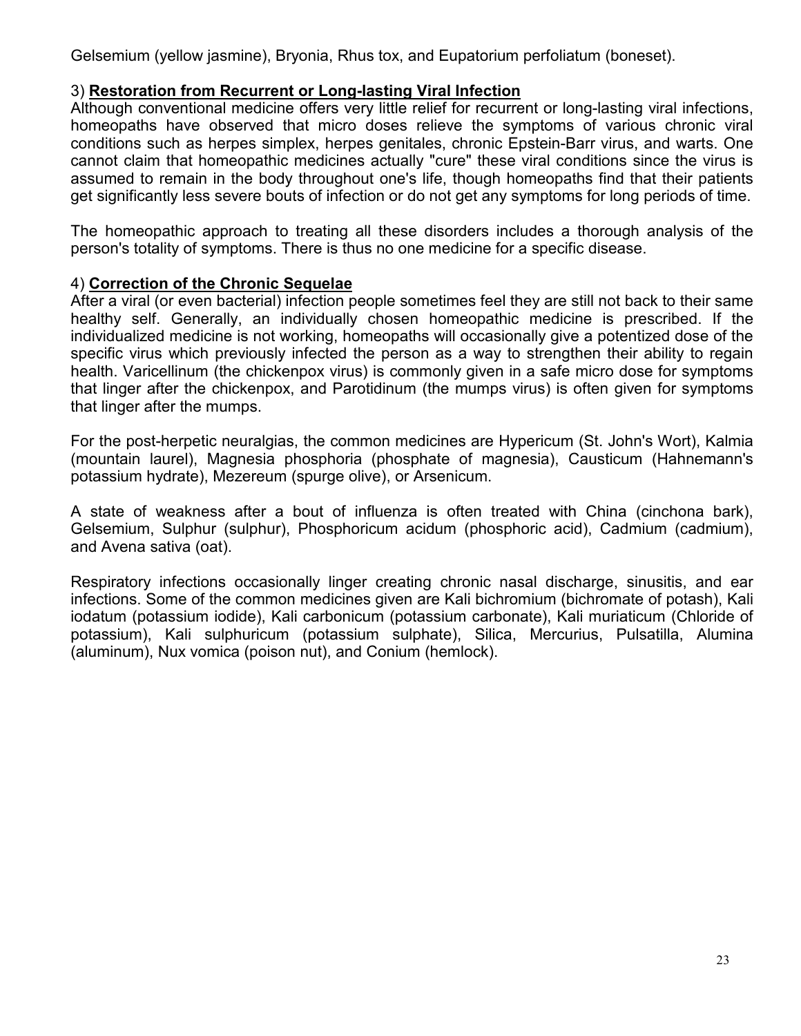Gelsemium (yellow jasmine), Bryonia, Rhus tox, and Eupatorium perfoliatum (boneset).

### 3) **Restoration from Recurrent or Long-lasting Viral Infection**

Although conventional medicine offers very little relief for recurrent or long-lasting viral infections, homeopaths have observed that micro doses relieve the symptoms of various chronic viral conditions such as herpes simplex, herpes genitales, chronic Epstein-Barr virus, and warts. One cannot claim that homeopathic medicines actually "cure" these viral conditions since the virus is assumed to remain in the body throughout one's life, though homeopaths find that their patients get significantly less severe bouts of infection or do not get any symptoms for long periods of time.

The homeopathic approach to treating all these disorders includes a thorough analysis of the person's totality of symptoms. There is thus no one medicine for a specific disease.

### 4) **Correction of the Chronic Sequelae**

After a viral (or even bacterial) infection people sometimes feel they are still not back to their same healthy self. Generally, an individually chosen homeopathic medicine is prescribed. If the individualized medicine is not working, homeopaths will occasionally give a potentized dose of the specific virus which previously infected the person as a way to strengthen their ability to regain health. Varicellinum (the chickenpox virus) is commonly given in a safe micro dose for symptoms that linger after the chickenpox, and Parotidinum (the mumps virus) is often given for symptoms that linger after the mumps.

For the post-herpetic neuralgias, the common medicines are Hypericum (St. John's Wort), Kalmia (mountain laurel), Magnesia phosphoria (phosphate of magnesia), Causticum (Hahnemann's potassium hydrate), Mezereum (spurge olive), or Arsenicum.

A state of weakness after a bout of influenza is often treated with China (cinchona bark), Gelsemium, Sulphur (sulphur), Phosphoricum acidum (phosphoric acid), Cadmium (cadmium), and Avena sativa (oat).

Respiratory infections occasionally linger creating chronic nasal discharge, sinusitis, and ear infections. Some of the common medicines given are Kali bichromium (bichromate of potash), Kali iodatum (potassium iodide), Kali carbonicum (potassium carbonate), Kali muriaticum (Chloride of potassium), Kali sulphuricum (potassium sulphate), Silica, Mercurius, Pulsatilla, Alumina (aluminum), Nux vomica (poison nut), and Conium (hemlock).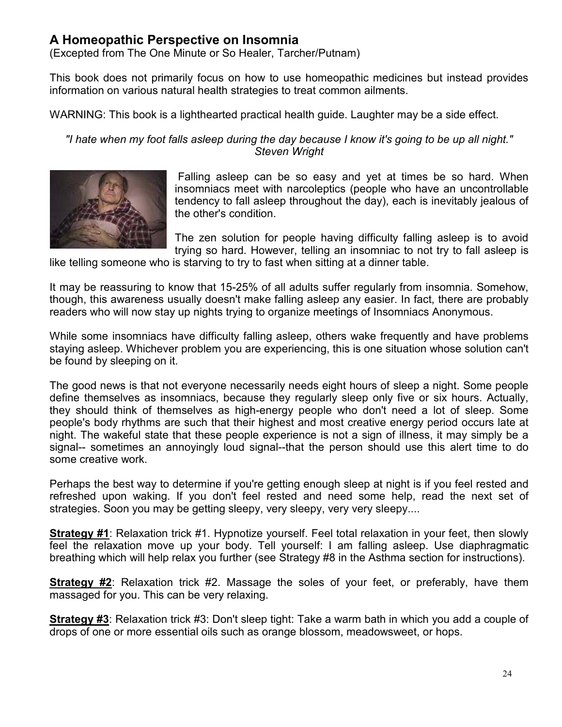## A Homeopathic Perspective on Insomnia

(Excepted from The One Minute or So Healer, Tarcher/Putnam)

This book does not primarily focus on how to use homeopathic medicines but instead provides information on various natural health strategies to treat common ailments.

WARNING: This book is a lighthearted practical health guide. Laughter may be a side effect.

*"I hate when my foot falls asleep during the day because I know it's going to be up all night."*
*Steven Wright*

Falling asleep can be so easy and yet at times be so hard. When insomniacs meet with narcoleptics (people who have an uncontrollable tendency to fall asleep throughout the day), each is inevitably jealous of the other's condition.

The zen solution for people having difficulty falling asleep is to avoid trying so hard. However, telling an insomniac to not try to fall asleep is like telling someone who is starving to try to fast when sitting at a dinner table.

It may be reassuring to know that 15-25% of all adults suffer regularly from insomnia. Somehow, though, this awareness usually doesn't make falling asleep any easier. In fact, there are probably readers who will now stay up nights trying to organize meetings of Insomniacs Anonymous.

While some insomniacs have difficulty falling asleep, others wake frequently and have problems staying asleep. Whichever problem you are experiencing, this is one situation whose solution can't be found by sleeping on it.

The good news is that not everyone necessarily needs eight hours of sleep a night. Some people define themselves as insomniacs, because they regularly sleep only five or six hours. Actually, they should think of themselves as high-energy people who don't need a lot of sleep. Some people's body rhythms are such that their highest and most creative energy period occurs late at night. The wakeful state that these people experience is not a sign of illness, it may simply be a signal-- sometimes an annoyingly loud signal--that the person should use this alert time to do some creative work.

Perhaps the best way to determine if you're getting enough sleep at night is if you feel rested and refreshed upon waking. If you don't feel rested and need some help, read the next set of strategies. Soon you may be getting sleepy, very sleepy, very very sleepy....

**Strategy #1**: Relaxation trick #1. Hypnotize yourself. Feel total relaxation in your feet, then slowly feel the relaxation move up your body. Tell yourself: I am falling asleep. Use diaphragmatic breathing which will help relax you further (see Strategy #8 in the Asthma section for instructions).

**Strategy #2**: Relaxation trick #2. Massage the soles of your feet, or preferably, have them massaged for you. This can be very relaxing.

**Strategy #3**: Relaxation trick #3: Don't sleep tight: Take a warm bath in which you add a couple of drops of one or more essential oils such as orange blossom, meadowsweet, or hops.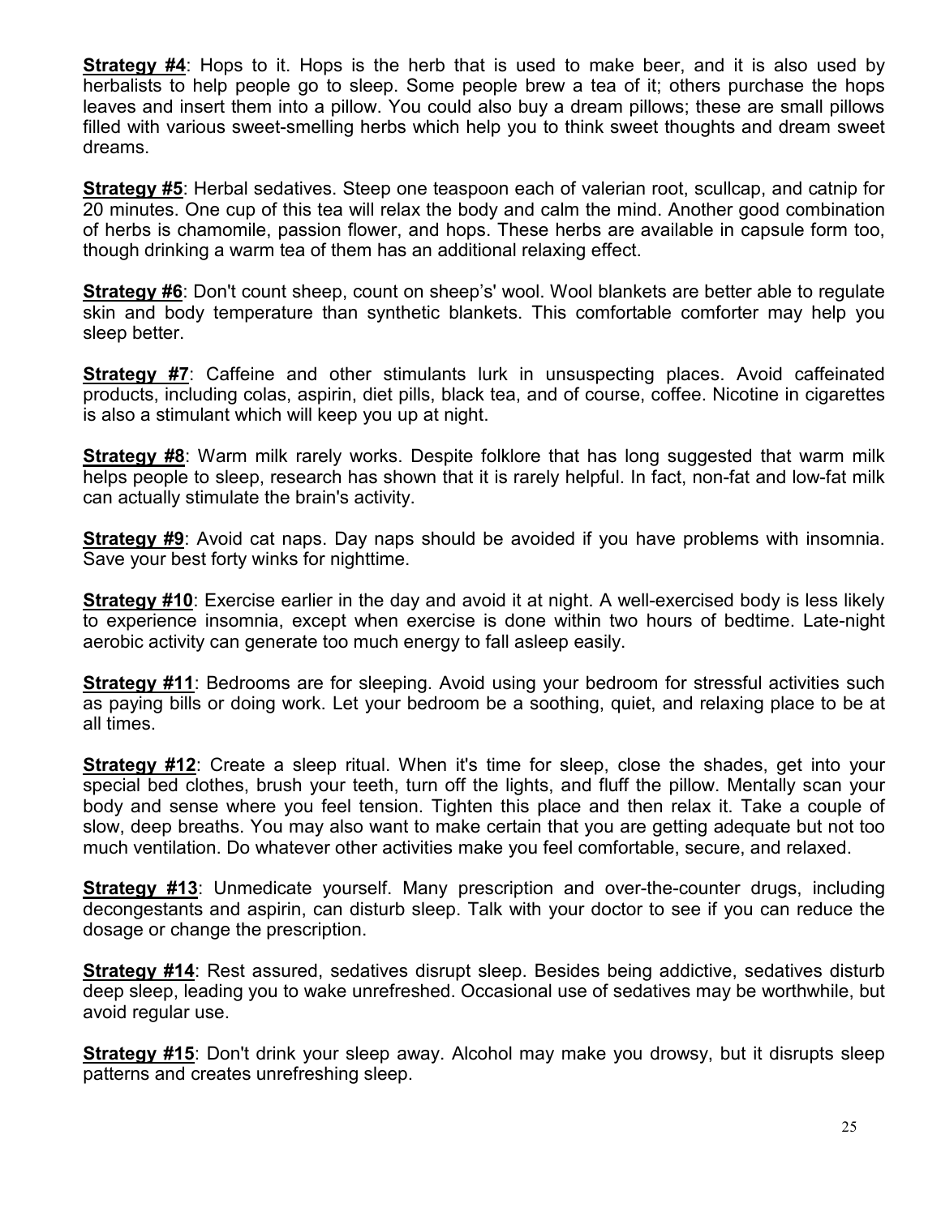**Strategy #4**: Hops to it. Hops is the herb that is used to make beer, and it is also used by herbalists to help people go to sleep. Some people brew a tea of it; others purchase the hops leaves and insert them into a pillow. You could also buy a dream pillows; these are small pillows filled with various sweet-smelling herbs which help you to think sweet thoughts and dream sweet dreams.

**Strategy #5**: Herbal sedatives. Steep one teaspoon each of valerian root, scullcap, and catnip for 20 minutes. One cup of this tea will relax the body and calm the mind. Another good combination of herbs is chamomile, passion flower, and hops. These herbs are available in capsule form too, though drinking a warm tea of them has an additional relaxing effect.

**Strategy #6**: Don't count sheep, count on sheep's' wool. Wool blankets are better able to regulate skin and body temperature than synthetic blankets. This comfortable comforter may help you sleep better.

**Strategy #7**: Caffeine and other stimulants lurk in unsuspecting places. Avoid caffeinated products, including colas, aspirin, diet pills, black tea, and of course, coffee. Nicotine in cigarettes is also a stimulant which will keep you up at night.

**Strategy #8**: Warm milk rarely works. Despite folklore that has long suggested that warm milk helps people to sleep, research has shown that it is rarely helpful. In fact, non-fat and low-fat milk can actually stimulate the brain's activity.

**Strategy #9**: Avoid cat naps. Day naps should be avoided if you have problems with insomnia. Save your best forty winks for nighttime.

**Strategy #10**: Exercise earlier in the day and avoid it at night. A well-exercised body is less likely to experience insomnia, except when exercise is done within two hours of bedtime. Late-night aerobic activity can generate too much energy to fall asleep easily.

**Strategy #11**: Bedrooms are for sleeping. Avoid using your bedroom for stressful activities such as paying bills or doing work. Let your bedroom be a soothing, quiet, and relaxing place to be at all times.

**Strategy #12**: Create a sleep ritual. When it's time for sleep, close the shades, get into your special bed clothes, brush your teeth, turn off the lights, and fluff the pillow. Mentally scan your body and sense where you feel tension. Tighten this place and then relax it. Take a couple of slow, deep breaths. You may also want to make certain that you are getting adequate but not too much ventilation. Do whatever other activities make you feel comfortable, secure, and relaxed.

**Strategy #13**: Unmedicate yourself. Many prescription and over-the-counter drugs, including decongestants and aspirin, can disturb sleep. Talk with your doctor to see if you can reduce the dosage or change the prescription.

**Strategy #14**: Rest assured, sedatives disrupt sleep. Besides being addictive, sedatives disturb deep sleep, leading you to wake unrefreshed. Occasional use of sedatives may be worthwhile, but avoid regular use.

**Strategy #15**: Don't drink your sleep away. Alcohol may make you drowsy, but it disrupts sleep patterns and creates unrefreshing sleep.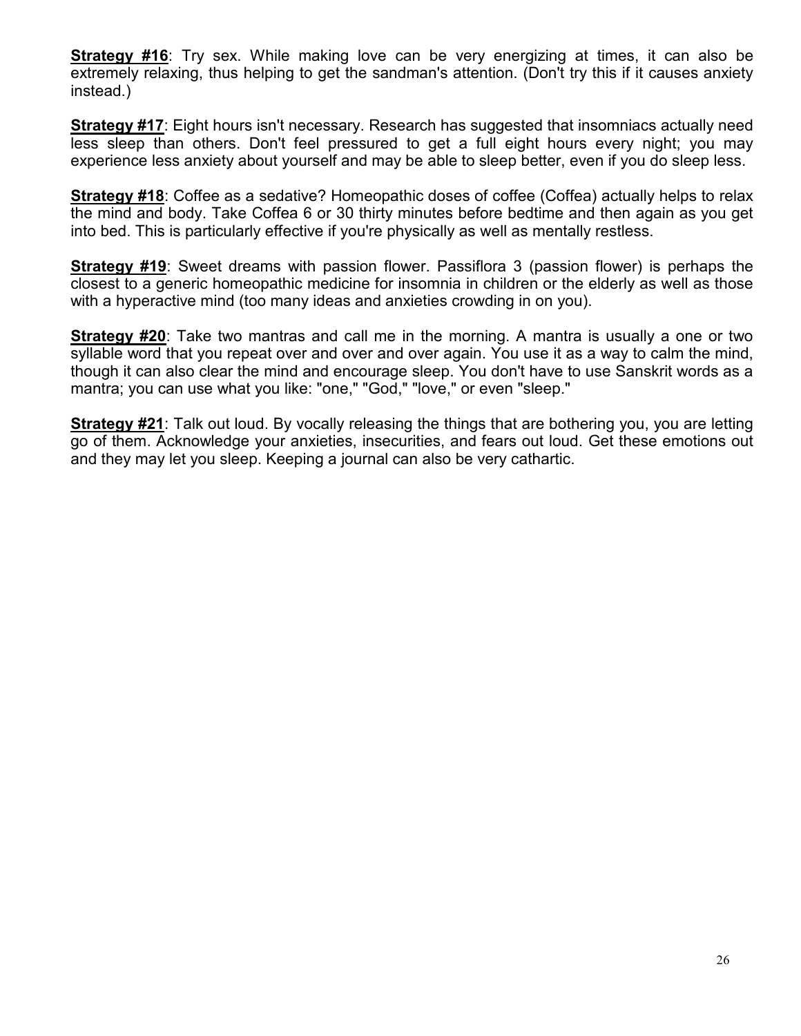**Strategy #16**: Try sex. While making love can be very energizing at times, it can also be extremely relaxing, thus helping to get the sandman's attention. (Don't try this if it causes anxiety instead.)

**Strategy #17**: Eight hours isn't necessary. Research has suggested that insomniacs actually need less sleep than others. Don't feel pressured to get a full eight hours every night; you may experience less anxiety about yourself and may be able to sleep better, even if you do sleep less.

**Strategy #18**: Coffee as a sedative? Homeopathic doses of coffee (Coffea) actually helps to relax the mind and body. Take Coffea 6 or 30 thirty minutes before bedtime and then again as you get into bed. This is particularly effective if you're physically as well as mentally restless.

**Strategy #19**: Sweet dreams with passion flower. Passiflora 3 (passion flower) is perhaps the closest to a generic homeopathic medicine for insomnia in children or the elderly as well as those with a hyperactive mind (too many ideas and anxieties crowding in on you).

**Strategy #20**: Take two mantras and call me in the morning. A mantra is usually a one or two syllable word that you repeat over and over and over again. You use it as a way to calm the mind, though it can also clear the mind and encourage sleep. You don't have to use Sanskrit words as a mantra; you can use what you like: "one," "God," "love," or even "sleep."

**Strategy #21**: Talk out loud. By vocally releasing the things that are bothering you, you are letting go of them. Acknowledge your anxieties, insecurities, and fears out loud. Get these emotions out and they may let you sleep. Keeping a journal can also be very cathartic.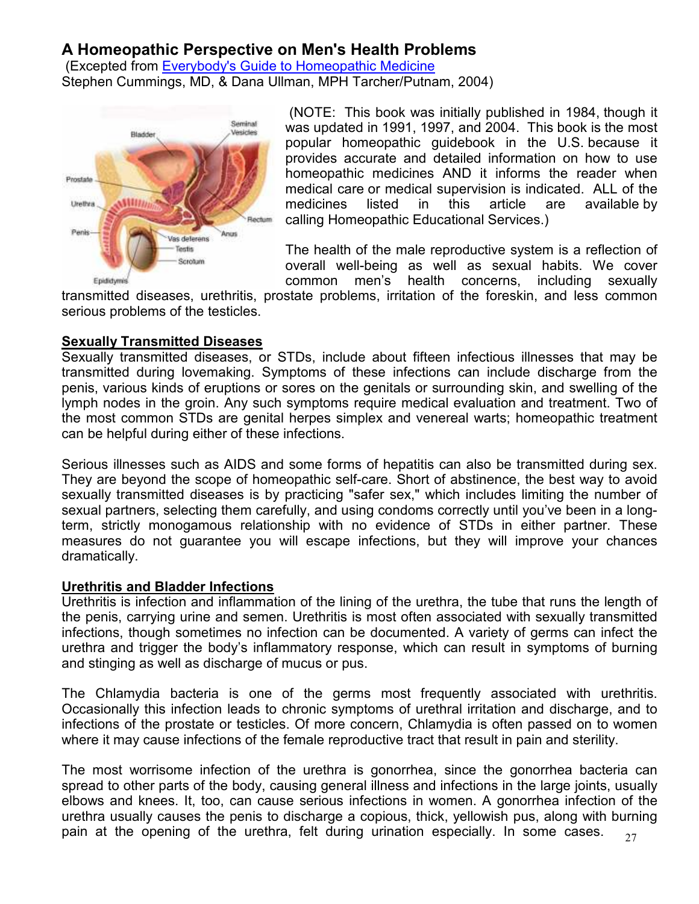## A Homeopathic Perspective on Men's Health Problems

(Excepted from [Everybody's Guide to Homeopathic Medicine](#)
Stephen Cummings, MD, & Dana Ullman, MPH Tarcher/Putnam, 2004)

(NOTE: This book was initially published in 1984, though it was updated in 1991, 1997, and 2004. This book is the most popular homeopathic guidebook in the U.S. because it provides accurate and detailed information on how to use homeopathic medicines AND it informs the reader when medical care or medical supervision is indicated. ALL of the medicines listed in this article are available by calling Homeopathic Educational Services.)

The health of the male reproductive system is a reflection of overall well-being as well as sexual habits. We cover common men's health concerns, including sexually transmitted diseases, urethritis, prostate problems, irritation of the foreskin, and less common serious problems of the testicles.

### Sexually Transmitted Diseases

Sexually transmitted diseases, or STDs, include about fifteen infectious illnesses that may be transmitted during lovemaking. Symptoms of these infections can include discharge from the penis, various kinds of eruptions or sores on the genitals or surrounding skin, and swelling of the lymph nodes in the groin. Any such symptoms require medical evaluation and treatment. Two of the most common STDs are genital herpes simplex and venereal warts; homeopathic treatment can be helpful during either of these infections.

Serious illnesses such as AIDS and some forms of hepatitis can also be transmitted during sex. They are beyond the scope of homeopathic self-care. Short of abstinence, the best way to avoid sexually transmitted diseases is by practicing "safer sex," which includes limiting the number of sexual partners, selecting them carefully, and using condoms correctly until you've been in a long-term, strictly monogamous relationship with no evidence of STDs in either partner. These measures do not guarantee you will escape infections, but they will improve your chances dramatically.

### Urethritis and Bladder Infections

Urethritis is infection and inflammation of the lining of the urethra, the tube that runs the length of the penis, carrying urine and semen. Urethritis is most often associated with sexually transmitted infections, though sometimes no infection can be documented. A variety of germs can infect the urethra and trigger the body's inflammatory response, which can result in symptoms of burning and stinging as well as discharge of mucus or pus.

The Chlamydia bacteria is one of the germs most frequently associated with urethritis. Occasionally this infection leads to chronic symptoms of urethral irritation and discharge, and to infections of the prostate or testicles. Of more concern, Chlamydia is often passed on to women where it may cause infections of the female reproductive tract that result in pain and sterility.

The most worrisome infection of the urethra is gonorrhea, since the gonorrhea bacteria can spread to other parts of the body, causing general illness and infections in the large joints, usually elbows and knees. It, too, can cause serious infections in women. A gonorrhea infection of the urethra usually causes the penis to discharge a copious, thick, yellowish pus, along with burning pain at the opening of the urethra, felt during urination especially. In some cases.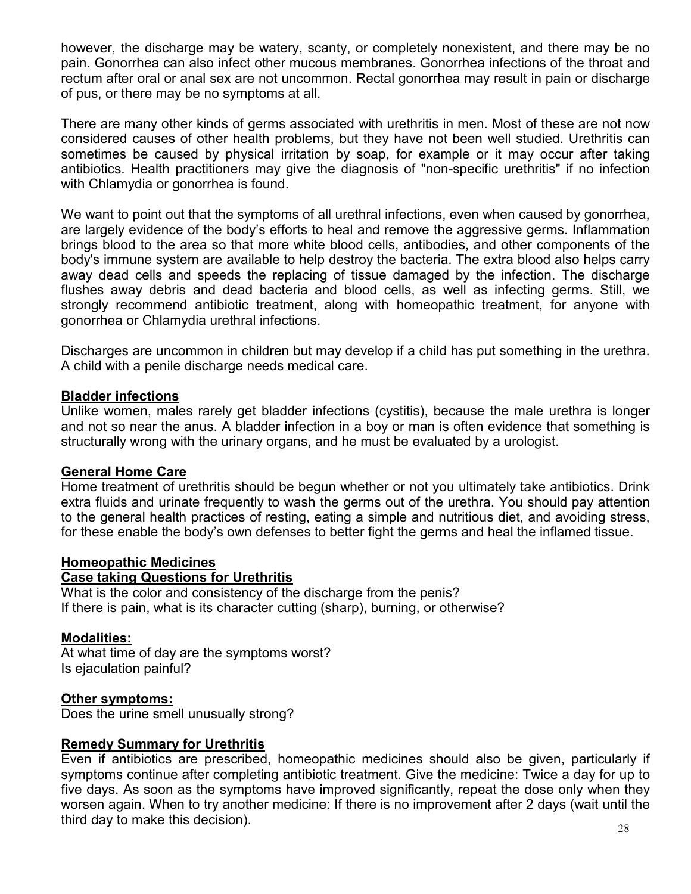however, the discharge may be watery, scanty, or completely nonexistent, and there may be no pain. Gonorrhea can also infect other mucous membranes. Gonorrhea infections of the throat and rectum after oral or anal sex are not uncommon. Rectal gonorrhea may result in pain or discharge of pus, or there may be no symptoms at all.

There are many other kinds of germs associated with urethritis in men. Most of these are not now considered causes of other health problems, but they have not been well studied. Urethritis can sometimes be caused by physical irritation by soap, for example or it may occur after taking antibiotics. Health practitioners may give the diagnosis of "non-specific urethritis" if no infection with Chlamydia or gonorrhea is found.

We want to point out that the symptoms of all urethral infections, even when caused by gonorrhea, are largely evidence of the body's efforts to heal and remove the aggressive germs. Inflammation brings blood to the area so that more white blood cells, antibodies, and other components of the body's immune system are available to help destroy the bacteria. The extra blood also helps carry away dead cells and speeds the replacing of tissue damaged by the infection. The discharge flushes away debris and dead bacteria and blood cells, as well as infecting germs. Still, we strongly recommend antibiotic treatment, along with homeopathic treatment, for anyone with gonorrhea or Chlamydia urethral infections.

Discharges are uncommon in children but may develop if a child has put something in the urethra. A child with a penile discharge needs medical care.

## Bladder infections

Unlike women, males rarely get bladder infections (cystitis), because the male urethra is longer and not so near the anus. A bladder infection in a boy or man is often evidence that something is structurally wrong with the urinary organs, and he must be evaluated by a urologist.

## General Home Care

Home treatment of urethritis should be begun whether or not you ultimately take antibiotics. Drink extra fluids and urinate frequently to wash the germs out of the urethra. You should pay attention to the general health practices of resting, eating a simple and nutritious diet, and avoiding stress, for these enable the body's own defenses to better fight the germs and heal the inflamed tissue.

## Homeopathic Medicines

### Case taking Questions for Urethritis

What is the color and consistency of the discharge from the penis?
If there is pain, what is its character cutting (sharp), burning, or otherwise?

### Modalities:

At what time of day are the symptoms worst?
Is ejaculation painful?

### Other symptoms:

Does the urine smell unusually strong?

### Remedy Summary for Urethritis

Even if antibiotics are prescribed, homeopathic medicines should also be given, particularly if symptoms continue after completing antibiotic treatment. Give the medicine: Twice a day for up to five days. As soon as the symptoms have improved significantly, repeat the dose only when they worsen again. When to try another medicine: If there is no improvement after 2 days (wait until the third day to make this decision).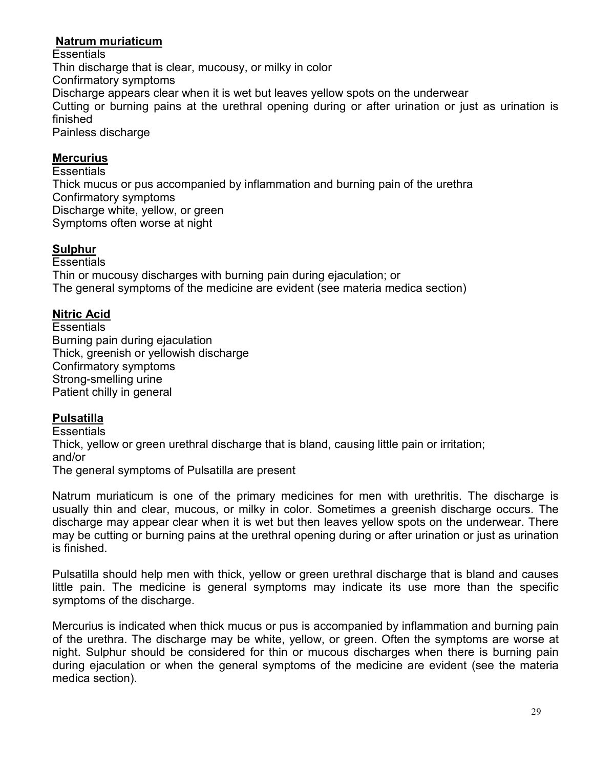**Natrum muriaticum**

Essentials

Thin discharge that is clear, mucousy, or milky in color

Confirmatory symptoms

Discharge appears clear when it is wet but leaves yellow spots on the underwear

Cutting or burning pains at the urethral opening during or after urination or just as urination is finished

Painless discharge

**Mercurius**

Essentials

Thick mucus or pus accompanied by inflammation and burning pain of the urethra

Confirmatory symptoms

Discharge white, yellow, or green

Symptoms often worse at night

**Sulphur**

Essentials

Thin or mucousy discharges with burning pain during ejaculation; or

The general symptoms of the medicine are evident (see materia medica section)

**Nitric Acid**

Essentials

Burning pain during ejaculation

Thick, greenish or yellowish discharge

Confirmatory symptoms

Strong-smelling urine

Patient chilly in general

**Pulsatilla**

Essentials

Thick, yellow or green urethral discharge that is bland, causing little pain or irritation;

and/or

The general symptoms of Pulsatilla are present

Natrum muriaticum is one of the primary medicines for men with urethritis. The discharge is usually thin and clear, mucous, or milky in color. Sometimes a greenish discharge occurs. The discharge may appear clear when it is wet but then leaves yellow spots on the underwear. There may be cutting or burning pains at the urethral opening during or after urination or just as urination is finished.

Pulsatilla should help men with thick, yellow or green urethral discharge that is bland and causes little pain. The medicine is general symptoms may indicate its use more than the specific symptoms of the discharge.

Mercurius is indicated when thick mucus or pus is accompanied by inflammation and burning pain of the urethra. The discharge may be white, yellow, or green. Often the symptoms are worse at night. Sulphur should be considered for thin or mucous discharges when there is burning pain during ejaculation or when the general symptoms of the medicine are evident (see the materia medica section).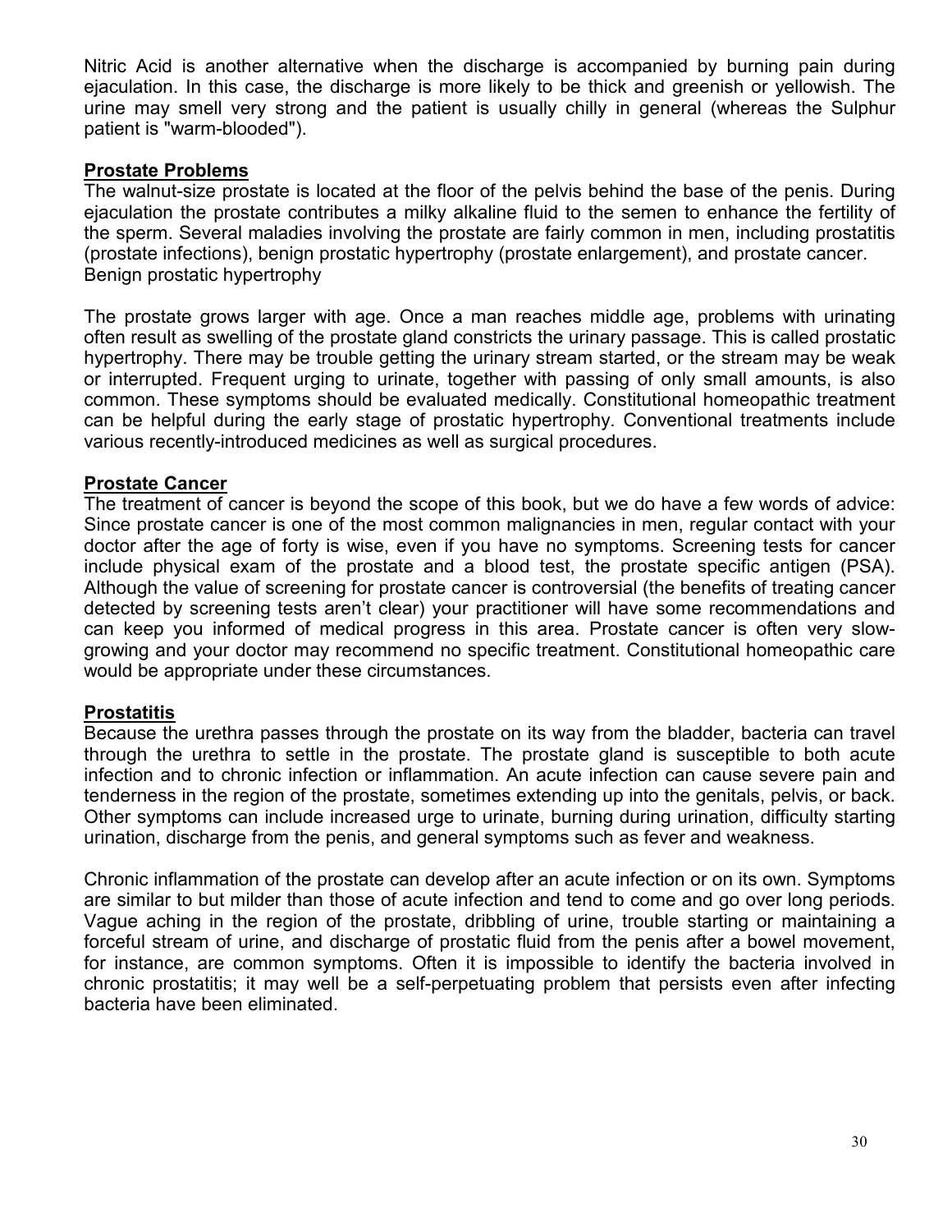Nitric Acid is another alternative when the discharge is accompanied by burning pain during ejaculation. In this case, the discharge is more likely to be thick and greenish or yellowish. The urine may smell very strong and the patient is usually chilly in general (whereas the Sulphur patient is "warm-blooded").

## Prostate Problems

The walnut-size prostate is located at the floor of the pelvis behind the base of the penis. During ejaculation the prostate contributes a milky alkaline fluid to the semen to enhance the fertility of the sperm. Several maladies involving the prostate are fairly common in men, including prostatitis (prostate infections), benign prostatic hypertrophy (prostate enlargement), and prostate cancer.
Benign prostatic hypertrophy

The prostate grows larger with age. Once a man reaches middle age, problems with urinating often result as swelling of the prostate gland constricts the urinary passage. This is called prostatic hypertrophy. There may be trouble getting the urinary stream started, or the stream may be weak or interrupted. Frequent urging to urinate, together with passing of only small amounts, is also common. These symptoms should be evaluated medically. Constitutional homeopathic treatment can be helpful during the early stage of prostatic hypertrophy. Conventional treatments include various recently-introduced medicines as well as surgical procedures.

## Prostate Cancer

The treatment of cancer is beyond the scope of this book, but we do have a few words of advice: Since prostate cancer is one of the most common malignancies in men, regular contact with your doctor after the age of forty is wise, even if you have no symptoms. Screening tests for cancer include physical exam of the prostate and a blood test, the prostate specific antigen (PSA). Although the value of screening for prostate cancer is controversial (the benefits of treating cancer detected by screening tests aren't clear) your practitioner will have some recommendations and can keep you informed of medical progress in this area. Prostate cancer is often very slow-growing and your doctor may recommend no specific treatment. Constitutional homeopathic care would be appropriate under these circumstances.

## Prostatitis

Because the urethra passes through the prostate on its way from the bladder, bacteria can travel through the urethra to settle in the prostate. The prostate gland is susceptible to both acute infection and to chronic infection or inflammation. An acute infection can cause severe pain and tenderness in the region of the prostate, sometimes extending up into the genitals, pelvis, or back. Other symptoms can include increased urge to urinate, burning during urination, difficulty starting urination, discharge from the penis, and general symptoms such as fever and weakness.

Chronic inflammation of the prostate can develop after an acute infection or on its own. Symptoms are similar to but milder than those of acute infection and tend to come and go over long periods. Vague aching in the region of the prostate, dribbling of urine, trouble starting or maintaining a forceful stream of urine, and discharge of prostatic fluid from the penis after a bowel movement, for instance, are common symptoms. Often it is impossible to identify the bacteria involved in chronic prostatitis; it may well be a self-perpetuating problem that persists even after infecting bacteria have been eliminated.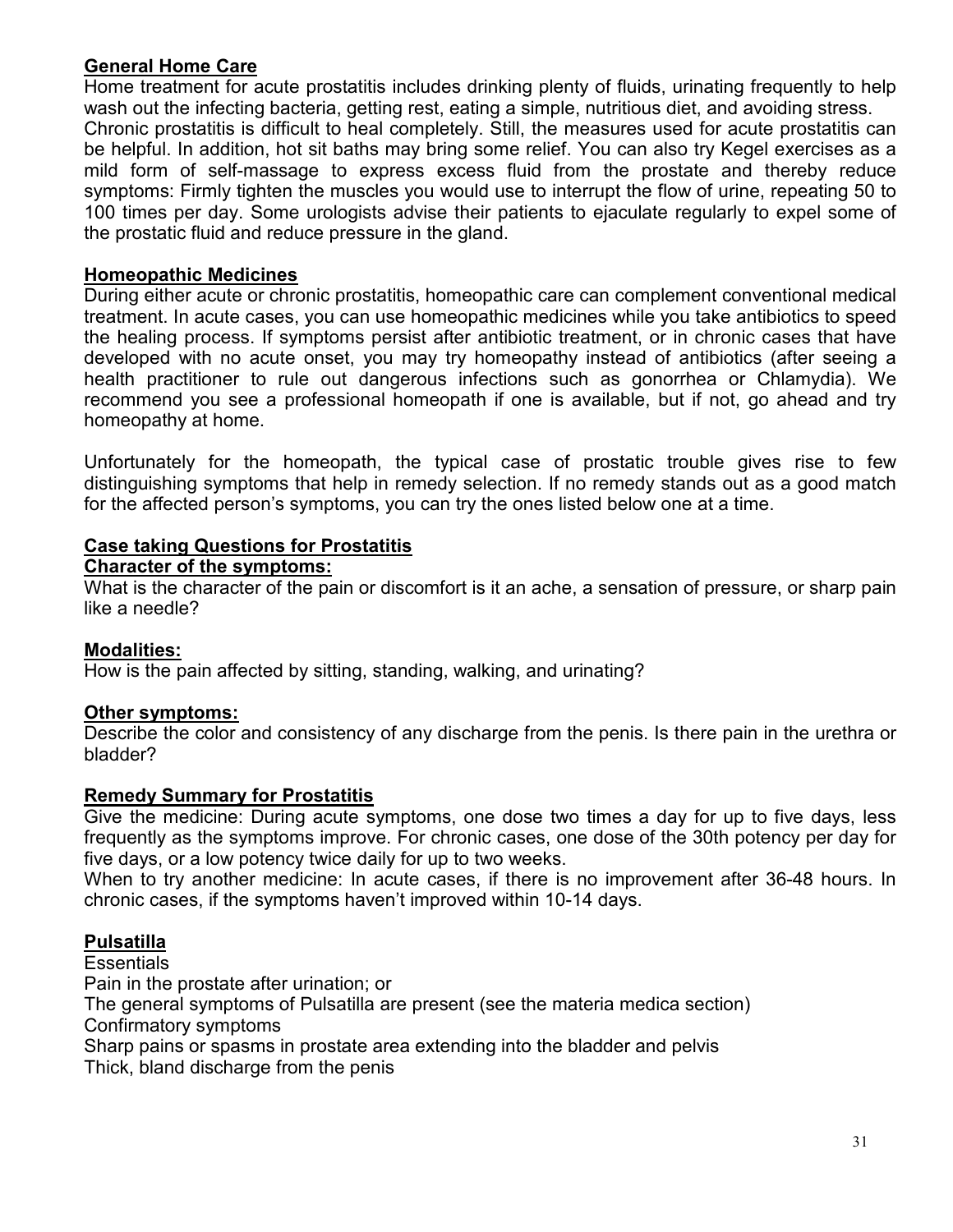## General Home Care

Home treatment for acute prostatitis includes drinking plenty of fluids, urinating frequently to help wash out the infecting bacteria, getting rest, eating a simple, nutritious diet, and avoiding stress. Chronic prostatitis is difficult to heal completely. Still, the measures used for acute prostatitis can be helpful. In addition, hot sit baths may bring some relief. You can also try Kegel exercises as a mild form of self-massage to express excess fluid from the prostate and thereby reduce symptoms: Firmly tighten the muscles you would use to interrupt the flow of urine, repeating 50 to 100 times per day. Some urologists advise their patients to ejaculate regularly to expel some of the prostatic fluid and reduce pressure in the gland.

## Homeopathic Medicines

During either acute or chronic prostatitis, homeopathic care can complement conventional medical treatment. In acute cases, you can use homeopathic medicines while you take antibiotics to speed the healing process. If symptoms persist after antibiotic treatment, or in chronic cases that have developed with no acute onset, you may try homeopathy instead of antibiotics (after seeing a health practitioner to rule out dangerous infections such as gonorrhea or Chlamydia). We recommend you see a professional homeopath if one is available, but if not, go ahead and try homeopathy at home.

Unfortunately for the homeopath, the typical case of prostatic trouble gives rise to few distinguishing symptoms that help in remedy selection. If no remedy stands out as a good match for the affected person's symptoms, you can try the ones listed below one at a time.

## Case taking Questions for Prostatitis

### Character of the symptoms:

What is the character of the pain or discomfort is it an ache, a sensation of pressure, or sharp pain like a needle?

### Modalities:

How is the pain affected by sitting, standing, walking, and urinating?

### Other symptoms:

Describe the color and consistency of any discharge from the penis. Is there pain in the urethra or bladder?

## Remedy Summary for Prostatitis

Give the medicine: During acute symptoms, one dose two times a day for up to five days, less frequently as the symptoms improve. For chronic cases, one dose of the 30th potency per day for five days, or a low potency twice daily for up to two weeks.
When to try another medicine: In acute cases, if there is no improvement after 36-48 hours. In chronic cases, if the symptoms haven't improved within 10-14 days.

## Pulsatilla

Essentials
Pain in the prostate after urination; or
The general symptoms of Pulsatilla are present (see the materia medica section)
Confirmatory symptoms
Sharp pains or spasms in prostate area extending into the bladder and pelvis
Thick, bland discharge from the penis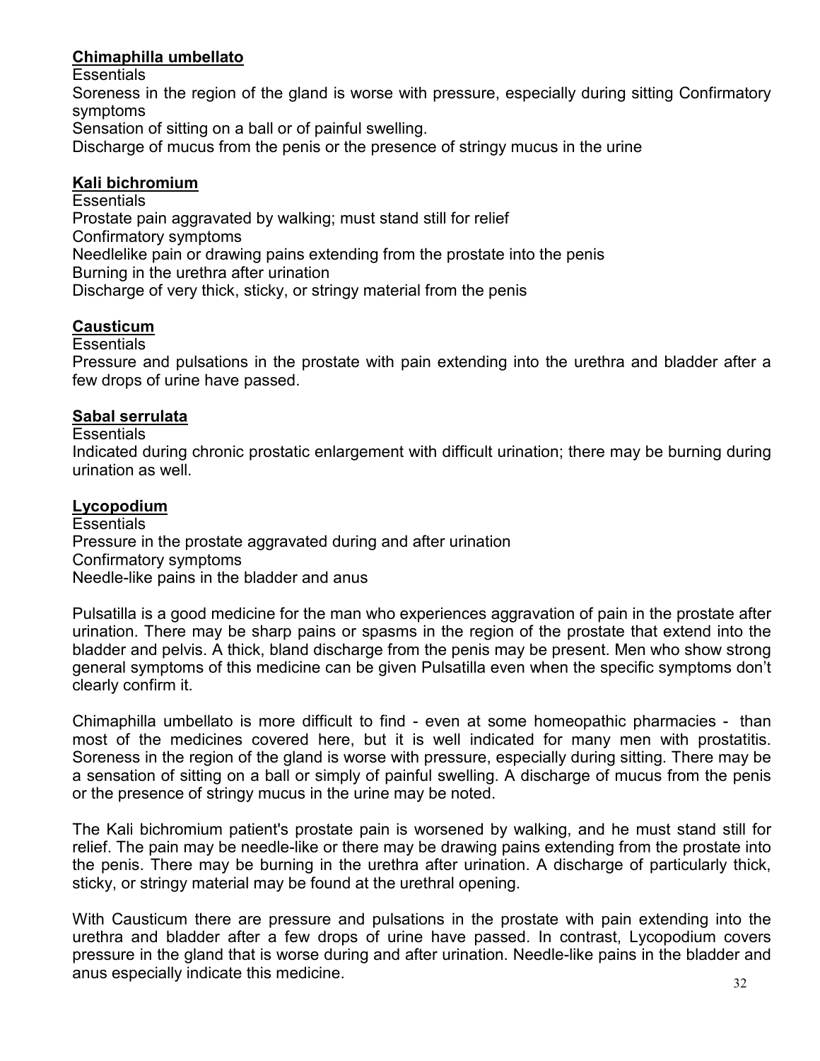**Chimaphilla umbellato**

Essentials

Soreness in the region of the gland is worse with pressure, especially during sitting Confirmatory symptoms

Sensation of sitting on a ball or of painful swelling.

Discharge of mucus from the penis or the presence of stringy mucus in the urine

**Kali bichromium**

Essentials

Prostate pain aggravated by walking; must stand still for relief

Confirmatory symptoms

Needlelike pain or drawing pains extending from the prostate into the penis

Burning in the urethra after urination

Discharge of very thick, sticky, or stringy material from the penis

**Causticum**

Essentials

Pressure and pulsations in the prostate with pain extending into the urethra and bladder after a few drops of urine have passed.

**Sabal serrulata**

Essentials

Indicated during chronic prostatic enlargement with difficult urination; there may be burning during urination as well.

**Lycopodium**

Essentials

Pressure in the prostate aggravated during and after urination

Confirmatory symptoms

Needle-like pains in the bladder and anus

Pulsatilla is a good medicine for the man who experiences aggravation of pain in the prostate after urination. There may be sharp pains or spasms in the region of the prostate that extend into the bladder and pelvis. A thick, bland discharge from the penis may be present. Men who show strong general symptoms of this medicine can be given Pulsatilla even when the specific symptoms don't clearly confirm it.

Chimaphilla umbellato is more difficult to find - even at some homeopathic pharmacies - than most of the medicines covered here, but it is well indicated for many men with prostatitis. Soreness in the region of the gland is worse with pressure, especially during sitting. There may be a sensation of sitting on a ball or simply of painful swelling. A discharge of mucus from the penis or the presence of stringy mucus in the urine may be noted.

The Kali bichromium patient's prostate pain is worsened by walking, and he must stand still for relief. The pain may be needle-like or there may be drawing pains extending from the prostate into the penis. There may be burning in the urethra after urination. A discharge of particularly thick, sticky, or stringy material may be found at the urethral opening.

With Causticum there are pressure and pulsations in the prostate with pain extending into the urethra and bladder after a few drops of urine have passed. In contrast, Lycopodium covers pressure in the gland that is worse during and after urination. Needle-like pains in the bladder and anus especially indicate this medicine.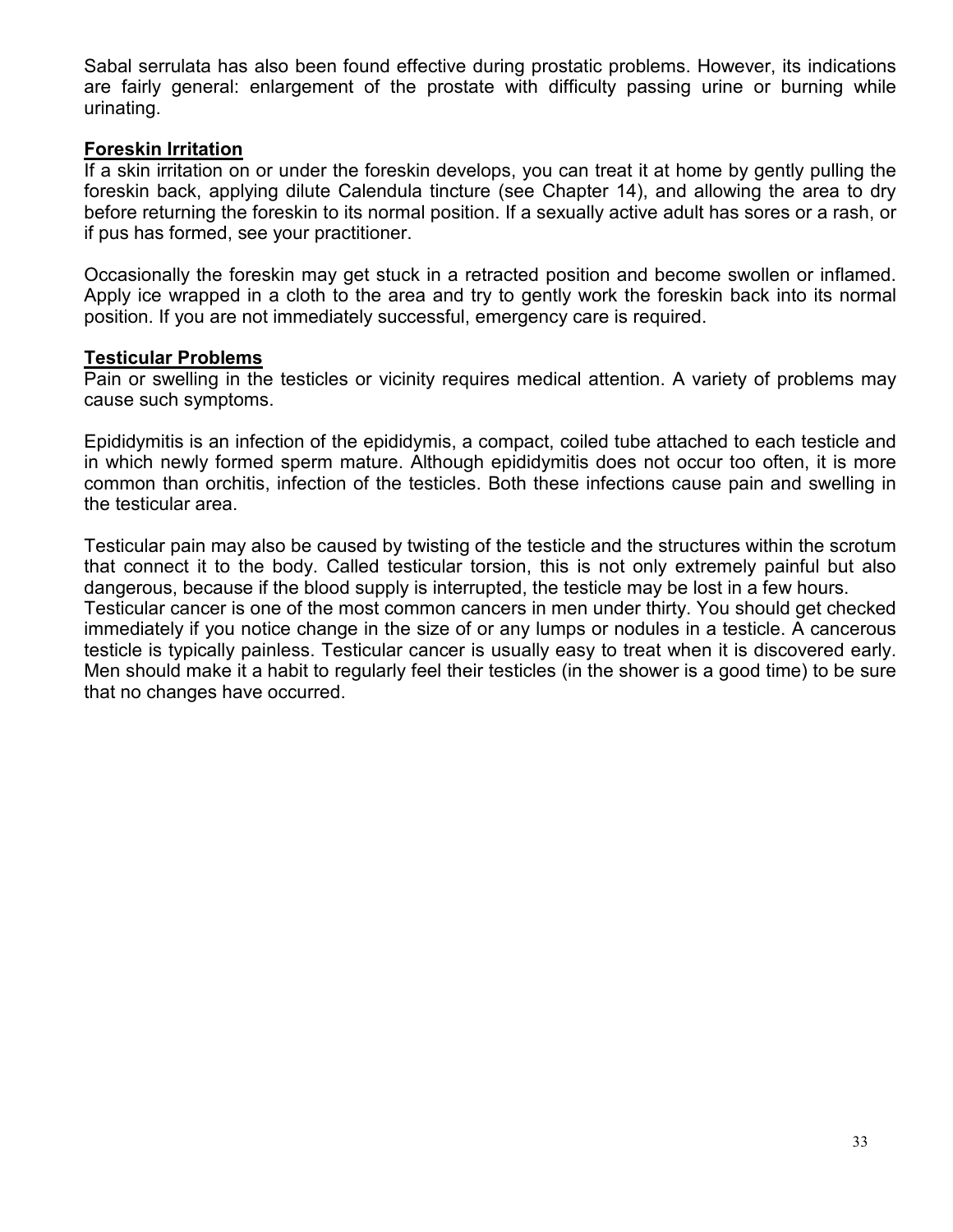Sabal serrulata has also been found effective during prostatic problems. However, its indications are fairly general: enlargement of the prostate with difficulty passing urine or burning while urinating.

## Foreskin Irritation

If a skin irritation on or under the foreskin develops, you can treat it at home by gently pulling the foreskin back, applying dilute Calendula tincture (see Chapter 14), and allowing the area to dry before returning the foreskin to its normal position. If a sexually active adult has sores or a rash, or if pus has formed, see your practitioner.

Occasionally the foreskin may get stuck in a retracted position and become swollen or inflamed. Apply ice wrapped in a cloth to the area and try to gently work the foreskin back into its normal position. If you are not immediately successful, emergency care is required.

## Testicular Problems

Pain or swelling in the testicles or vicinity requires medical attention. A variety of problems may cause such symptoms.

Epididymitis is an infection of the epididymis, a compact, coiled tube attached to each testicle and in which newly formed sperm mature. Although epididymitis does not occur too often, it is more common than orchitis, infection of the testicles. Both these infections cause pain and swelling in the testicular area.

Testicular pain may also be caused by twisting of the testicle and the structures within the scrotum that connect it to the body. Called testicular torsion, this is not only extremely painful but also dangerous, because if the blood supply is interrupted, the testicle may be lost in a few hours.

Testicular cancer is one of the most common cancers in men under thirty. You should get checked immediately if you notice change in the size of or any lumps or nodules in a testicle. A cancerous testicle is typically painless. Testicular cancer is usually easy to treat when it is discovered early. Men should make it a habit to regularly feel their testicles (in the shower is a good time) to be sure that no changes have occurred.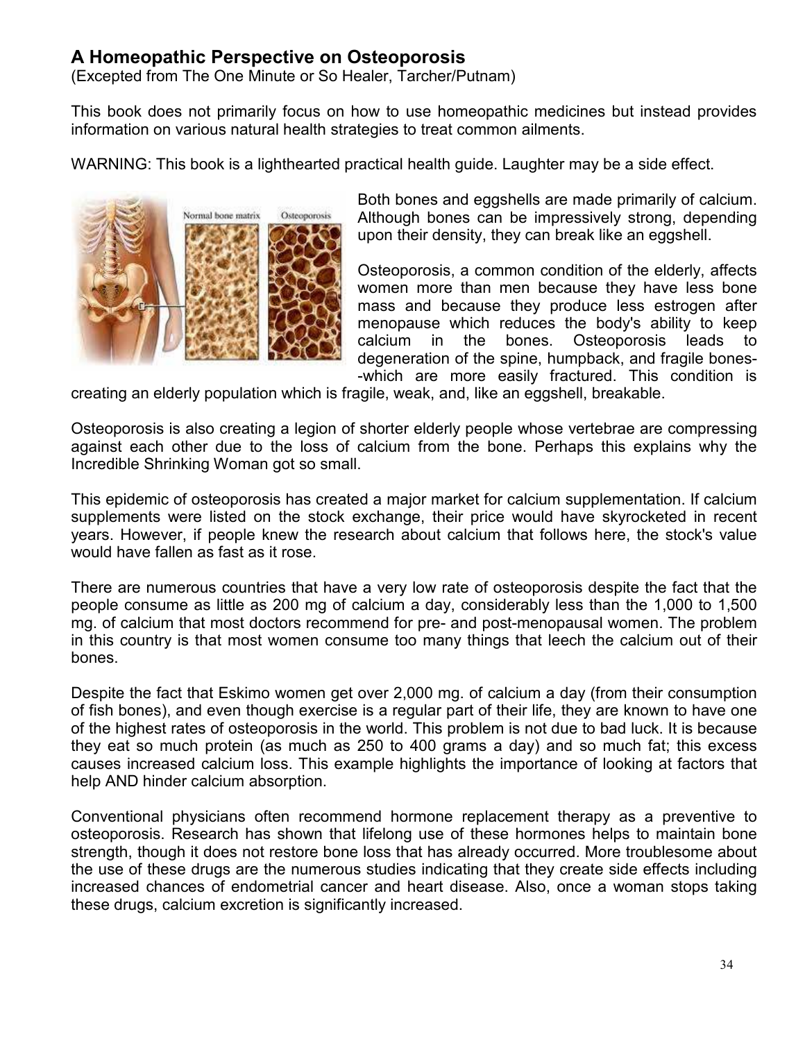## A Homeopathic Perspective on Osteoporosis

(Excepted from The One Minute or So Healer, Tarcher/Putnam)

This book does not primarily focus on how to use homeopathic medicines but instead provides information on various natural health strategies to treat common ailments.

WARNING: This book is a lighthearted practical health guide. Laughter may be a side effect.

Both bones and eggshells are made primarily of calcium. Although bones can be impressively strong, depending upon their density, they can break like an eggshell.

Osteoporosis, a common condition of the elderly, affects women more than men because they have less bone mass and because they produce less estrogen after menopause which reduces the body's ability to keep calcium in the bones. Osteoporosis leads to degeneration of the spine, humpback, and fragile bones--which are more easily fractured. This condition is creating an elderly population which is fragile, weak, and, like an eggshell, breakable.

Osteoporosis is also creating a legion of shorter elderly people whose vertebrae are compressing against each other due to the loss of calcium from the bone. Perhaps this explains why the Incredible Shrinking Woman got so small.

This epidemic of osteoporosis has created a major market for calcium supplementation. If calcium supplements were listed on the stock exchange, their price would have skyrocketed in recent years. However, if people knew the research about calcium that follows here, the stock's value would have fallen as fast as it rose.

There are numerous countries that have a very low rate of osteoporosis despite the fact that the people consume as little as 200 mg of calcium a day, considerably less than the 1,000 to 1,500 mg. of calcium that most doctors recommend for pre- and post-menopausal women. The problem in this country is that most women consume too many things that leech the calcium out of their bones.

Despite the fact that Eskimo women get over 2,000 mg. of calcium a day (from their consumption of fish bones), and even though exercise is a regular part of their life, they are known to have one of the highest rates of osteoporosis in the world. This problem is not due to bad luck. It is because they eat so much protein (as much as 250 to 400 grams a day) and so much fat; this excess causes increased calcium loss. This example highlights the importance of looking at factors that help AND hinder calcium absorption.

Conventional physicians often recommend hormone replacement therapy as a preventive to osteoporosis. Research has shown that lifelong use of these hormones helps to maintain bone strength, though it does not restore bone loss that has already occurred. More troublesome about the use of these drugs are the numerous studies indicating that they create side effects including increased chances of endometrial cancer and heart disease. Also, once a woman stops taking these drugs, calcium excretion is significantly increased.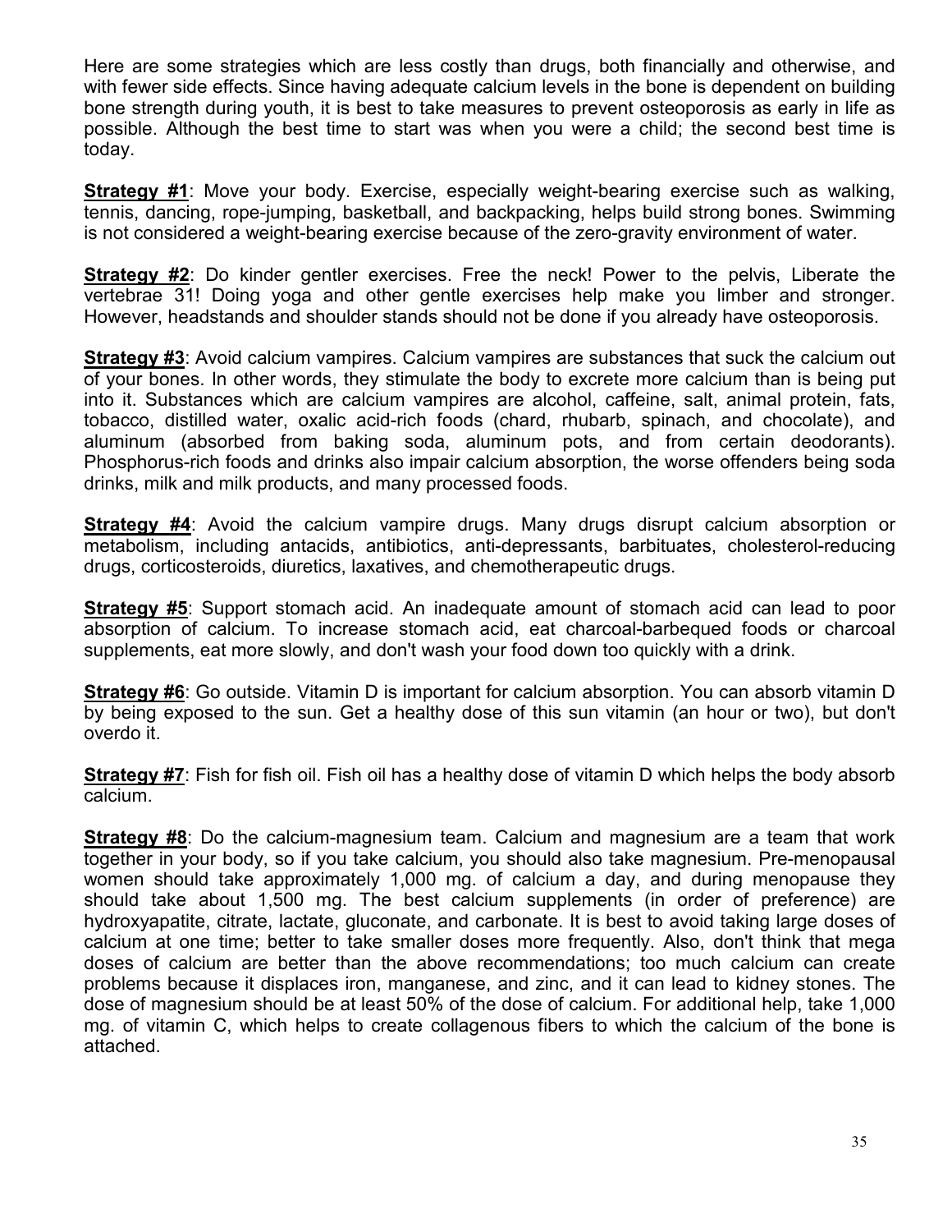Here are some strategies which are less costly than drugs, both financially and otherwise, and with fewer side effects. Since having adequate calcium levels in the bone is dependent on building bone strength during youth, it is best to take measures to prevent osteoporosis as early in life as possible. Although the best time to start was when you were a child; the second best time is today.

**Strategy #1**: Move your body. Exercise, especially weight-bearing exercise such as walking, tennis, dancing, rope-jumping, basketball, and backpacking, helps build strong bones. Swimming is not considered a weight-bearing exercise because of the zero-gravity environment of water.

**Strategy #2**: Do kinder gentler exercises. Free the neck! Power to the pelvis, Liberate the vertebrae 31! Doing yoga and other gentle exercises help make you limber and stronger. However, headstands and shoulder stands should not be done if you already have osteoporosis.

**Strategy #3**: Avoid calcium vampires. Calcium vampires are substances that suck the calcium out of your bones. In other words, they stimulate the body to excrete more calcium than is being put into it. Substances which are calcium vampires are alcohol, caffeine, salt, animal protein, fats, tobacco, distilled water, oxalic acid-rich foods (chard, rhubarb, spinach, and chocolate), and aluminum (absorbed from baking soda, aluminum pots, and from certain deodorants). Phosphorus-rich foods and drinks also impair calcium absorption, the worse offenders being soda drinks, milk and milk products, and many processed foods.

**Strategy #4**: Avoid the calcium vampire drugs. Many drugs disrupt calcium absorption or metabolism, including antacids, antibiotics, anti-depressants, barbituates, cholesterol-reducing drugs, corticosteroids, diuretics, laxatives, and chemotherapeutic drugs.

**Strategy #5**: Support stomach acid. An inadequate amount of stomach acid can lead to poor absorption of calcium. To increase stomach acid, eat charcoal-barbequed foods or charcoal supplements, eat more slowly, and don't wash your food down too quickly with a drink.

**Strategy #6**: Go outside. Vitamin D is important for calcium absorption. You can absorb vitamin D by being exposed to the sun. Get a healthy dose of this sun vitamin (an hour or two), but don't overdo it.

**Strategy #7**: Fish for fish oil. Fish oil has a healthy dose of vitamin D which helps the body absorb calcium.

**Strategy #8**: Do the calcium-magnesium team. Calcium and magnesium are a team that work together in your body, so if you take calcium, you should also take magnesium. Pre-menopausal women should take approximately 1,000 mg. of calcium a day, and during menopause they should take about 1,500 mg. The best calcium supplements (in order of preference) are hydroxyapatite, citrate, lactate, gluconate, and carbonate. It is best to avoid taking large doses of calcium at one time; better to take smaller doses more frequently. Also, don't think that mega doses of calcium are better than the above recommendations; too much calcium can create problems because it displaces iron, manganese, and zinc, and it can lead to kidney stones. The dose of magnesium should be at least 50% of the dose of calcium. For additional help, take 1,000 mg. of vitamin C, which helps to create collagenous fibers to which the calcium of the bone is attached.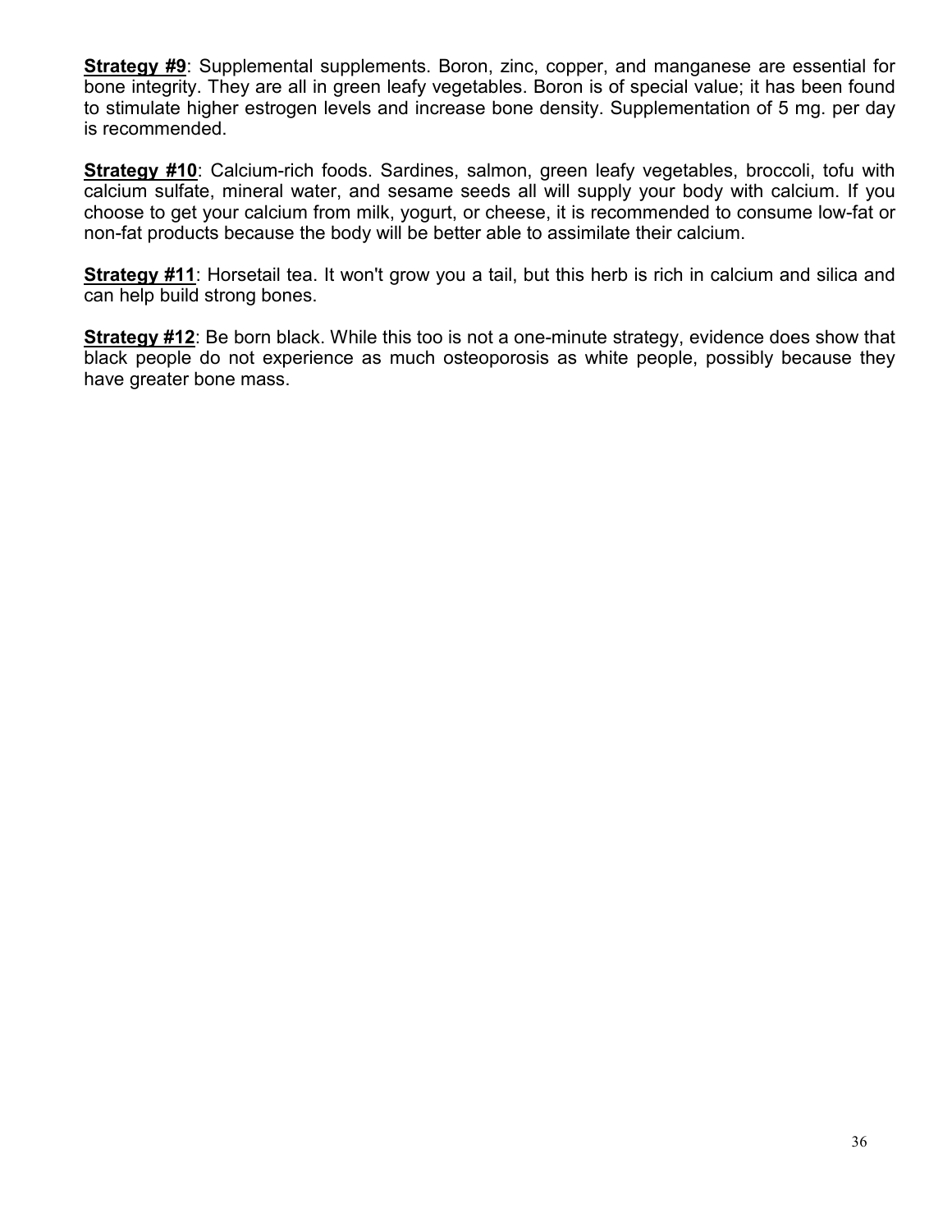**<u>Strategy #9</u>**: Supplemental supplements. Boron, zinc, copper, and manganese are essential for bone integrity. They are all in green leafy vegetables. Boron is of special value; it has been found to stimulate higher estrogen levels and increase bone density. Supplementation of 5 mg. per day is recommended.

**<u>Strategy #10</u>**: Calcium-rich foods. Sardines, salmon, green leafy vegetables, broccoli, tofu with calcium sulfate, mineral water, and sesame seeds all will supply your body with calcium. If you choose to get your calcium from milk, yogurt, or cheese, it is recommended to consume low-fat or non-fat products because the body will be better able to assimilate their calcium.

**<u>Strategy #11</u>**: Horsetail tea. It won't grow you a tail, but this herb is rich in calcium and silica and can help build strong bones.

**<u>Strategy #12</u>**: Be born black. While this too is not a one-minute strategy, evidence does show that black people do not experience as much osteoporosis as white people, possibly because they have greater bone mass.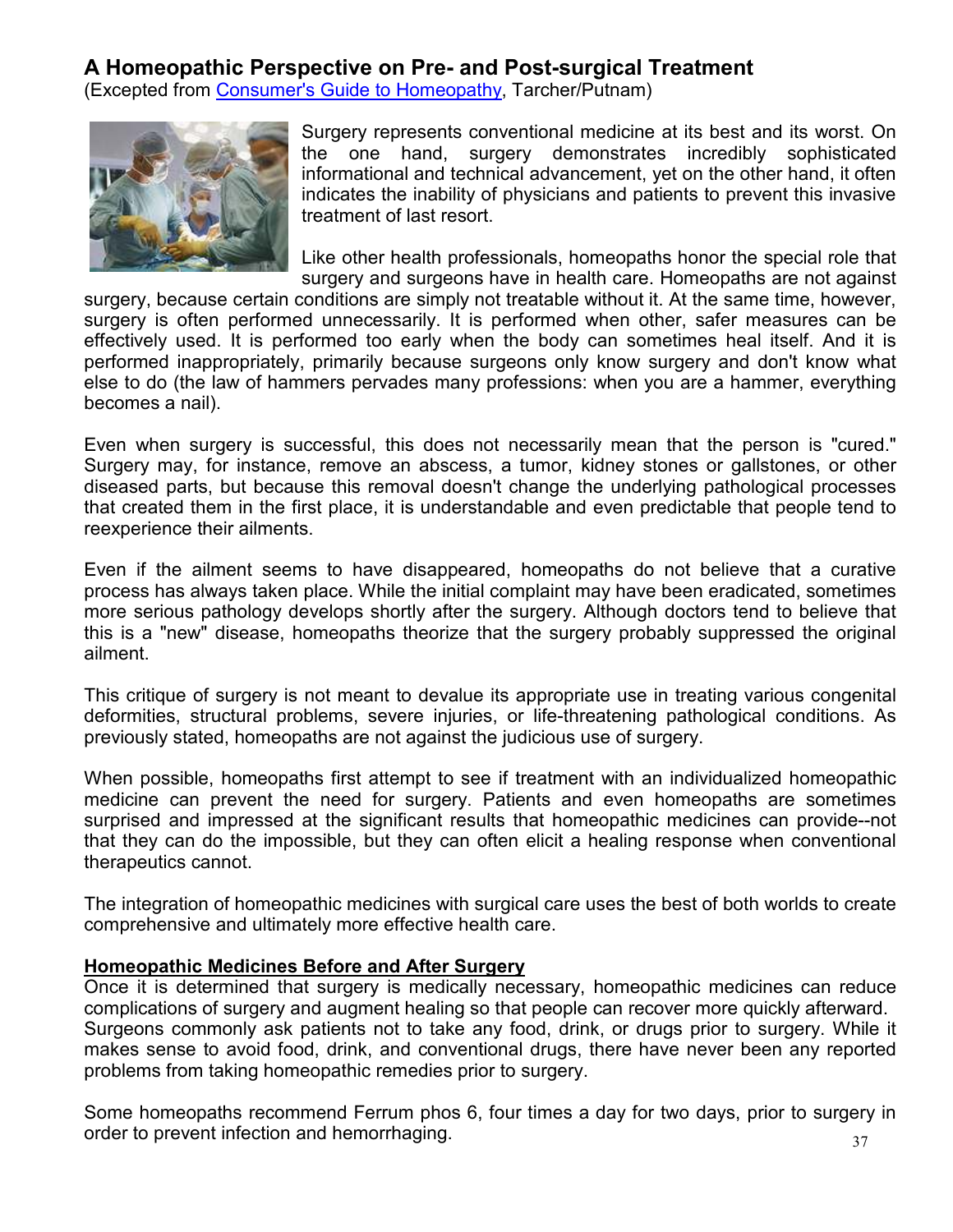## A Homeopathic Perspective on Pre- and Post-surgical Treatment

(Excepted from Consumer's Guide to Homeopathy, Tarcher/Putnam)

Surgery represents conventional medicine at its best and its worst. On the one hand, surgery demonstrates incredibly sophisticated informational and technical advancement, yet on the other hand, it often indicates the inability of physicians and patients to prevent this invasive treatment of last resort.

Like other health professionals, homeopaths honor the special role that surgery and surgeons have in health care. Homeopaths are not against surgery, because certain conditions are simply not treatable without it. At the same time, however, surgery is often performed unnecessarily. It is performed when other, safer measures can be effectively used. It is performed too early when the body can sometimes heal itself. And it is performed inappropriately, primarily because surgeons only know surgery and don't know what else to do (the law of hammers pervades many professions: when you are a hammer, everything becomes a nail).

Even when surgery is successful, this does not necessarily mean that the person is "cured." Surgery may, for instance, remove an abscess, a tumor, kidney stones or gallstones, or other diseased parts, but because this removal doesn't change the underlying pathological processes that created them in the first place, it is understandable and even predictable that people tend to reexperience their ailments.

Even if the ailment seems to have disappeared, homeopaths do not believe that a curative process has always taken place. While the initial complaint may have been eradicated, sometimes more serious pathology develops shortly after the surgery. Although doctors tend to believe that this is a "new" disease, homeopaths theorize that the surgery probably suppressed the original ailment.

This critique of surgery is not meant to devalue its appropriate use in treating various congenital deformities, structural problems, severe injuries, or life-threatening pathological conditions. As previously stated, homeopaths are not against the judicious use of surgery.

When possible, homeopaths first attempt to see if treatment with an individualized homeopathic medicine can prevent the need for surgery. Patients and even homeopaths are sometimes surprised and impressed at the significant results that homeopathic medicines can provide--not that they can do the impossible, but they can often elicit a healing response when conventional therapeutics cannot.

The integration of homeopathic medicines with surgical care uses the best of both worlds to create comprehensive and ultimately more effective health care.

**Homeopathic Medicines Before and After Surgery**

Once it is determined that surgery is medically necessary, homeopathic medicines can reduce complications of surgery and augment healing so that people can recover more quickly afterward. Surgeons commonly ask patients not to take any food, drink, or drugs prior to surgery. While it makes sense to avoid food, drink, and conventional drugs, there have never been any reported problems from taking homeopathic remedies prior to surgery.

Some homeopaths recommend Ferrum phos 6, four times a day for two days, prior to surgery in order to prevent infection and hemorrhaging.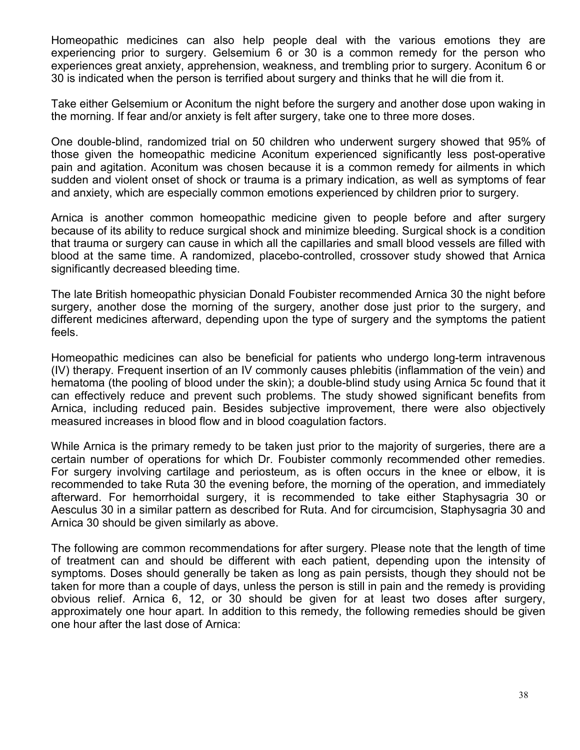Homeopathic medicines can also help people deal with the various emotions they are experiencing prior to surgery. Gelsemium 6 or 30 is a common remedy for the person who experiences great anxiety, apprehension, weakness, and trembling prior to surgery. Aconitum 6 or 30 is indicated when the person is terrified about surgery and thinks that he will die from it.

Take either Gelsemium or Aconitum the night before the surgery and another dose upon waking in the morning. If fear and/or anxiety is felt after surgery, take one to three more doses.

One double-blind, randomized trial on 50 children who underwent surgery showed that 95% of those given the homeopathic medicine Aconitum experienced significantly less post-operative pain and agitation. Aconitum was chosen because it is a common remedy for ailments in which sudden and violent onset of shock or trauma is a primary indication, as well as symptoms of fear and anxiety, which are especially common emotions experienced by children prior to surgery.

Arnica is another common homeopathic medicine given to people before and after surgery because of its ability to reduce surgical shock and minimize bleeding. Surgical shock is a condition that trauma or surgery can cause in which all the capillaries and small blood vessels are filled with blood at the same time. A randomized, placebo-controlled, crossover study showed that Arnica significantly decreased bleeding time.

The late British homeopathic physician Donald Foubister recommended Arnica 30 the night before surgery, another dose the morning of the surgery, another dose just prior to the surgery, and different medicines afterward, depending upon the type of surgery and the symptoms the patient feels.

Homeopathic medicines can also be beneficial for patients who undergo long-term intravenous (IV) therapy. Frequent insertion of an IV commonly causes phlebitis (inflammation of the vein) and hematoma (the pooling of blood under the skin); a double-blind study using Arnica 5c found that it can effectively reduce and prevent such problems. The study showed significant benefits from Arnica, including reduced pain. Besides subjective improvement, there were also objectively measured increases in blood flow and in blood coagulation factors.

While Arnica is the primary remedy to be taken just prior to the majority of surgeries, there are a certain number of operations for which Dr. Foubister commonly recommended other remedies. For surgery involving cartilage and periosteum, as is often occurs in the knee or elbow, it is recommended to take Ruta 30 the evening before, the morning of the operation, and immediately afterward. For hemorrhoidal surgery, it is recommended to take either Staphysagria 30 or Aesculus 30 in a similar pattern as described for Ruta. And for circumcision, Staphysagria 30 and Arnica 30 should be given similarly as above.

The following are common recommendations for after surgery. Please note that the length of time of treatment can and should be different with each patient, depending upon the intensity of symptoms. Doses should generally be taken as long as pain persists, though they should not be taken for more than a couple of days, unless the person is still in pain and the remedy is providing obvious relief. Arnica 6, 12, or 30 should be given for at least two doses after surgery, approximately one hour apart. In addition to this remedy, the following remedies should be given one hour after the last dose of Arnica: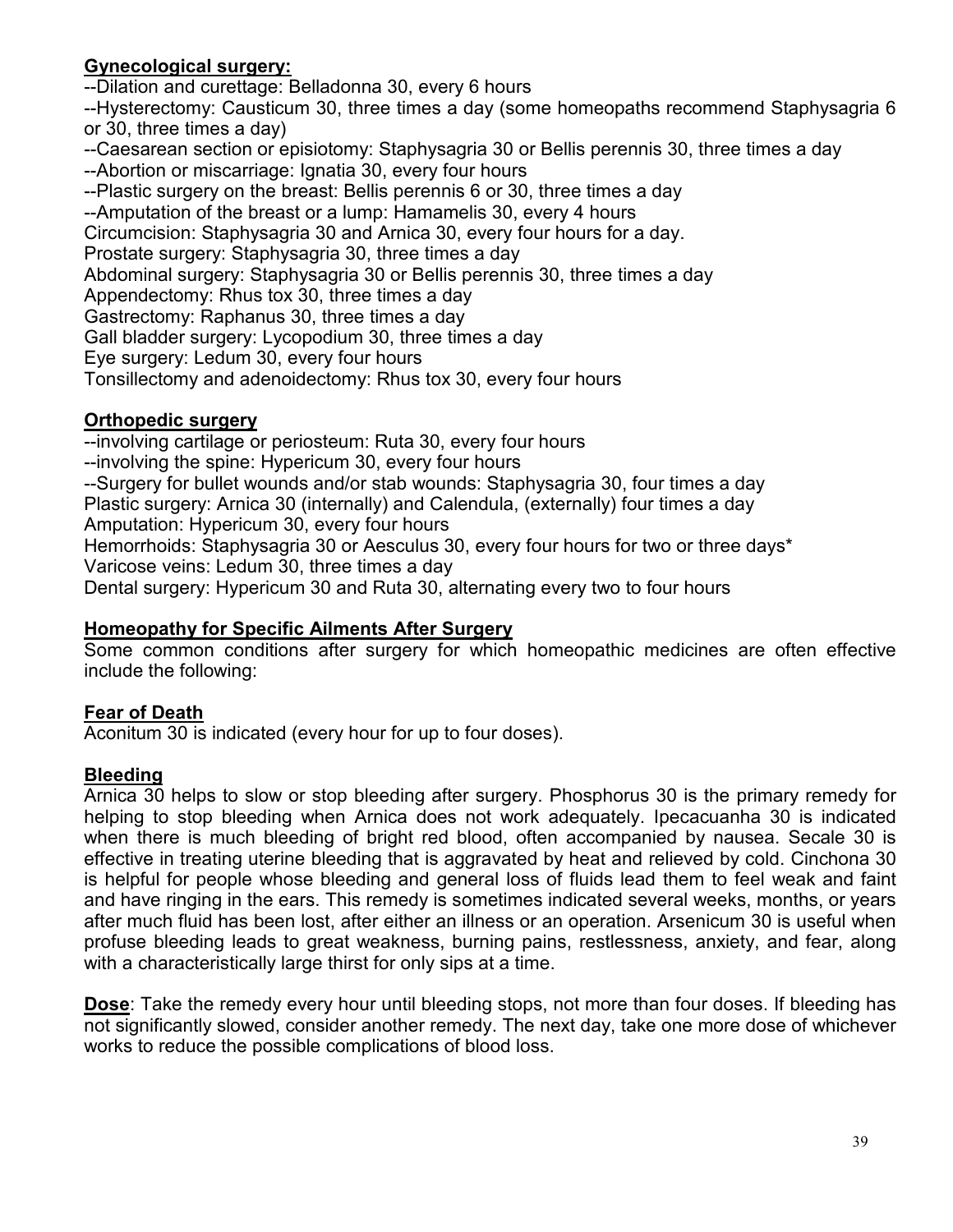**Gynecological surgery:**

--Dilation and curettage: Belladonna 30, every 6 hours
--Hysterectomy: Causticum 30, three times a day (some homeopaths recommend Staphysagria 6 or 30, three times a day)
--Caesarean section or episiotomy: Staphysagria 30 or Bellis perennis 30, three times a day
--Abortion or miscarriage: Ignatia 30, every four hours
--Plastic surgery on the breast: Bellis perennis 6 or 30, three times a day
--Amputation of the breast or a lump: Hamamelis 30, every 4 hours
Circumcision: Staphysagria 30 and Arnica 30, every four hours for a day.
Prostate surgery: Staphysagria 30, three times a day
Abdominal surgery: Staphysagria 30 or Bellis perennis 30, three times a day
Appendectomy: Rhus tox 30, three times a day
Gastrectomy: Raphanus 30, three times a day
Gall bladder surgery: Lycopodium 30, three times a day
Eye surgery: Ledum 30, every four hours
Tonsillectomy and adenoidectomy: Rhus tox 30, every four hours

**Orthopedic surgery**

--involving cartilage or periosteum: Ruta 30, every four hours
--involving the spine: Hypericum 30, every four hours
--Surgery for bullet wounds and/or stab wounds: Staphysagria 30, four times a day
Plastic surgery: Arnica 30 (internally) and Calendula, (externally) four times a day
Amputation: Hypericum 30, every four hours
Hemorrhoids: Staphysagria 30 or Aesculus 30, every four hours for two or three days*
Varicose veins: Ledum 30, three times a day
Dental surgery: Hypericum 30 and Ruta 30, alternating every two to four hours

**Homeopathy for Specific Ailments After Surgery**

Some common conditions after surgery for which homeopathic medicines are often effective include the following:

**Fear of Death**

Aconitum 30 is indicated (every hour for up to four doses).

**Bleeding**

Arnica 30 helps to slow or stop bleeding after surgery. Phosphorus 30 is the primary remedy for helping to stop bleeding when Arnica does not work adequately. Ipecacuanha 30 is indicated when there is much bleeding of bright red blood, often accompanied by nausea. Secale 30 is effective in treating uterine bleeding that is aggravated by heat and relieved by cold. Cinchona 30 is helpful for people whose bleeding and general loss of fluids lead them to feel weak and faint and have ringing in the ears. This remedy is sometimes indicated several weeks, months, or years after much fluid has been lost, after either an illness or an operation. Arsenicum 30 is useful when profuse bleeding leads to great weakness, burning pains, restlessness, anxiety, and fear, along with a characteristically large thirst for only sips at a time.

**Dose**: Take the remedy every hour until bleeding stops, not more than four doses. If bleeding has not significantly slowed, consider another remedy. The next day, take one more dose of whichever works to reduce the possible complications of blood loss.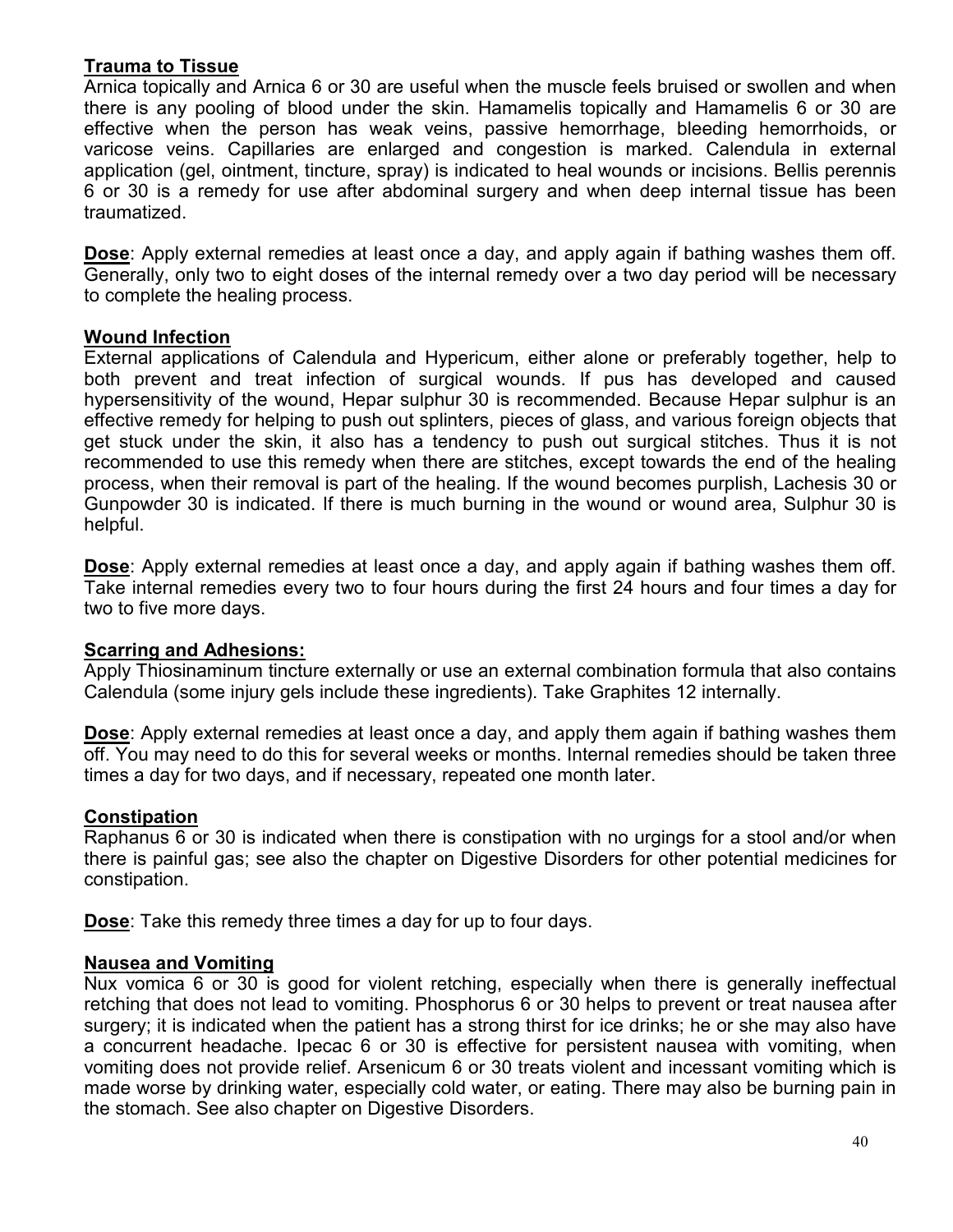**Trauma to Tissue**

Arnica topically and Arnica 6 or 30 are useful when the muscle feels bruised or swollen and when there is any pooling of blood under the skin. Hamamelis topically and Hamamelis 6 or 30 are effective when the person has weak veins, passive hemorrhage, bleeding hemorrhoids, or varicose veins. Capillaries are enlarged and congestion is marked. Calendula in external application (gel, ointment, tincture, spray) is indicated to heal wounds or incisions. Bellis perennis 6 or 30 is a remedy for use after abdominal surgery and when deep internal tissue has been traumatized.

**Dose**: Apply external remedies at least once a day, and apply again if bathing washes them off. Generally, only two to eight doses of the internal remedy over a two day period will be necessary to complete the healing process.

**Wound Infection**

External applications of Calendula and Hypericum, either alone or preferably together, help to both prevent and treat infection of surgical wounds. If pus has developed and caused hypersensitivity of the wound, Hepar sulphur 30 is recommended. Because Hepar sulphur is an effective remedy for helping to push out splinters, pieces of glass, and various foreign objects that get stuck under the skin, it also has a tendency to push out surgical stitches. Thus it is not recommended to use this remedy when there are stitches, except towards the end of the healing process, when their removal is part of the healing. If the wound becomes purplish, Lachesis 30 or Gunpowder 30 is indicated. If there is much burning in the wound or wound area, Sulphur 30 is helpful.

**Dose**: Apply external remedies at least once a day, and apply again if bathing washes them off. Take internal remedies every two to four hours during the first 24 hours and four times a day for two to five more days.

**Scarring and Adhesions:**

Apply Thiosinaminum tincture externally or use an external combination formula that also contains Calendula (some injury gels include these ingredients). Take Graphites 12 internally.

**Dose**: Apply external remedies at least once a day, and apply them again if bathing washes them off. You may need to do this for several weeks or months. Internal remedies should be taken three times a day for two days, and if necessary, repeated one month later.

**Constipation**

Raphanus 6 or 30 is indicated when there is constipation with no urgings for a stool and/or when there is painful gas; see also the chapter on Digestive Disorders for other potential medicines for constipation.

**Dose**: Take this remedy three times a day for up to four days.

**Nausea and Vomiting**

Nux vomica 6 or 30 is good for violent retching, especially when there is generally ineffectual retching that does not lead to vomiting. Phosphorus 6 or 30 helps to prevent or treat nausea after surgery; it is indicated when the patient has a strong thirst for ice drinks; he or she may also have a concurrent headache. Ipecac 6 or 30 is effective for persistent nausea with vomiting, when vomiting does not provide relief. Arsenicum 6 or 30 treats violent and incessant vomiting which is made worse by drinking water, especially cold water, or eating. There may also be burning pain in the stomach. See also chapter on Digestive Disorders.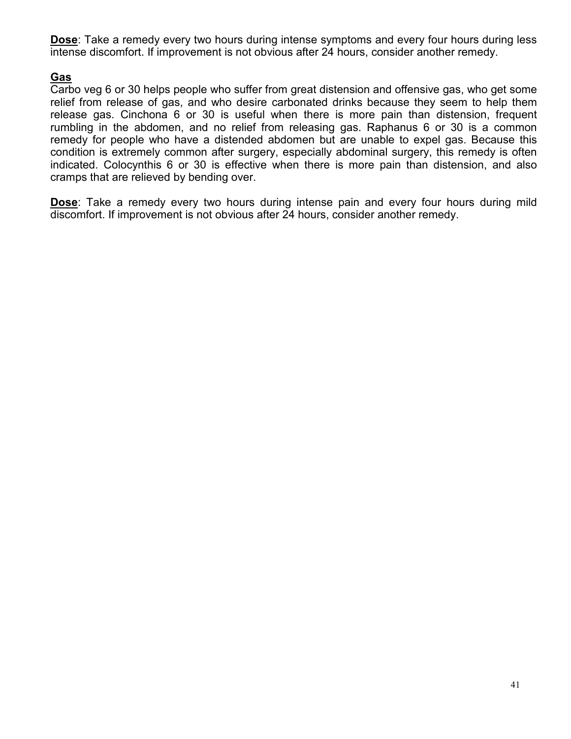**Dose**: Take a remedy every two hours during intense symptoms and every four hours during less intense discomfort. If improvement is not obvious after 24 hours, consider another remedy.

**Gas**

Carbo veg 6 or 30 helps people who suffer from great distension and offensive gas, who get some relief from release of gas, and who desire carbonated drinks because they seem to help them release gas. Cinchona 6 or 30 is useful when there is more pain than distension, frequent rumbling in the abdomen, and no relief from releasing gas. Raphanus 6 or 30 is a common remedy for people who have a distended abdomen but are unable to expel gas. Because this condition is extremely common after surgery, especially abdominal surgery, this remedy is often indicated. Colocynthis 6 or 30 is effective when there is more pain than distension, and also cramps that are relieved by bending over.

**Dose**: Take a remedy every two hours during intense pain and every four hours during mild discomfort. If improvement is not obvious after 24 hours, consider another remedy.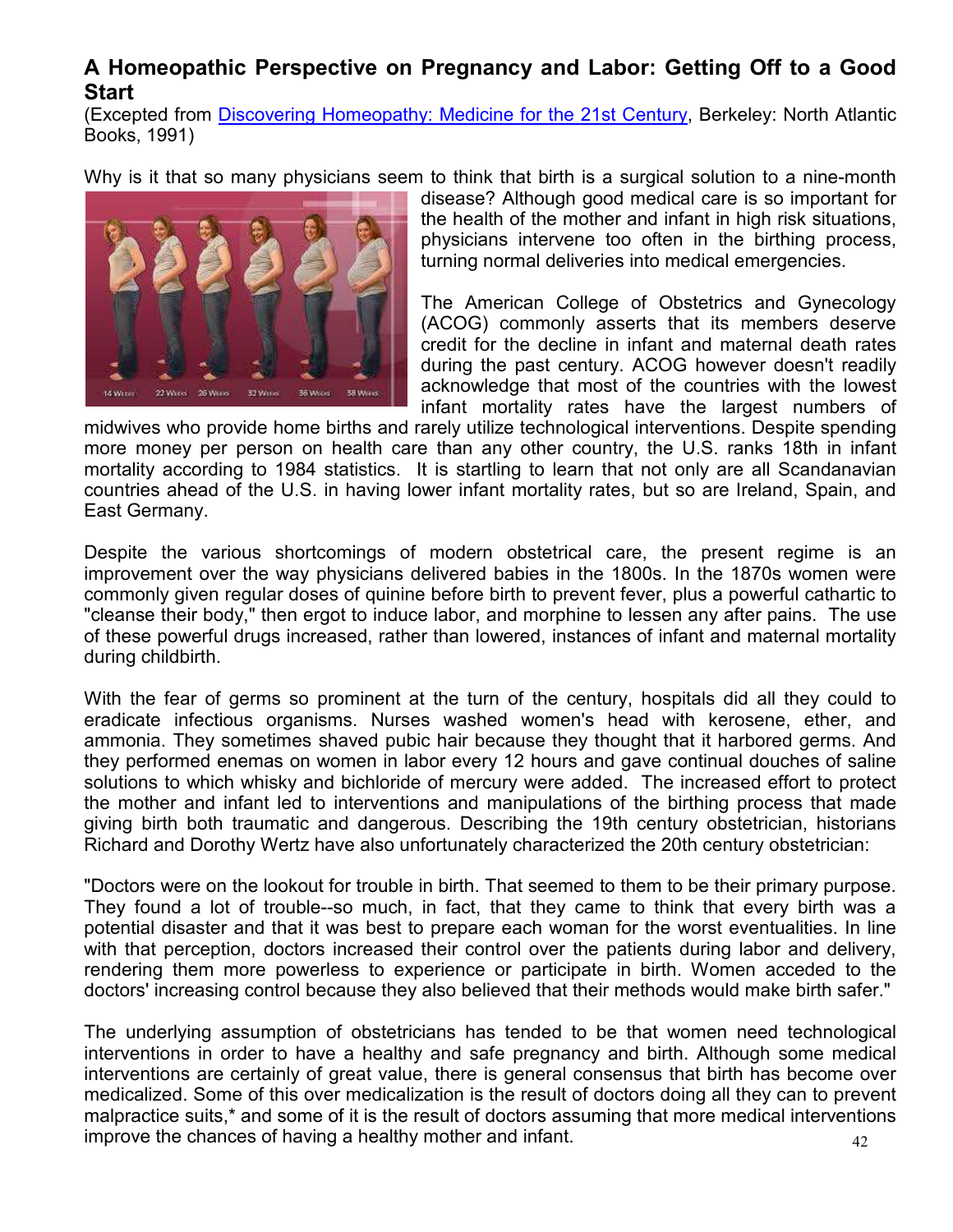## A Homeopathic Perspective on Pregnancy and Labor: Getting Off to a Good Start

(Excepted from Discovering Homeopathy: Medicine for the 21st Century, Berkeley: North Atlantic Books, 1991)

Why is it that so many physicians seem to think that birth is a surgical solution to a nine-month disease? Although good medical care is so important for the health of the mother and infant in high risk situations, physicians intervene too often in the birthing process, turning normal deliveries into medical emergencies.

The American College of Obstetrics and Gynecology (ACOG) commonly asserts that its members deserve credit for the decline in infant and maternal death rates during the past century. ACOG however doesn't readily acknowledge that most of the countries with the lowest infant mortality rates have the largest numbers of midwives who provide home births and rarely utilize technological interventions. Despite spending more money per person on health care than any other country, the U.S. ranks 18th in infant mortality according to 1984 statistics. It is startling to learn that not only are all Scandanavian countries ahead of the U.S. in having lower infant mortality rates, but so are Ireland, Spain, and East Germany.

Despite the various shortcomings of modern obstetrical care, the present regime is an improvement over the way physicians delivered babies in the 1800s. In the 1870s women were commonly given regular doses of quinine before birth to prevent fever, plus a powerful cathartic to "cleanse their body," then ergot to induce labor, and morphine to lessen any after pains. The use of these powerful drugs increased, rather than lowered, instances of infant and maternal mortality during childbirth.

With the fear of germs so prominent at the turn of the century, hospitals did all they could to eradicate infectious organisms. Nurses washed women's head with kerosene, ether, and ammonia. They sometimes shaved pubic hair because they thought that it harbored germs. And they performed enemas on women in labor every 12 hours and gave continual douches of saline solutions to which whisky and bichloride of mercury were added. The increased effort to protect the mother and infant led to interventions and manipulations of the birthing process that made giving birth both traumatic and dangerous. Describing the 19th century obstetrician, historians Richard and Dorothy Wertz have also unfortunately characterized the 20th century obstetrician:

"Doctors were on the lookout for trouble in birth. That seemed to them to be their primary purpose. They found a lot of trouble--so much, in fact, that they came to think that every birth was a potential disaster and that it was best to prepare each woman for the worst eventualities. In line with that perception, doctors increased their control over the patients during labor and delivery, rendering them more powerless to experience or participate in birth. Women acceded to the doctors' increasing control because they also believed that their methods would make birth safer."

The underlying assumption of obstetricians has tended to be that women need technological interventions in order to have a healthy and safe pregnancy and birth. Although some medical interventions are certainly of great value, there is general consensus that birth has become over medicalized. Some of this over medicalization is the result of doctors doing all they can to prevent malpractice suits,* and some of it is the result of doctors assuming that more medical interventions improve the chances of having a healthy mother and infant.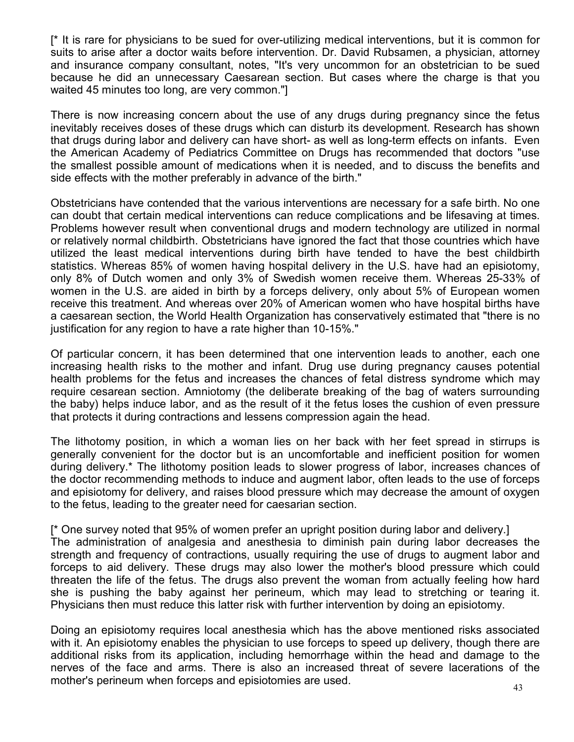[* It is rare for physicians to be sued for over-utilizing medical interventions, but it is common for suits to arise after a doctor waits before intervention. Dr. David Rubsamen, a physician, attorney and insurance company consultant, notes, "It's very uncommon for an obstetrician to be sued because he did an unnecessary Caesarean section. But cases where the charge is that you waited 45 minutes too long, are very common."]

There is now increasing concern about the use of any drugs during pregnancy since the fetus inevitably receives doses of these drugs which can disturb its development. Research has shown that drugs during labor and delivery can have short- as well as long-term effects on infants. Even the American Academy of Pediatrics Committee on Drugs has recommended that doctors "use the smallest possible amount of medications when it is needed, and to discuss the benefits and side effects with the mother preferably in advance of the birth."

Obstetricians have contended that the various interventions are necessary for a safe birth. No one can doubt that certain medical interventions can reduce complications and be lifesaving at times. Problems however result when conventional drugs and modern technology are utilized in normal or relatively normal childbirth. Obstetricians have ignored the fact that those countries which have utilized the least medical interventions during birth have tended to have the best childbirth statistics. Whereas 85% of women having hospital delivery in the U.S. have had an episiotomy, only 8% of Dutch women and only 3% of Swedish women receive them. Whereas 25-33% of women in the U.S. are aided in birth by a forceps delivery, only about 5% of European women receive this treatment. And whereas over 20% of American women who have hospital births have a caesarean section, the World Health Organization has conservatively estimated that "there is no justification for any region to have a rate higher than 10-15%."

Of particular concern, it has been determined that one intervention leads to another, each one increasing health risks to the mother and infant. Drug use during pregnancy causes potential health problems for the fetus and increases the chances of fetal distress syndrome which may require cesarean section. Amniotomy (the deliberate breaking of the bag of waters surrounding the baby) helps induce labor, and as the result of it the fetus loses the cushion of even pressure that protects it during contractions and lessens compression again the head.

The lithotomy position, in which a woman lies on her back with her feet spread in stirrups is generally convenient for the doctor but is an uncomfortable and inefficient position for women during delivery.* The lithotomy position leads to slower progress of labor, increases chances of the doctor recommending methods to induce and augment labor, often leads to the use of forceps and episiotomy for delivery, and raises blood pressure which may decrease the amount of oxygen to the fetus, leading to the greater need for caesarian section.

[* One survey noted that 95% of women prefer an upright position during labor and delivery.]

The administration of analgesia and anesthesia to diminish pain during labor decreases the strength and frequency of contractions, usually requiring the use of drugs to augment labor and forceps to aid delivery. These drugs may also lower the mother's blood pressure which could threaten the life of the fetus. The drugs also prevent the woman from actually feeling how hard she is pushing the baby against her perineum, which may lead to stretching or tearing it. Physicians then must reduce this latter risk with further intervention by doing an episiotomy.

Doing an episiotomy requires local anesthesia which has the above mentioned risks associated with it. An episiotomy enables the physician to use forceps to speed up delivery, though there are additional risks from its application, including hemorrhage within the head and damage to the nerves of the face and arms. There is also an increased threat of severe lacerations of the mother's perineum when forceps and episiotomies are used.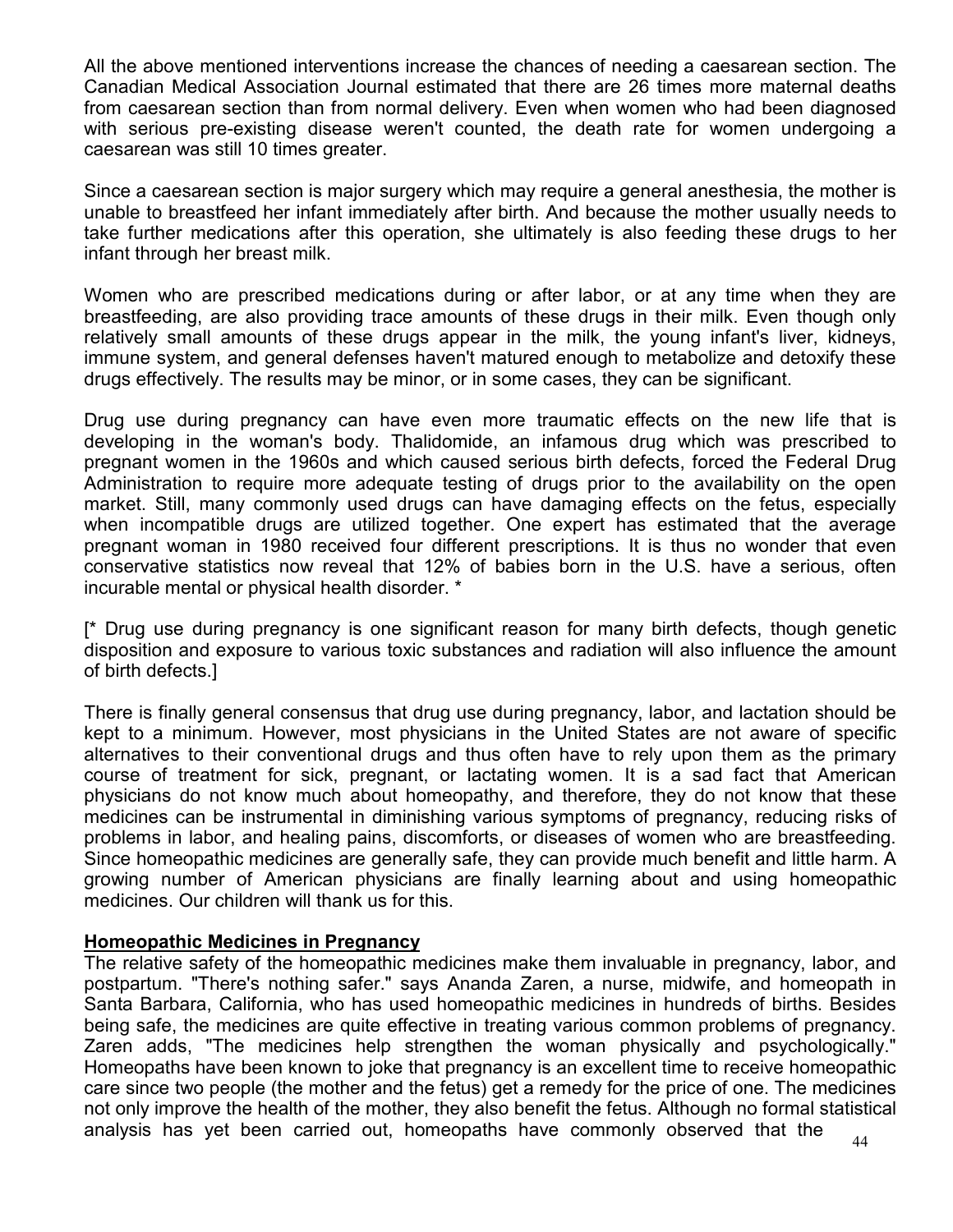All the above mentioned interventions increase the chances of needing a caesarean section. The Canadian Medical Association Journal estimated that there are 26 times more maternal deaths from caesarean section than from normal delivery. Even when women who had been diagnosed with serious pre-existing disease weren't counted, the death rate for women undergoing a caesarean was still 10 times greater.

Since a caesarean section is major surgery which may require a general anesthesia, the mother is unable to breastfeed her infant immediately after birth. And because the mother usually needs to take further medications after this operation, she ultimately is also feeding these drugs to her infant through her breast milk.

Women who are prescribed medications during or after labor, or at any time when they are breastfeeding, are also providing trace amounts of these drugs in their milk. Even though only relatively small amounts of these drugs appear in the milk, the young infant's liver, kidneys, immune system, and general defenses haven't matured enough to metabolize and detoxify these drugs effectively. The results may be minor, or in some cases, they can be significant.

Drug use during pregnancy can have even more traumatic effects on the new life that is developing in the woman's body. Thalidomide, an infamous drug which was prescribed to pregnant women in the 1960s and which caused serious birth defects, forced the Federal Drug Administration to require more adequate testing of drugs prior to the availability on the open market. Still, many commonly used drugs can have damaging effects on the fetus, especially when incompatible drugs are utilized together. One expert has estimated that the average pregnant woman in 1980 received four different prescriptions. It is thus no wonder that even conservative statistics now reveal that 12% of babies born in the U.S. have a serious, often incurable mental or physical health disorder. *

[* Drug use during pregnancy is one significant reason for many birth defects, though genetic disposition and exposure to various toxic substances and radiation will also influence the amount of birth defects.]

There is finally general consensus that drug use during pregnancy, labor, and lactation should be kept to a minimum. However, most physicians in the United States are not aware of specific alternatives to their conventional drugs and thus often have to rely upon them as the primary course of treatment for sick, pregnant, or lactating women. It is a sad fact that American physicians do not know much about homeopathy, and therefore, they do not know that these medicines can be instrumental in diminishing various symptoms of pregnancy, reducing risks of problems in labor, and healing pains, discomforts, or diseases of women who are breastfeeding. Since homeopathic medicines are generally safe, they can provide much benefit and little harm. A growing number of American physicians are finally learning about and using homeopathic medicines. Our children will thank us for this.

## Homeopathic Medicines in Pregnancy

The relative safety of the homeopathic medicines make them invaluable in pregnancy, labor, and postpartum. "There's nothing safer." says Ananda Zaren, a nurse, midwife, and homeopath in Santa Barbara, California, who has used homeopathic medicines in hundreds of births. Besides being safe, the medicines are quite effective in treating various common problems of pregnancy. Zaren adds, "The medicines help strengthen the woman physically and psychologically." Homeopaths have been known to joke that pregnancy is an excellent time to receive homeopathic care since two people (the mother and the fetus) get a remedy for the price of one. The medicines not only improve the health of the mother, they also benefit the fetus. Although no formal statistical analysis has yet been carried out, homeopaths have commonly observed that the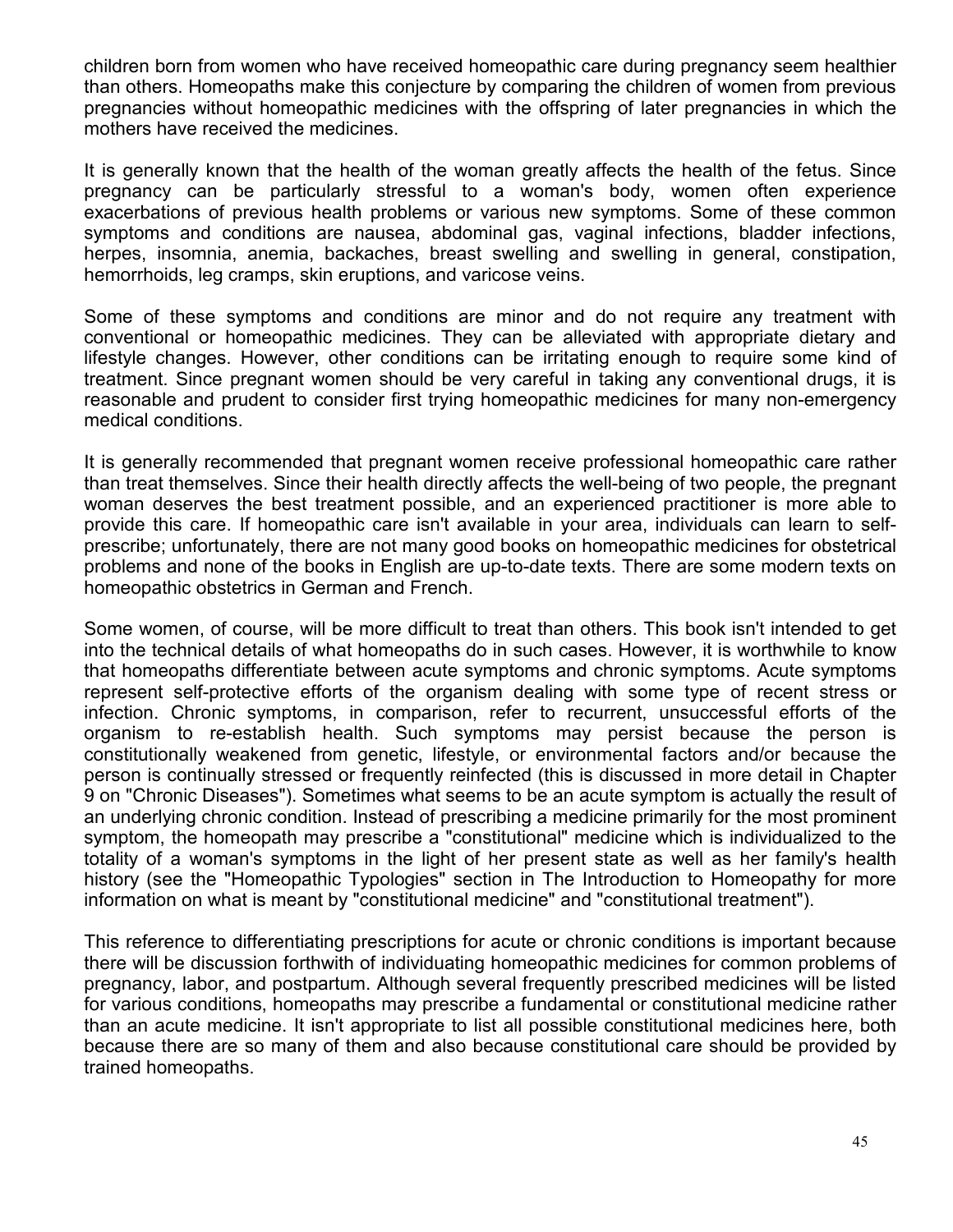children born from women who have received homeopathic care during pregnancy seem healthier than others. Homeopaths make this conjecture by comparing the children of women from previous pregnancies without homeopathic medicines with the offspring of later pregnancies in which the mothers have received the medicines.

It is generally known that the health of the woman greatly affects the health of the fetus. Since pregnancy can be particularly stressful to a woman's body, women often experience exacerbations of previous health problems or various new symptoms. Some of these common symptoms and conditions are nausea, abdominal gas, vaginal infections, bladder infections, herpes, insomnia, anemia, backaches, breast swelling and swelling in general, constipation, hemorrhoids, leg cramps, skin eruptions, and varicose veins.

Some of these symptoms and conditions are minor and do not require any treatment with conventional or homeopathic medicines. They can be alleviated with appropriate dietary and lifestyle changes. However, other conditions can be irritating enough to require some kind of treatment. Since pregnant women should be very careful in taking any conventional drugs, it is reasonable and prudent to consider first trying homeopathic medicines for many non-emergency medical conditions.

It is generally recommended that pregnant women receive professional homeopathic care rather than treat themselves. Since their health directly affects the well-being of two people, the pregnant woman deserves the best treatment possible, and an experienced practitioner is more able to provide this care. If homeopathic care isn't available in your area, individuals can learn to self-prescribe; unfortunately, there are not many good books on homeopathic medicines for obstetrical problems and none of the books in English are up-to-date texts. There are some modern texts on homeopathic obstetrics in German and French.

Some women, of course, will be more difficult to treat than others. This book isn't intended to get into the technical details of what homeopaths do in such cases. However, it is worthwhile to know that homeopaths differentiate between acute symptoms and chronic symptoms. Acute symptoms represent self-protective efforts of the organism dealing with some type of recent stress or infection. Chronic symptoms, in comparison, refer to recurrent, unsuccessful efforts of the organism to re-establish health. Such symptoms may persist because the person is constitutionally weakened from genetic, lifestyle, or environmental factors and/or because the person is continually stressed or frequently reinfected (this is discussed in more detail in Chapter 9 on "Chronic Diseases"). Sometimes what seems to be an acute symptom is actually the result of an underlying chronic condition. Instead of prescribing a medicine primarily for the most prominent symptom, the homeopath may prescribe a "constitutional" medicine which is individualized to the totality of a woman's symptoms in the light of her present state as well as her family's health history (see the "Homeopathic Typologies" section in The Introduction to Homeopathy for more information on what is meant by "constitutional medicine" and "constitutional treatment").

This reference to differentiating prescriptions for acute or chronic conditions is important because there will be discussion forthwith of individuating homeopathic medicines for common problems of pregnancy, labor, and postpartum. Although several frequently prescribed medicines will be listed for various conditions, homeopaths may prescribe a fundamental or constitutional medicine rather than an acute medicine. It isn't appropriate to list all possible constitutional medicines here, both because there are so many of them and also because constitutional care should be provided by trained homeopaths.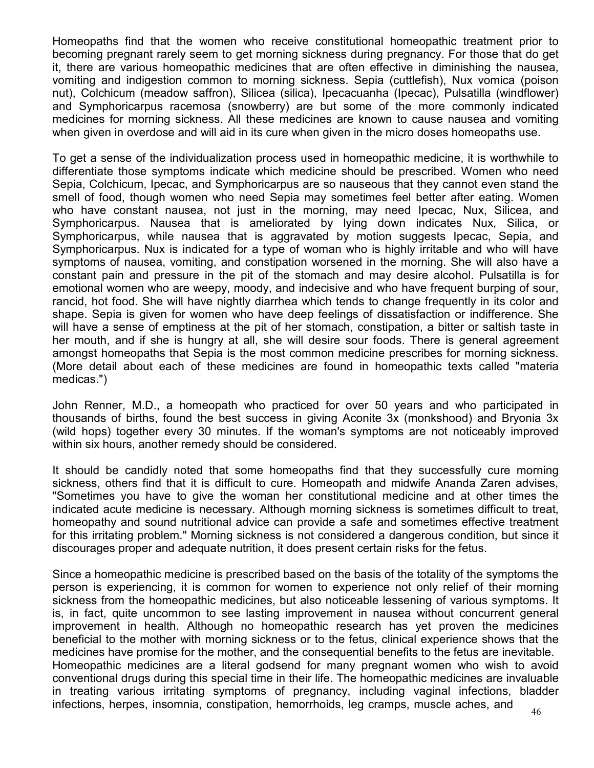Homeopaths find that the women who receive constitutional homeopathic treatment prior to becoming pregnant rarely seem to get morning sickness during pregnancy. For those that do get it, there are various homeopathic medicines that are often effective in diminishing the nausea, vomiting and indigestion common to morning sickness. Sepia (cuttlefish), Nux vomica (poison nut), Colchicum (meadow saffron), Silicea (silica), Ipecacuanha (Ipecac), Pulsatilla (windflower) and Symphoricarpus racemosa (snowberry) are but some of the more commonly indicated medicines for morning sickness. All these medicines are known to cause nausea and vomiting when given in overdose and will aid in its cure when given in the micro doses homeopaths use.

To get a sense of the individualization process used in homeopathic medicine, it is worthwhile to differentiate those symptoms indicate which medicine should be prescribed. Women who need Sepia, Colchicum, Ipecac, and Symphoricarpus are so nauseous that they cannot even stand the smell of food, though women who need Sepia may sometimes feel better after eating. Women who have constant nausea, not just in the morning, may need Ipecac, Nux, Silicea, and Symphoricarpus. Nausea that is ameliorated by lying down indicates Nux, Silica, or Symphoricarpus, while nausea that is aggravated by motion suggests Ipecac, Sepia, and Symphoricarpus. Nux is indicated for a type of woman who is highly irritable and who will have symptoms of nausea, vomiting, and constipation worsened in the morning. She will also have a constant pain and pressure in the pit of the stomach and may desire alcohol. Pulsatilla is for emotional women who are weepy, moody, and indecisive and who have frequent burping of sour, rancid, hot food. She will have nightly diarrhea which tends to change frequently in its color and shape. Sepia is given for women who have deep feelings of dissatisfaction or indifference. She will have a sense of emptiness at the pit of her stomach, constipation, a bitter or saltish taste in her mouth, and if she is hungry at all, she will desire sour foods. There is general agreement amongst homeopaths that Sepia is the most common medicine prescribes for morning sickness. (More detail about each of these medicines are found in homeopathic texts called "materia medicas.")

John Renner, M.D., a homeopath who practiced for over 50 years and who participated in thousands of births, found the best success in giving Aconite 3x (monkshood) and Bryonia 3x (wild hops) together every 30 minutes. If the woman's symptoms are not noticeably improved within six hours, another remedy should be considered.

It should be candidly noted that some homeopaths find that they successfully cure morning sickness, others find that it is difficult to cure. Homeopath and midwife Ananda Zaren advises, "Sometimes you have to give the woman her constitutional medicine and at other times the indicated acute medicine is necessary. Although morning sickness is sometimes difficult to treat, homeopathy and sound nutritional advice can provide a safe and sometimes effective treatment for this irritating problem." Morning sickness is not considered a dangerous condition, but since it discourages proper and adequate nutrition, it does present certain risks for the fetus.

Since a homeopathic medicine is prescribed based on the basis of the totality of the symptoms the person is experiencing, it is common for women to experience not only relief of their morning sickness from the homeopathic medicines, but also noticeable lessening of various symptoms. It is, in fact, quite uncommon to see lasting improvement in nausea without concurrent general improvement in health. Although no homeopathic research has yet proven the medicines beneficial to the mother with morning sickness or to the fetus, clinical experience shows that the medicines have promise for the mother, and the consequential benefits to the fetus are inevitable.
Homeopathic medicines are a literal godsend for many pregnant women who wish to avoid conventional drugs during this special time in their life. The homeopathic medicines are invaluable in treating various irritating symptoms of pregnancy, including vaginal infections, bladder infections, herpes, insomnia, constipation, hemorrhoids, leg cramps, muscle aches, and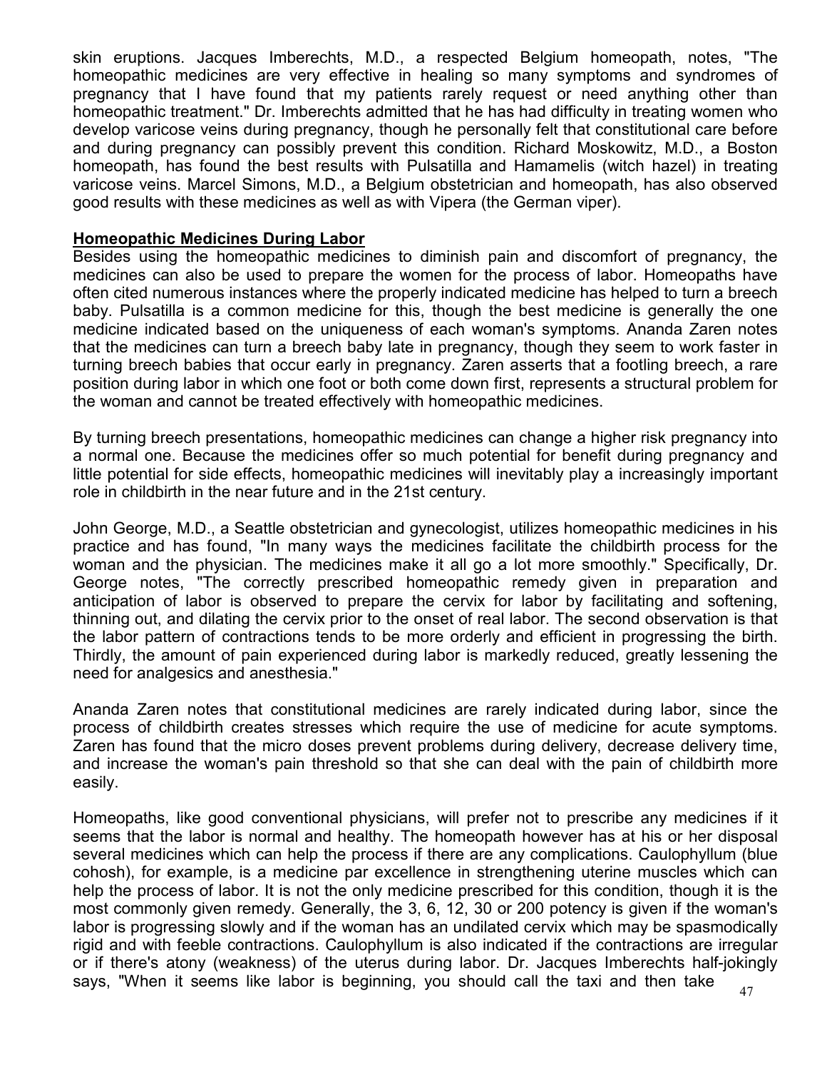skin eruptions. Jacques Imberechts, M.D., a respected Belgium homeopath, notes, "The homeopathic medicines are very effective in healing so many symptoms and syndromes of pregnancy that I have found that my patients rarely request or need anything other than homeopathic treatment." Dr. Imberechts admitted that he has had difficulty in treating women who develop varicose veins during pregnancy, though he personally felt that constitutional care before and during pregnancy can possibly prevent this condition. Richard Moskowitz, M.D., a Boston homeopath, has found the best results with Pulsatilla and Hamamelis (witch hazel) in treating varicose veins. Marcel Simons, M.D., a Belgium obstetrician and homeopath, has also observed good results with these medicines as well as with Vipera (the German viper).

## Homeopathic Medicines During Labor

Besides using the homeopathic medicines to diminish pain and discomfort of pregnancy, the medicines can also be used to prepare the women for the process of labor. Homeopaths have often cited numerous instances where the properly indicated medicine has helped to turn a breech baby. Pulsatilla is a common medicine for this, though the best medicine is generally the one medicine indicated based on the uniqueness of each woman's symptoms. Ananda Zaren notes that the medicines can turn a breech baby late in pregnancy, though they seem to work faster in turning breech babies that occur early in pregnancy. Zaren asserts that a footling breech, a rare position during labor in which one foot or both come down first, represents a structural problem for the woman and cannot be treated effectively with homeopathic medicines.

By turning breech presentations, homeopathic medicines can change a higher risk pregnancy into a normal one. Because the medicines offer so much potential for benefit during pregnancy and little potential for side effects, homeopathic medicines will inevitably play a increasingly important role in childbirth in the near future and in the 21st century.

John George, M.D., a Seattle obstetrician and gynecologist, utilizes homeopathic medicines in his practice and has found, "In many ways the medicines facilitate the childbirth process for the woman and the physician. The medicines make it all go a lot more smoothly." Specifically, Dr. George notes, "The correctly prescribed homeopathic remedy given in preparation and anticipation of labor is observed to prepare the cervix for labor by facilitating and softening, thinning out, and dilating the cervix prior to the onset of real labor. The second observation is that the labor pattern of contractions tends to be more orderly and efficient in progressing the birth. Thirdly, the amount of pain experienced during labor is markedly reduced, greatly lessening the need for analgesics and anesthesia."

Ananda Zaren notes that constitutional medicines are rarely indicated during labor, since the process of childbirth creates stresses which require the use of medicine for acute symptoms. Zaren has found that the micro doses prevent problems during delivery, decrease delivery time, and increase the woman's pain threshold so that she can deal with the pain of childbirth more easily.

Homeopaths, like good conventional physicians, will prefer not to prescribe any medicines if it seems that the labor is normal and healthy. The homeopath however has at his or her disposal several medicines which can help the process if there are any complications. Caulophyllum (blue cohosh), for example, is a medicine par excellence in strengthening uterine muscles which can help the process of labor. It is not the only medicine prescribed for this condition, though it is the most commonly given remedy. Generally, the 3, 6, 12, 30 or 200 potency is given if the woman's labor is progressing slowly and if the woman has an undilated cervix which may be spasmodically rigid and with feeble contractions. Caulophyllum is also indicated if the contractions are irregular or if there's atony (weakness) of the uterus during labor. Dr. Jacques Imberechts half-jokingly says, "When it seems like labor is beginning, you should call the taxi and then take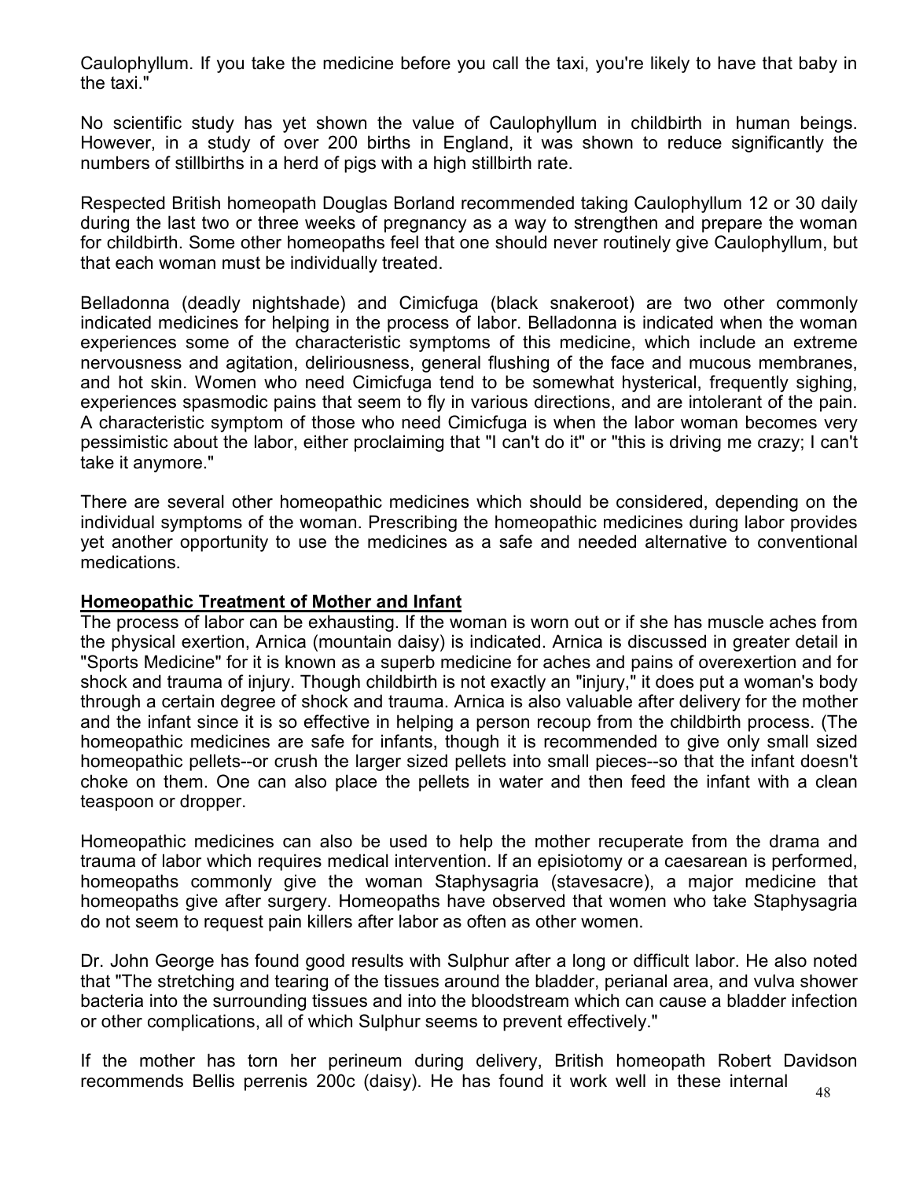Caulophyllum. If you take the medicine before you call the taxi, you're likely to have that baby in the taxi."

No scientific study has yet shown the value of Caulophyllum in childbirth in human beings. However, in a study of over 200 births in England, it was shown to reduce significantly the numbers of stillbirths in a herd of pigs with a high stillbirth rate.

Respected British homeopath Douglas Borland recommended taking Caulophyllum 12 or 30 daily during the last two or three weeks of pregnancy as a way to strengthen and prepare the woman for childbirth. Some other homeopaths feel that one should never routinely give Caulophyllum, but that each woman must be individually treated.

Belladonna (deadly nightshade) and Cimicfuga (black snakeroot) are two other commonly indicated medicines for helping in the process of labor. Belladonna is indicated when the woman experiences some of the characteristic symptoms of this medicine, which include an extreme nervousness and agitation, deliriousness, general flushing of the face and mucous membranes, and hot skin. Women who need Cimicfuga tend to be somewhat hysterical, frequently sighing, experiences spasmodic pains that seem to fly in various directions, and are intolerant of the pain. A characteristic symptom of those who need Cimicfuga is when the labor woman becomes very pessimistic about the labor, either proclaiming that "I can't do it" or "this is driving me crazy; I can't take it anymore."

There are several other homeopathic medicines which should be considered, depending on the individual symptoms of the woman. Prescribing the homeopathic medicines during labor provides yet another opportunity to use the medicines as a safe and needed alternative to conventional medications.

## Homeopathic Treatment of Mother and Infant

The process of labor can be exhausting. If the woman is worn out or if she has muscle aches from the physical exertion, Arnica (mountain daisy) is indicated. Arnica is discussed in greater detail in "Sports Medicine" for it is known as a superb medicine for aches and pains of overexertion and for shock and trauma of injury. Though childbirth is not exactly an "injury," it does put a woman's body through a certain degree of shock and trauma. Arnica is also valuable after delivery for the mother and the infant since it is so effective in helping a person recoup from the childbirth process. (The homeopathic medicines are safe for infants, though it is recommended to give only small sized homeopathic pellets--or crush the larger sized pellets into small pieces--so that the infant doesn't choke on them. One can also place the pellets in water and then feed the infant with a clean teaspoon or dropper.

Homeopathic medicines can also be used to help the mother recuperate from the drama and trauma of labor which requires medical intervention. If an episiotomy or a caesarean is performed, homeopaths commonly give the woman Staphysagria (stavesacre), a major medicine that homeopaths give after surgery. Homeopaths have observed that women who take Staphysagria do not seem to request pain killers after labor as often as other women.

Dr. John George has found good results with Sulphur after a long or difficult labor. He also noted that "The stretching and tearing of the tissues around the bladder, perianal area, and vulva shower bacteria into the surrounding tissues and into the bloodstream which can cause a bladder infection or other complications, all of which Sulphur seems to prevent effectively."

If the mother has torn her perineum during delivery, British homeopath Robert Davidson recommends Bellis perrenis 200c (daisy). He has found it work well in these internal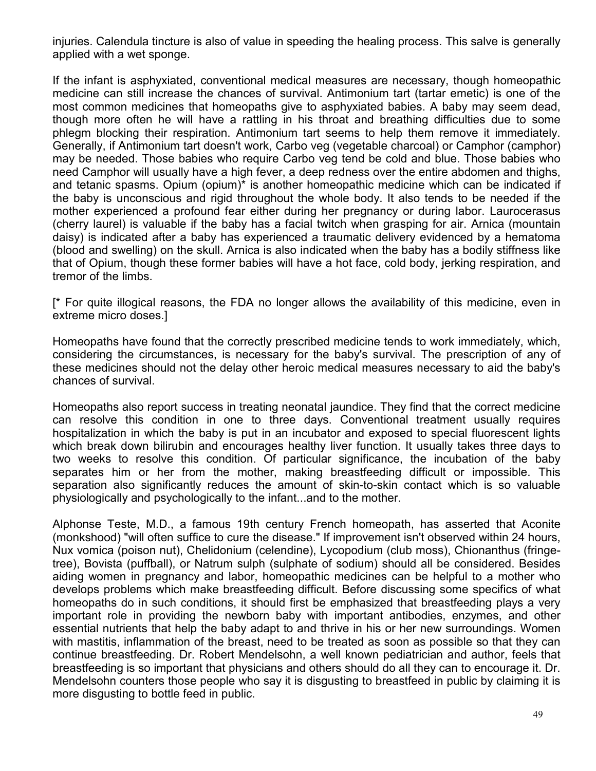injuries. Calendula tincture is also of value in speeding the healing process. This salve is generally applied with a wet sponge.

If the infant is asphyxiated, conventional medical measures are necessary, though homeopathic medicine can still increase the chances of survival. Antimonium tart (tartar emetic) is one of the most common medicines that homeopaths give to asphyxiated babies. A baby may seem dead, though more often he will have a rattling in his throat and breathing difficulties due to some phlegm blocking their respiration. Antimonium tart seems to help them remove it immediately. Generally, if Antimonium tart doesn't work, Carbo veg (vegetable charcoal) or Camphor (camphor) may be needed. Those babies who require Carbo veg tend be cold and blue. Those babies who need Camphor will usually have a high fever, a deep redness over the entire abdomen and thighs, and tetanic spasms. Opium (opium)* is another homeopathic medicine which can be indicated if the baby is unconscious and rigid throughout the whole body. It also tends to be needed if the mother experienced a profound fear either during her pregnancy or during labor. Laurocerasus (cherry laurel) is valuable if the baby has a facial twitch when grasping for air. Arnica (mountain daisy) is indicated after a baby has experienced a traumatic delivery evidenced by a hematoma (blood and swelling) on the skull. Arnica is also indicated when the baby has a bodily stiffness like that of Opium, though these former babies will have a hot face, cold body, jerking respiration, and tremor of the limbs.

[* For quite illogical reasons, the FDA no longer allows the availability of this medicine, even in extreme micro doses.]

Homeopaths have found that the correctly prescribed medicine tends to work immediately, which, considering the circumstances, is necessary for the baby's survival. The prescription of any of these medicines should not the delay other heroic medical measures necessary to aid the baby's chances of survival.

Homeopaths also report success in treating neonatal jaundice. They find that the correct medicine can resolve this condition in one to three days. Conventional treatment usually requires hospitalization in which the baby is put in an incubator and exposed to special fluorescent lights which break down bilirubin and encourages healthy liver function. It usually takes three days to two weeks to resolve this condition. Of particular significance, the incubation of the baby separates him or her from the mother, making breastfeeding difficult or impossible. This separation also significantly reduces the amount of skin-to-skin contact which is so valuable physiologically and psychologically to the infant...and to the mother.

Alphonse Teste, M.D., a famous 19th century French homeopath, has asserted that Aconite (monkshood) "will often suffice to cure the disease." If improvement isn't observed within 24 hours, Nux vomica (poison nut), Chelidonium (celendine), Lycopodium (club moss), Chionanthus (fringe-tree), Bovista (puffball), or Natrum sulph (sulphate of sodium) should all be considered. Besides aiding women in pregnancy and labor, homeopathic medicines can be helpful to a mother who develops problems which make breastfeeding difficult. Before discussing some specifics of what homeopaths do in such conditions, it should first be emphasized that breastfeeding plays a very important role in providing the newborn baby with important antibodies, enzymes, and other essential nutrients that help the baby adapt to and thrive in his or her new surroundings. Women with mastitis, inflammation of the breast, need to be treated as soon as possible so that they can continue breastfeeding. Dr. Robert Mendelsohn, a well known pediatrician and author, feels that breastfeeding is so important that physicians and others should do all they can to encourage it. Dr. Mendelsohn counters those people who say it is disgusting to breastfeed in public by claiming it is more disgusting to bottle feed in public.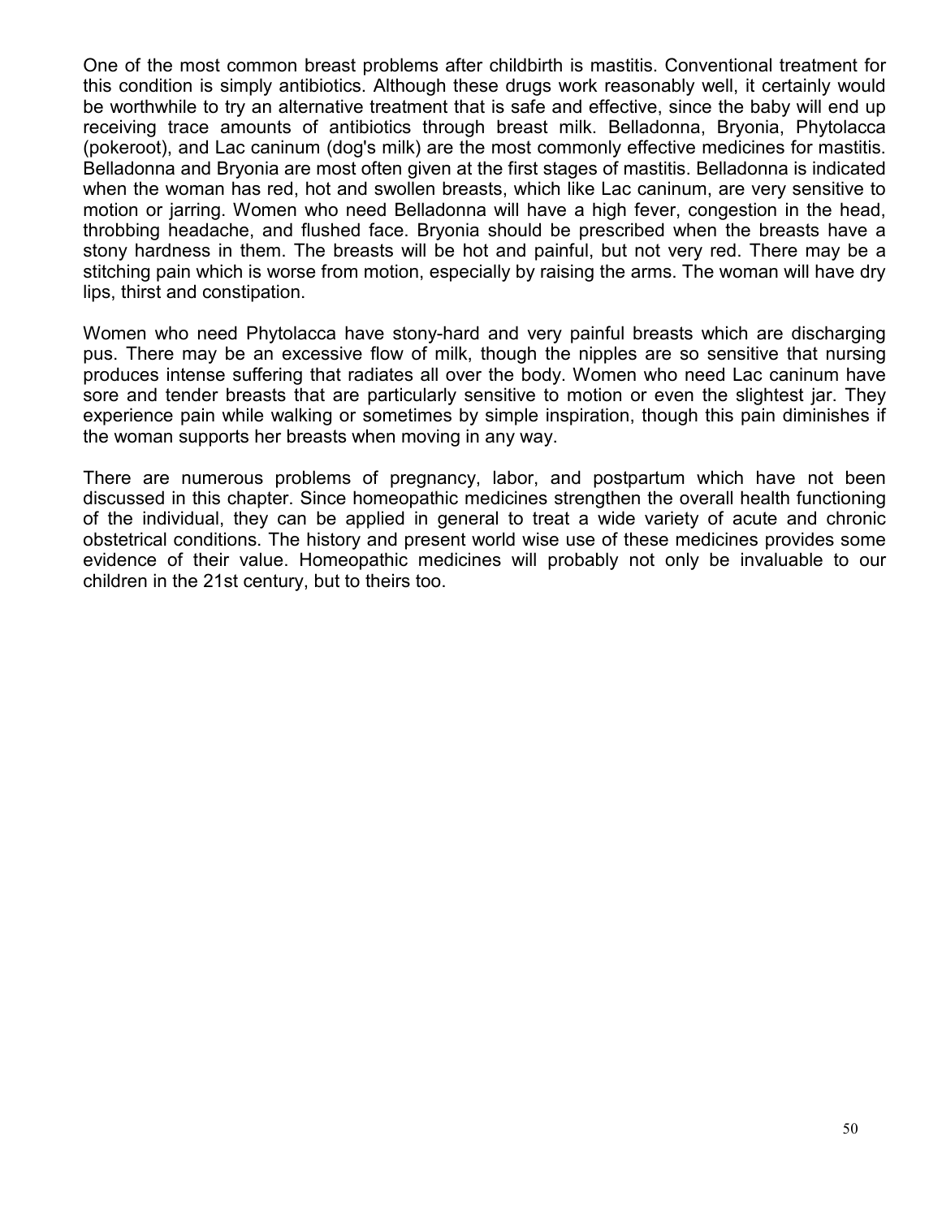One of the most common breast problems after childbirth is mastitis. Conventional treatment for this condition is simply antibiotics. Although these drugs work reasonably well, it certainly would be worthwhile to try an alternative treatment that is safe and effective, since the baby will end up receiving trace amounts of antibiotics through breast milk. Belladonna, Bryonia, Phytolacca (pokeroot), and Lac caninum (dog's milk) are the most commonly effective medicines for mastitis. Belladonna and Bryonia are most often given at the first stages of mastitis. Belladonna is indicated when the woman has red, hot and swollen breasts, which like Lac caninum, are very sensitive to motion or jarring. Women who need Belladonna will have a high fever, congestion in the head, throbbing headache, and flushed face. Bryonia should be prescribed when the breasts have a stony hardness in them. The breasts will be hot and painful, but not very red. There may be a stitching pain which is worse from motion, especially by raising the arms. The woman will have dry lips, thirst and constipation.

Women who need Phytolacca have stony-hard and very painful breasts which are discharging pus. There may be an excessive flow of milk, though the nipples are so sensitive that nursing produces intense suffering that radiates all over the body. Women who need Lac caninum have sore and tender breasts that are particularly sensitive to motion or even the slightest jar. They experience pain while walking or sometimes by simple inspiration, though this pain diminishes if the woman supports her breasts when moving in any way.

There are numerous problems of pregnancy, labor, and postpartum which have not been discussed in this chapter. Since homeopathic medicines strengthen the overall health functioning of the individual, they can be applied in general to treat a wide variety of acute and chronic obstetrical conditions. The history and present world wise use of these medicines provides some evidence of their value. Homeopathic medicines will probably not only be invaluable to our children in the 21st century, but to theirs too.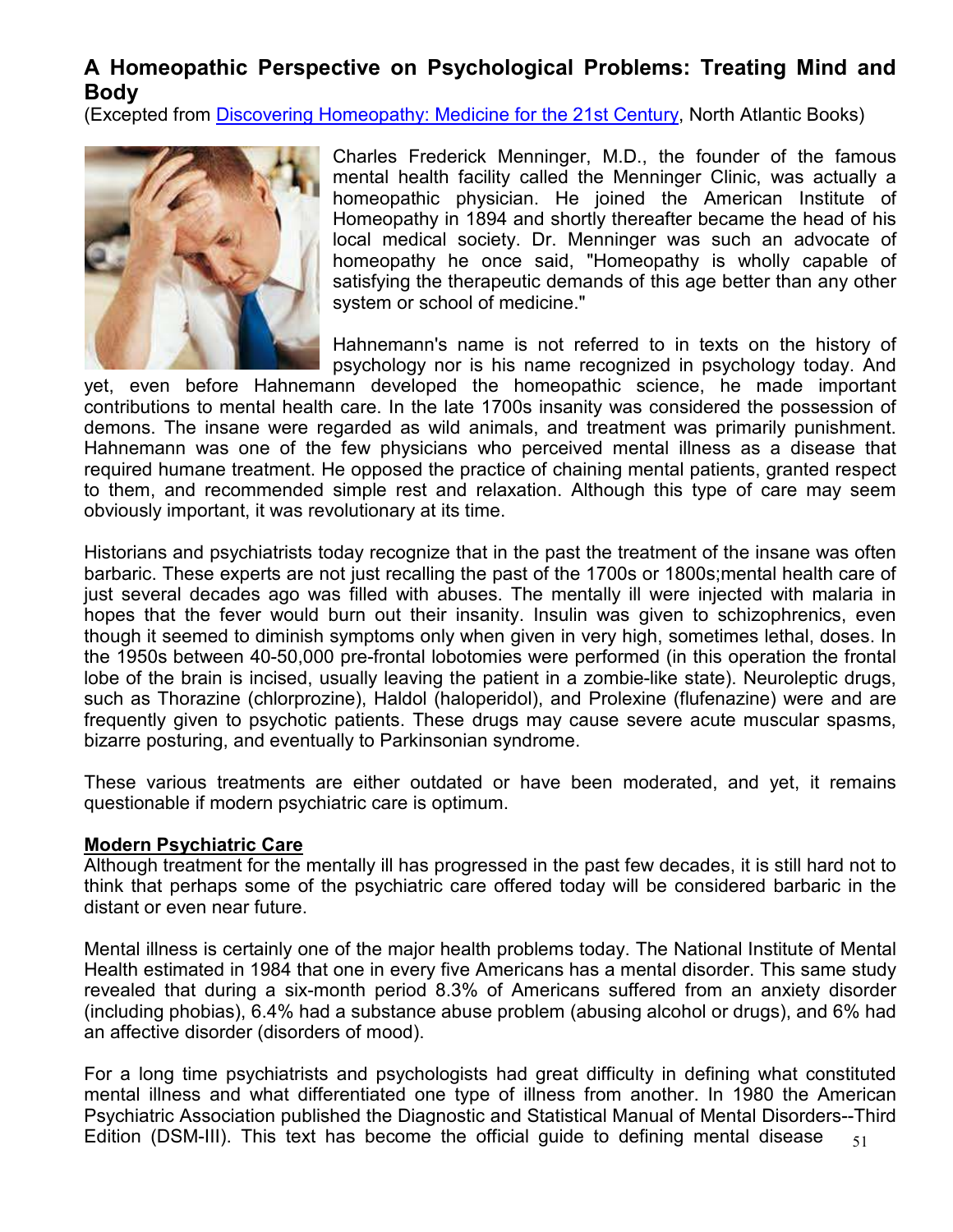## A Homeopathic Perspective on Psychological Problems: Treating Mind and Body

(Excepted from Discovering Homeopathy: Medicine for the 21st Century, North Atlantic Books)

Charles Frederick Menninger, M.D., the founder of the famous mental health facility called the Menninger Clinic, was actually a homeopathic physician. He joined the American Institute of Homeopathy in 1894 and shortly thereafter became the head of his local medical society. Dr. Menninger was such an advocate of homeopathy he once said, "Homeopathy is wholly capable of satisfying the therapeutic demands of this age better than any other system or school of medicine."

Hahnemann's name is not referred to in texts on the history of psychology nor is his name recognized in psychology today. And yet, even before Hahnemann developed the homeopathic science, he made important contributions to mental health care. In the late 1700s insanity was considered the possession of demons. The insane were regarded as wild animals, and treatment was primarily punishment. Hahnemann was one of the few physicians who perceived mental illness as a disease that required humane treatment. He opposed the practice of chaining mental patients, granted respect to them, and recommended simple rest and relaxation. Although this type of care may seem obviously important, it was revolutionary at its time.

Historians and psychiatrists today recognize that in the past the treatment of the insane was often barbaric. These experts are not just recalling the past of the 1700s or 1800s;mental health care of just several decades ago was filled with abuses. The mentally ill were injected with malaria in hopes that the fever would burn out their insanity. Insulin was given to schizophrenics, even though it seemed to diminish symptoms only when given in very high, sometimes lethal, doses. In the 1950s between 40-50,000 pre-frontal lobotomies were performed (in this operation the frontal lobe of the brain is incised, usually leaving the patient in a zombie-like state). Neuroleptic drugs, such as Thorazine (chlorprozine), Haldol (haloperidol), and Prolexine (flufenazine) were and are frequently given to psychotic patients. These drugs may cause severe acute muscular spasms, bizarre posturing, and eventually to Parkinsonian syndrome.

These various treatments are either outdated or have been moderated, and yet, it remains questionable if modern psychiatric care is optimum.

**Modern Psychiatric Care**

Although treatment for the mentally ill has progressed in the past few decades, it is still hard not to think that perhaps some of the psychiatric care offered today will be considered barbaric in the distant or even near future.

Mental illness is certainly one of the major health problems today. The National Institute of Mental Health estimated in 1984 that one in every five Americans has a mental disorder. This same study revealed that during a six-month period 8.3% of Americans suffered from an anxiety disorder (including phobias), 6.4% had a substance abuse problem (abusing alcohol or drugs), and 6% had an affective disorder (disorders of mood).

For a long time psychiatrists and psychologists had great difficulty in defining what constituted mental illness and what differentiated one type of illness from another. In 1980 the American Psychiatric Association published the Diagnostic and Statistical Manual of Mental Disorders--Third Edition (DSM-III). This text has become the official guide to defining mental disease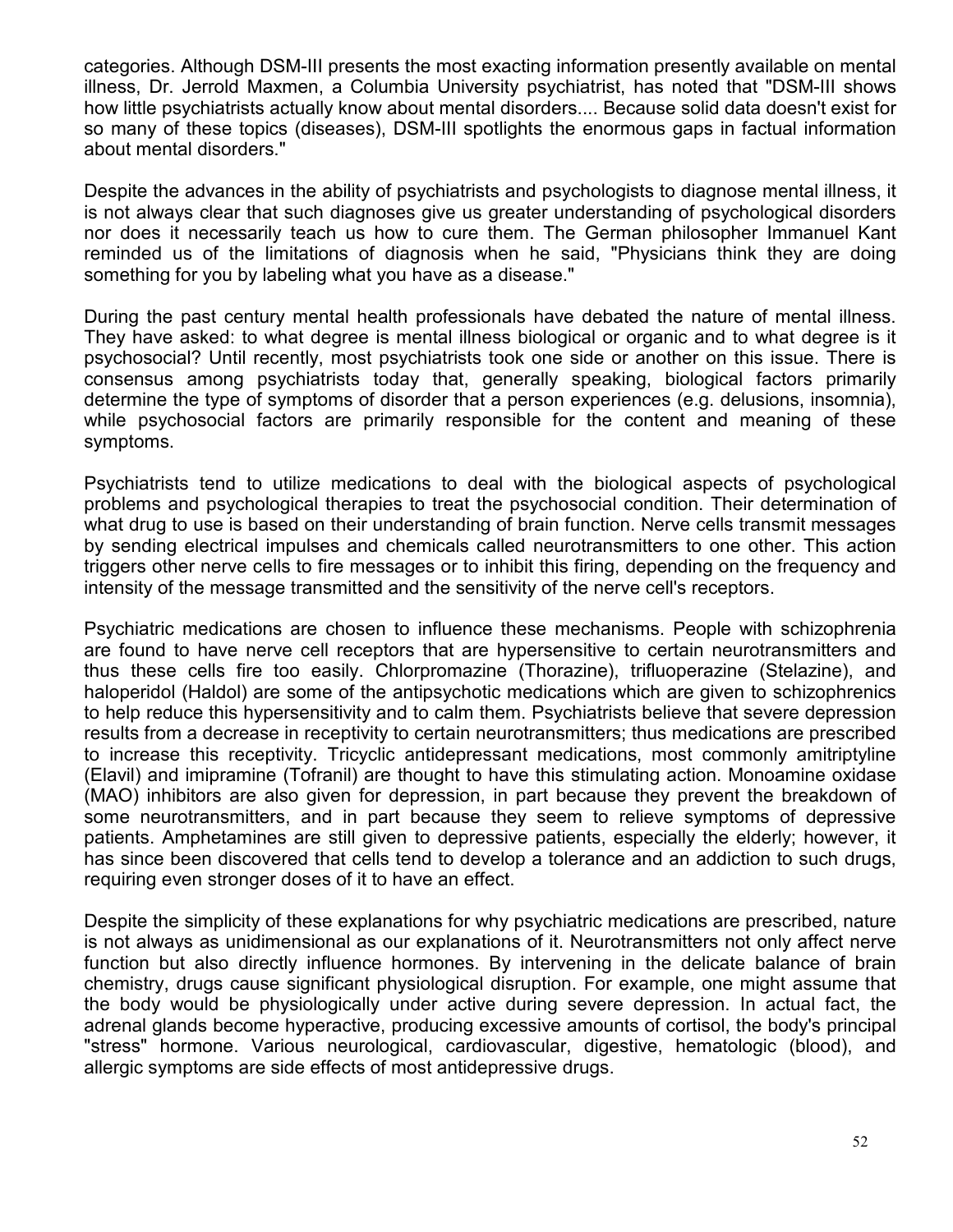categories. Although DSM-III presents the most exacting information presently available on mental illness, Dr. Jerrold Maxmen, a Columbia University psychiatrist, has noted that "DSM-III shows how little psychiatrists actually know about mental disorders.... Because solid data doesn't exist for so many of these topics (diseases), DSM-III spotlights the enormous gaps in factual information about mental disorders."

Despite the advances in the ability of psychiatrists and psychologists to diagnose mental illness, it is not always clear that such diagnoses give us greater understanding of psychological disorders nor does it necessarily teach us how to cure them. The German philosopher Immanuel Kant reminded us of the limitations of diagnosis when he said, "Physicians think they are doing something for you by labeling what you have as a disease."

During the past century mental health professionals have debated the nature of mental illness. They have asked: to what degree is mental illness biological or organic and to what degree is it psychosocial? Until recently, most psychiatrists took one side or another on this issue. There is consensus among psychiatrists today that, generally speaking, biological factors primarily determine the type of symptoms of disorder that a person experiences (e.g. delusions, insomnia), while psychosocial factors are primarily responsible for the content and meaning of these symptoms.

Psychiatrists tend to utilize medications to deal with the biological aspects of psychological problems and psychological therapies to treat the psychosocial condition. Their determination of what drug to use is based on their understanding of brain function. Nerve cells transmit messages by sending electrical impulses and chemicals called neurotransmitters to one other. This action triggers other nerve cells to fire messages or to inhibit this firing, depending on the frequency and intensity of the message transmitted and the sensitivity of the nerve cell's receptors.

Psychiatric medications are chosen to influence these mechanisms. People with schizophrenia are found to have nerve cell receptors that are hypersensitive to certain neurotransmitters and thus these cells fire too easily. Chlorpromazine (Thorazine), trifluoperazine (Stelazine), and haloperidol (Haldol) are some of the antipsychotic medications which are given to schizophrenics to help reduce this hypersensitivity and to calm them. Psychiatrists believe that severe depression results from a decrease in receptivity to certain neurotransmitters; thus medications are prescribed to increase this receptivity. Tricyclic antidepressant medications, most commonly amitriptyline (Elavil) and imipramine (Tofranil) are thought to have this stimulating action. Monoamine oxidase (MAO) inhibitors are also given for depression, in part because they prevent the breakdown of some neurotransmitters, and in part because they seem to relieve symptoms of depressive patients. Amphetamines are still given to depressive patients, especially the elderly; however, it has since been discovered that cells tend to develop a tolerance and an addiction to such drugs, requiring even stronger doses of it to have an effect.

Despite the simplicity of these explanations for why psychiatric medications are prescribed, nature is not always as unidimensional as our explanations of it. Neurotransmitters not only affect nerve function but also directly influence hormones. By intervening in the delicate balance of brain chemistry, drugs cause significant physiological disruption. For example, one might assume that the body would be physiologically under active during severe depression. In actual fact, the adrenal glands become hyperactive, producing excessive amounts of cortisol, the body's principal "stress" hormone. Various neurological, cardiovascular, digestive, hematologic (blood), and allergic symptoms are side effects of most antidepressive drugs.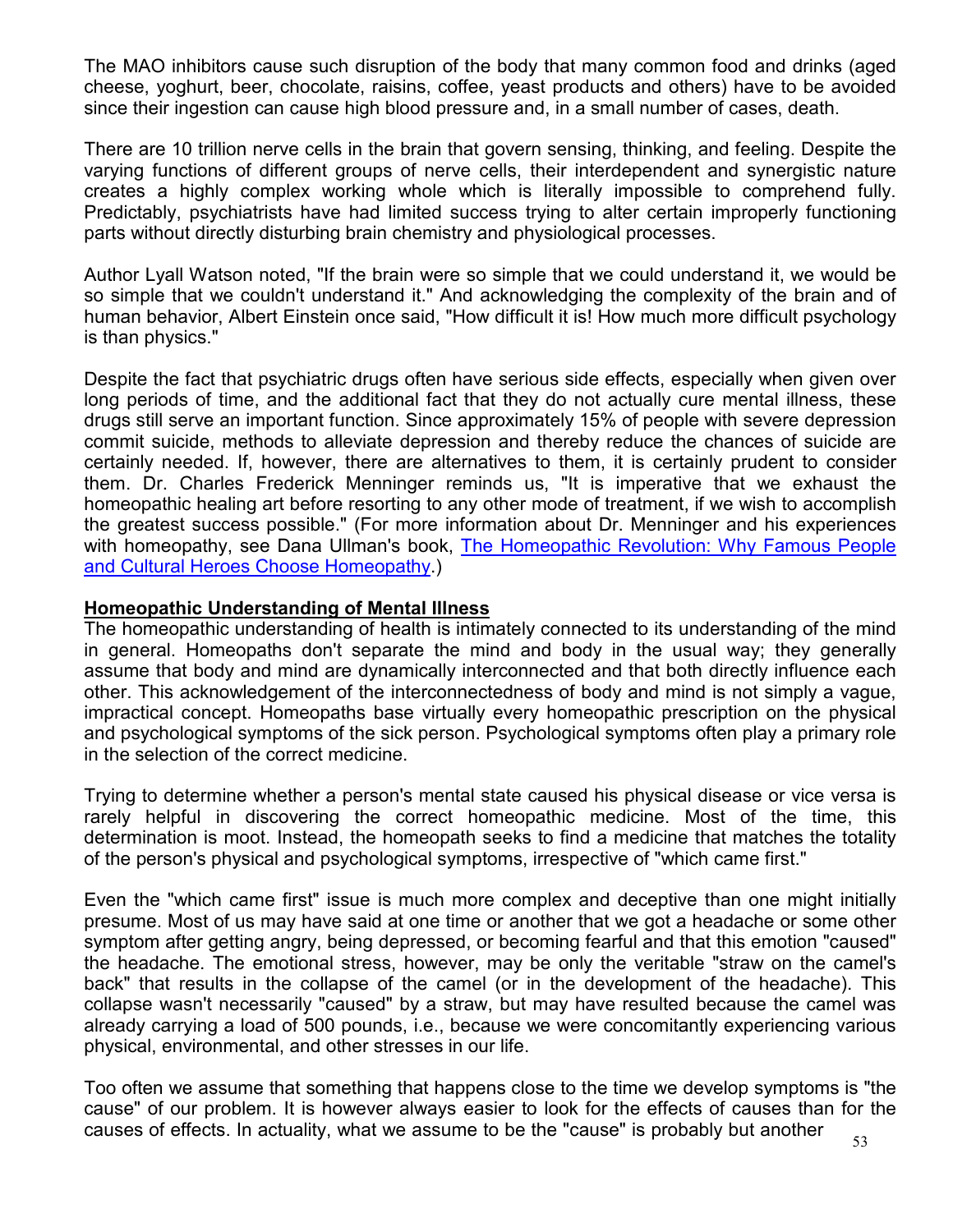The MAO inhibitors cause such disruption of the body that many common food and drinks (aged cheese, yoghurt, beer, chocolate, raisins, coffee, yeast products and others) have to be avoided since their ingestion can cause high blood pressure and, in a small number of cases, death.

There are 10 trillion nerve cells in the brain that govern sensing, thinking, and feeling. Despite the varying functions of different groups of nerve cells, their interdependent and synergistic nature creates a highly complex working whole which is literally impossible to comprehend fully. Predictably, psychiatrists have had limited success trying to alter certain improperly functioning parts without directly disturbing brain chemistry and physiological processes.

Author Lyall Watson noted, "If the brain were so simple that we could understand it, we would be so simple that we couldn't understand it." And acknowledging the complexity of the brain and of human behavior, Albert Einstein once said, "How difficult it is! How much more difficult psychology is than physics."

Despite the fact that psychiatric drugs often have serious side effects, especially when given over long periods of time, and the additional fact that they do not actually cure mental illness, these drugs still serve an important function. Since approximately 15% of people with severe depression commit suicide, methods to alleviate depression and thereby reduce the chances of suicide are certainly needed. If, however, there are alternatives to them, it is certainly prudent to consider them. Dr. Charles Frederick Menninger reminds us, "It is imperative that we exhaust the homeopathic healing art before resorting to any other mode of treatment, if we wish to accomplish the greatest success possible." (For more information about Dr. Menninger and his experiences with homeopathy, see Dana Ullman's book, The Homeopathic Revolution: Why Famous People and Cultural Heroes Choose Homeopathy.)

## Homeopathic Understanding of Mental Illness

The homeopathic understanding of health is intimately connected to its understanding of the mind in general. Homeopaths don't separate the mind and body in the usual way; they generally assume that body and mind are dynamically interconnected and that both directly influence each other. This acknowledgement of the interconnectedness of body and mind is not simply a vague, impractical concept. Homeopaths base virtually every homeopathic prescription on the physical and psychological symptoms of the sick person. Psychological symptoms often play a primary role in the selection of the correct medicine.

Trying to determine whether a person's mental state caused his physical disease or vice versa is rarely helpful in discovering the correct homeopathic medicine. Most of the time, this determination is moot. Instead, the homeopath seeks to find a medicine that matches the totality of the person's physical and psychological symptoms, irrespective of "which came first."

Even the "which came first" issue is much more complex and deceptive than one might initially presume. Most of us may have said at one time or another that we got a headache or some other symptom after getting angry, being depressed, or becoming fearful and that this emotion "caused" the headache. The emotional stress, however, may be only the veritable "straw on the camel's back" that results in the collapse of the camel (or in the development of the headache). This collapse wasn't necessarily "caused" by a straw, but may have resulted because the camel was already carrying a load of 500 pounds, i.e., because we were concomitantly experiencing various physical, environmental, and other stresses in our life.

Too often we assume that something that happens close to the time we develop symptoms is "the cause" of our problem. It is however always easier to look for the effects of causes than for the causes of effects. In actuality, what we assume to be the "cause" is probably but another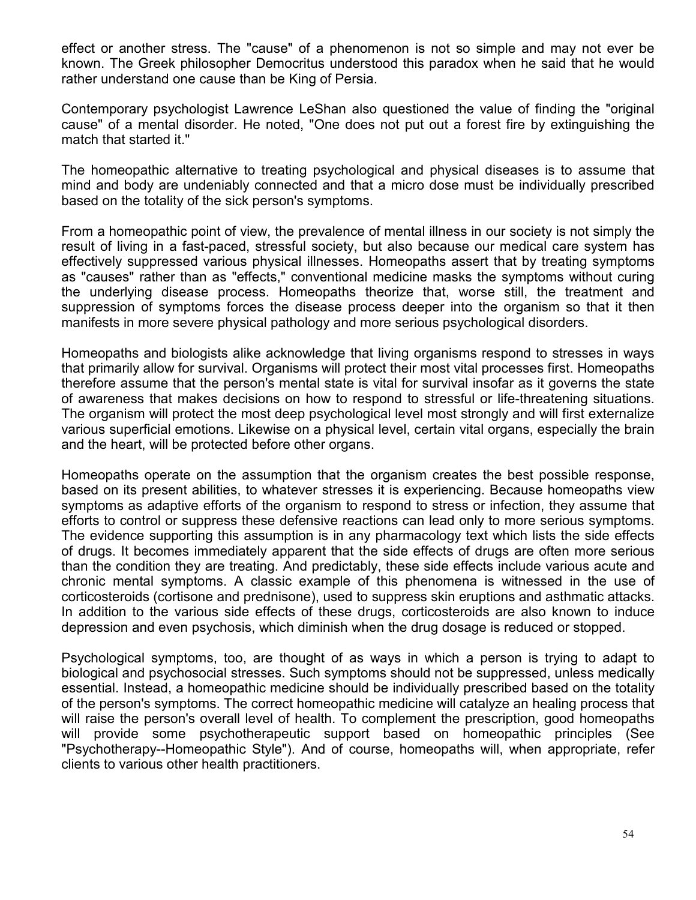effect or another stress. The "cause" of a phenomenon is not so simple and may not ever be known. The Greek philosopher Democritus understood this paradox when he said that he would rather understand one cause than be King of Persia.

Contemporary psychologist Lawrence LeShan also questioned the value of finding the "original cause" of a mental disorder. He noted, "One does not put out a forest fire by extinguishing the match that started it."

The homeopathic alternative to treating psychological and physical diseases is to assume that mind and body are undeniably connected and that a micro dose must be individually prescribed based on the totality of the sick person's symptoms.

From a homeopathic point of view, the prevalence of mental illness in our society is not simply the result of living in a fast-paced, stressful society, but also because our medical care system has effectively suppressed various physical illnesses. Homeopaths assert that by treating symptoms as "causes" rather than as "effects," conventional medicine masks the symptoms without curing the underlying disease process. Homeopaths theorize that, worse still, the treatment and suppression of symptoms forces the disease process deeper into the organism so that it then manifests in more severe physical pathology and more serious psychological disorders.

Homeopaths and biologists alike acknowledge that living organisms respond to stresses in ways that primarily allow for survival. Organisms will protect their most vital processes first. Homeopaths therefore assume that the person's mental state is vital for survival insofar as it governs the state of awareness that makes decisions on how to respond to stressful or life-threatening situations. The organism will protect the most deep psychological level most strongly and will first externalize various superficial emotions. Likewise on a physical level, certain vital organs, especially the brain and the heart, will be protected before other organs.

Homeopaths operate on the assumption that the organism creates the best possible response, based on its present abilities, to whatever stresses it is experiencing. Because homeopaths view symptoms as adaptive efforts of the organism to respond to stress or infection, they assume that efforts to control or suppress these defensive reactions can lead only to more serious symptoms. The evidence supporting this assumption is in any pharmacology text which lists the side effects of drugs. It becomes immediately apparent that the side effects of drugs are often more serious than the condition they are treating. And predictably, these side effects include various acute and chronic mental symptoms. A classic example of this phenomena is witnessed in the use of corticosteroids (cortisone and prednisone), used to suppress skin eruptions and asthmatic attacks. In addition to the various side effects of these drugs, corticosteroids are also known to induce depression and even psychosis, which diminish when the drug dosage is reduced or stopped.

Psychological symptoms, too, are thought of as ways in which a person is trying to adapt to biological and psychosocial stresses. Such symptoms should not be suppressed, unless medically essential. Instead, a homeopathic medicine should be individually prescribed based on the totality of the person's symptoms. The correct homeopathic medicine will catalyze an healing process that will raise the person's overall level of health. To complement the prescription, good homeopaths will provide some psychotherapeutic support based on homeopathic principles (See "Psychotherapy--Homeopathic Style"). And of course, homeopaths will, when appropriate, refer clients to various other health practitioners.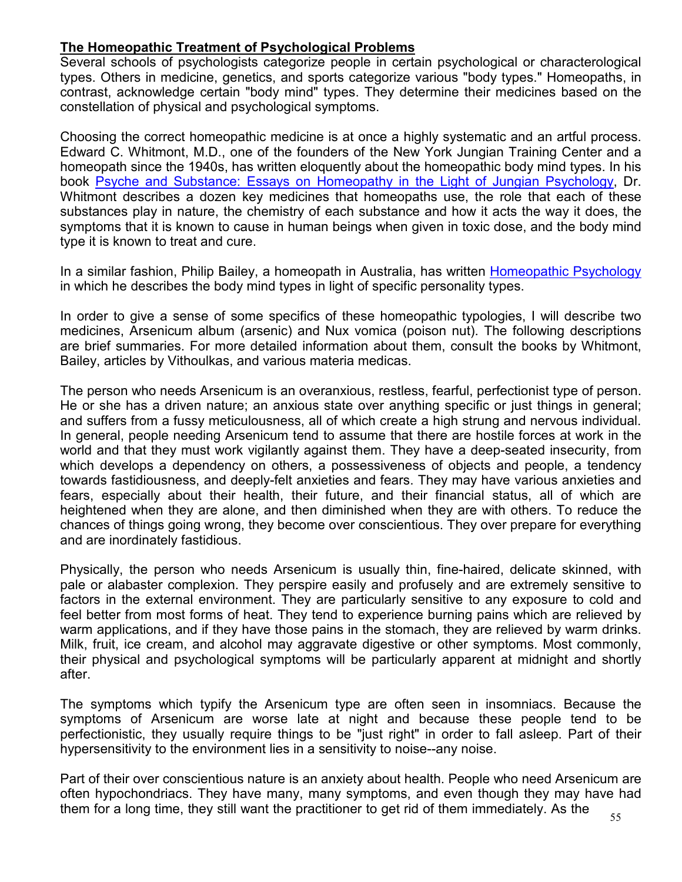**The Homeopathic Treatment of Psychological Problems**

Several schools of psychologists categorize people in certain psychological or characterological types. Others in medicine, genetics, and sports categorize various "body types." Homeopaths, in contrast, acknowledge certain "body mind" types. They determine their medicines based on the constellation of physical and psychological symptoms.

Choosing the correct homeopathic medicine is at once a highly systematic and an artful process. Edward C. Whitmont, M.D., one of the founders of the New York Jungian Training Center and a homeopath since the 1940s, has written eloquently about the homeopathic body mind types. In his book Psyche and Substance: Essays on Homeopathy in the Light of Jungian Psychology, Dr. Whitmont describes a dozen key medicines that homeopaths use, the role that each of these substances play in nature, the chemistry of each substance and how it acts the way it does, the symptoms that it is known to cause in human beings when given in toxic dose, and the body mind type it is known to treat and cure.

In a similar fashion, Philip Bailey, a homeopath in Australia, has written Homeopathic Psychology in which he describes the body mind types in light of specific personality types.

In order to give a sense of some specifics of these homeopathic typologies, I will describe two medicines, Arsenicum album (arsenic) and Nux vomica (poison nut). The following descriptions are brief summaries. For more detailed information about them, consult the books by Whitmont, Bailey, articles by Vithoulkas, and various materia medicas.

The person who needs Arsenicum is an overanxious, restless, fearful, perfectionist type of person. He or she has a driven nature; an anxious state over anything specific or just things in general; and suffers from a fussy meticulousness, all of which create a high strung and nervous individual. In general, people needing Arsenicum tend to assume that there are hostile forces at work in the world and that they must work vigilantly against them. They have a deep-seated insecurity, from which develops a dependency on others, a possessiveness of objects and people, a tendency towards fastidiousness, and deeply-felt anxieties and fears. They may have various anxieties and fears, especially about their health, their future, and their financial status, all of which are heightened when they are alone, and then diminished when they are with others. To reduce the chances of things going wrong, they become over conscientious. They over prepare for everything and are inordinately fastidious.

Physically, the person who needs Arsenicum is usually thin, fine-haired, delicate skinned, with pale or alabaster complexion. They perspire easily and profusely and are extremely sensitive to factors in the external environment. They are particularly sensitive to any exposure to cold and feel better from most forms of heat. They tend to experience burning pains which are relieved by warm applications, and if they have those pains in the stomach, they are relieved by warm drinks. Milk, fruit, ice cream, and alcohol may aggravate digestive or other symptoms. Most commonly, their physical and psychological symptoms will be particularly apparent at midnight and shortly after.

The symptoms which typify the Arsenicum type are often seen in insomniacs. Because the symptoms of Arsenicum are worse late at night and because these people tend to be perfectionistic, they usually require things to be "just right" in order to fall asleep. Part of their hypersensitivity to the environment lies in a sensitivity to noise--any noise.

Part of their over conscientious nature is an anxiety about health. People who need Arsenicum are often hypochondriacs. They have many, many symptoms, and even though they may have had them for a long time, they still want the practitioner to get rid of them immediately. As the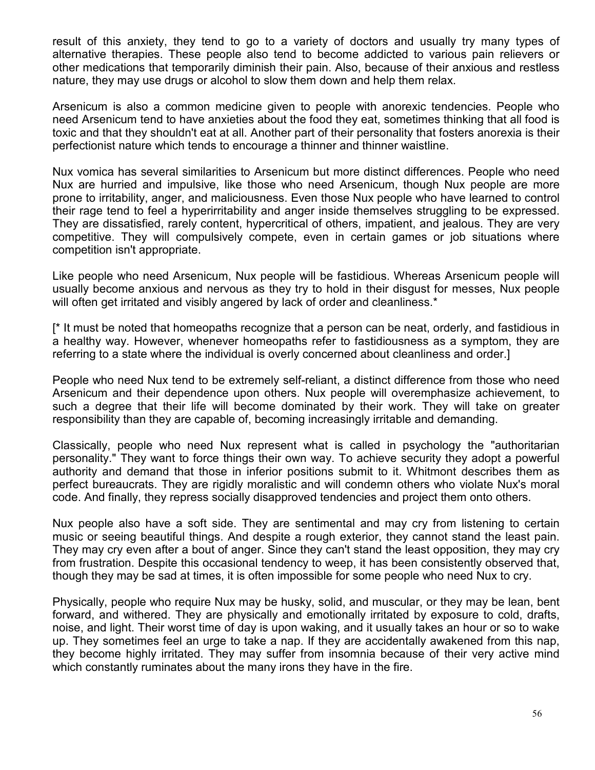result of this anxiety, they tend to go to a variety of doctors and usually try many types of alternative therapies. These people also tend to become addicted to various pain relievers or other medications that temporarily diminish their pain. Also, because of their anxious and restless nature, they may use drugs or alcohol to slow them down and help them relax.

Arsenicum is also a common medicine given to people with anorexic tendencies. People who need Arsenicum tend to have anxieties about the food they eat, sometimes thinking that all food is toxic and that they shouldn't eat at all. Another part of their personality that fosters anorexia is their perfectionist nature which tends to encourage a thinner and thinner waistline.

Nux vomica has several similarities to Arsenicum but more distinct differences. People who need Nux are hurried and impulsive, like those who need Arsenicum, though Nux people are more prone to irritability, anger, and maliciousness. Even those Nux people who have learned to control their rage tend to feel a hyperirritability and anger inside themselves struggling to be expressed. They are dissatisfied, rarely content, hypercritical of others, impatient, and jealous. They are very competitive. They will compulsively compete, even in certain games or job situations where competition isn't appropriate.

Like people who need Arsenicum, Nux people will be fastidious. Whereas Arsenicum people will usually become anxious and nervous as they try to hold in their disgust for messes, Nux people will often get irritated and visibly angered by lack of order and cleanliness.*

[* It must be noted that homeopaths recognize that a person can be neat, orderly, and fastidious in a healthy way. However, whenever homeopaths refer to fastidiousness as a symptom, they are referring to a state where the individual is overly concerned about cleanliness and order.]

People who need Nux tend to be extremely self-reliant, a distinct difference from those who need Arsenicum and their dependence upon others. Nux people will overemphasize achievement, to such a degree that their life will become dominated by their work. They will take on greater responsibility than they are capable of, becoming increasingly irritable and demanding.

Classically, people who need Nux represent what is called in psychology the "authoritarian personality." They want to force things their own way. To achieve security they adopt a powerful authority and demand that those in inferior positions submit to it. Whitmont describes them as perfect bureaucrats. They are rigidly moralistic and will condemn others who violate Nux's moral code. And finally, they repress socially disapproved tendencies and project them onto others.

Nux people also have a soft side. They are sentimental and may cry from listening to certain music or seeing beautiful things. And despite a rough exterior, they cannot stand the least pain. They may cry even after a bout of anger. Since they can't stand the least opposition, they may cry from frustration. Despite this occasional tendency to weep, it has been consistently observed that, though they may be sad at times, it is often impossible for some people who need Nux to cry.

Physically, people who require Nux may be husky, solid, and muscular, or they may be lean, bent forward, and withered. They are physically and emotionally irritated by exposure to cold, drafts, noise, and light. Their worst time of day is upon waking, and it usually takes an hour or so to wake up. They sometimes feel an urge to take a nap. If they are accidentally awakened from this nap, they become highly irritated. They may suffer from insomnia because of their very active mind which constantly ruminates about the many irons they have in the fire.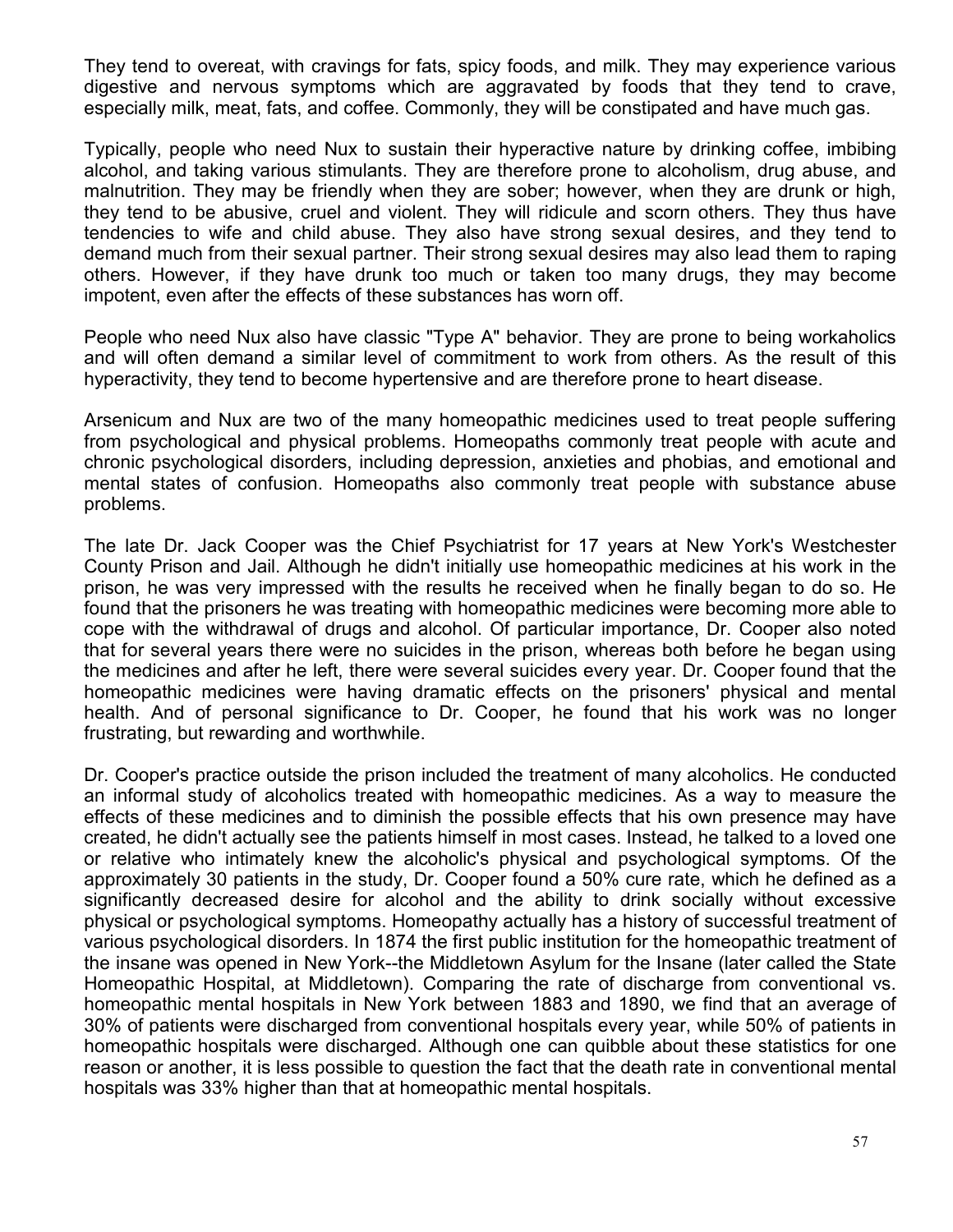They tend to overeat, with cravings for fats, spicy foods, and milk. They may experience various digestive and nervous symptoms which are aggravated by foods that they tend to crave, especially milk, meat, fats, and coffee. Commonly, they will be constipated and have much gas.

Typically, people who need Nux to sustain their hyperactive nature by drinking coffee, imbibing alcohol, and taking various stimulants. They are therefore prone to alcoholism, drug abuse, and malnutrition. They may be friendly when they are sober; however, when they are drunk or high, they tend to be abusive, cruel and violent. They will ridicule and scorn others. They thus have tendencies to wife and child abuse. They also have strong sexual desires, and they tend to demand much from their sexual partner. Their strong sexual desires may also lead them to raping others. However, if they have drunk too much or taken too many drugs, they may become impotent, even after the effects of these substances has worn off.

People who need Nux also have classic "Type A" behavior. They are prone to being workaholics and will often demand a similar level of commitment to work from others. As the result of this hyperactivity, they tend to become hypertensive and are therefore prone to heart disease.

Arsenicum and Nux are two of the many homeopathic medicines used to treat people suffering from psychological and physical problems. Homeopaths commonly treat people with acute and chronic psychological disorders, including depression, anxieties and phobias, and emotional and mental states of confusion. Homeopaths also commonly treat people with substance abuse problems.

The late Dr. Jack Cooper was the Chief Psychiatrist for 17 years at New York's Westchester County Prison and Jail. Although he didn't initially use homeopathic medicines at his work in the prison, he was very impressed with the results he received when he finally began to do so. He found that the prisoners he was treating with homeopathic medicines were becoming more able to cope with the withdrawal of drugs and alcohol. Of particular importance, Dr. Cooper also noted that for several years there were no suicides in the prison, whereas both before he began using the medicines and after he left, there were several suicides every year. Dr. Cooper found that the homeopathic medicines were having dramatic effects on the prisoners' physical and mental health. And of personal significance to Dr. Cooper, he found that his work was no longer frustrating, but rewarding and worthwhile.

Dr. Cooper's practice outside the prison included the treatment of many alcoholics. He conducted an informal study of alcoholics treated with homeopathic medicines. As a way to measure the effects of these medicines and to diminish the possible effects that his own presence may have created, he didn't actually see the patients himself in most cases. Instead, he talked to a loved one or relative who intimately knew the alcoholic's physical and psychological symptoms. Of the approximately 30 patients in the study, Dr. Cooper found a 50% cure rate, which he defined as a significantly decreased desire for alcohol and the ability to drink socially without excessive physical or psychological symptoms. Homeopathy actually has a history of successful treatment of various psychological disorders. In 1874 the first public institution for the homeopathic treatment of the insane was opened in New York--the Middletown Asylum for the Insane (later called the State Homeopathic Hospital, at Middletown). Comparing the rate of discharge from conventional vs. homeopathic mental hospitals in New York between 1883 and 1890, we find that an average of 30% of patients were discharged from conventional hospitals every year, while 50% of patients in homeopathic hospitals were discharged. Although one can quibble about these statistics for one reason or another, it is less possible to question the fact that the death rate in conventional mental hospitals was 33% higher than that at homeopathic mental hospitals.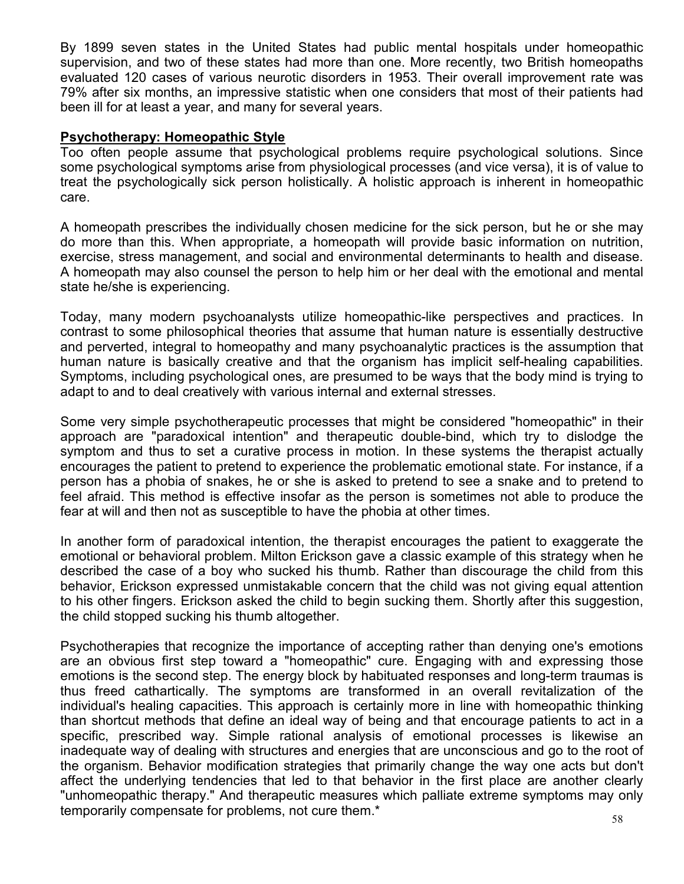By 1899 seven states in the United States had public mental hospitals under homeopathic supervision, and two of these states had more than one. More recently, two British homeopaths evaluated 120 cases of various neurotic disorders in 1953. Their overall improvement rate was 79% after six months, an impressive statistic when one considers that most of their patients had been ill for at least a year, and many for several years.

## Psychotherapy: Homeopathic Style

Too often people assume that psychological problems require psychological solutions. Since some psychological symptoms arise from physiological processes (and vice versa), it is of value to treat the psychologically sick person holistically. A holistic approach is inherent in homeopathic care.

A homeopath prescribes the individually chosen medicine for the sick person, but he or she may do more than this. When appropriate, a homeopath will provide basic information on nutrition, exercise, stress management, and social and environmental determinants to health and disease. A homeopath may also counsel the person to help him or her deal with the emotional and mental state he/she is experiencing.

Today, many modern psychoanalysts utilize homeopathic-like perspectives and practices. In contrast to some philosophical theories that assume that human nature is essentially destructive and perverted, integral to homeopathy and many psychoanalytic practices is the assumption that human nature is basically creative and that the organism has implicit self-healing capabilities. Symptoms, including psychological ones, are presumed to be ways that the body mind is trying to adapt to and to deal creatively with various internal and external stresses.

Some very simple psychotherapeutic processes that might be considered "homeopathic" in their approach are "paradoxical intention" and therapeutic double-bind, which try to dislodge the symptom and thus to set a curative process in motion. In these systems the therapist actually encourages the patient to pretend to experience the problematic emotional state. For instance, if a person has a phobia of snakes, he or she is asked to pretend to see a snake and to pretend to feel afraid. This method is effective insofar as the person is sometimes not able to produce the fear at will and then not as susceptible to have the phobia at other times.

In another form of paradoxical intention, the therapist encourages the patient to exaggerate the emotional or behavioral problem. Milton Erickson gave a classic example of this strategy when he described the case of a boy who sucked his thumb. Rather than discourage the child from this behavior, Erickson expressed unmistakable concern that the child was not giving equal attention to his other fingers. Erickson asked the child to begin sucking them. Shortly after this suggestion, the child stopped sucking his thumb altogether.

Psychotherapies that recognize the importance of accepting rather than denying one's emotions are an obvious first step toward a "homeopathic" cure. Engaging with and expressing those emotions is the second step. The energy block by habituated responses and long-term traumas is thus freed cathartically. The symptoms are transformed in an overall revitalization of the individual's healing capacities. This approach is certainly more in line with homeopathic thinking than shortcut methods that define an ideal way of being and that encourage patients to act in a specific, prescribed way. Simple rational analysis of emotional processes is likewise an inadequate way of dealing with structures and energies that are unconscious and go to the root of the organism. Behavior modification strategies that primarily change the way one acts but don't affect the underlying tendencies that led to that behavior in the first place are another clearly "unhomeopathic therapy." And therapeutic measures which palliate extreme symptoms may only temporarily compensate for problems, not cure them.*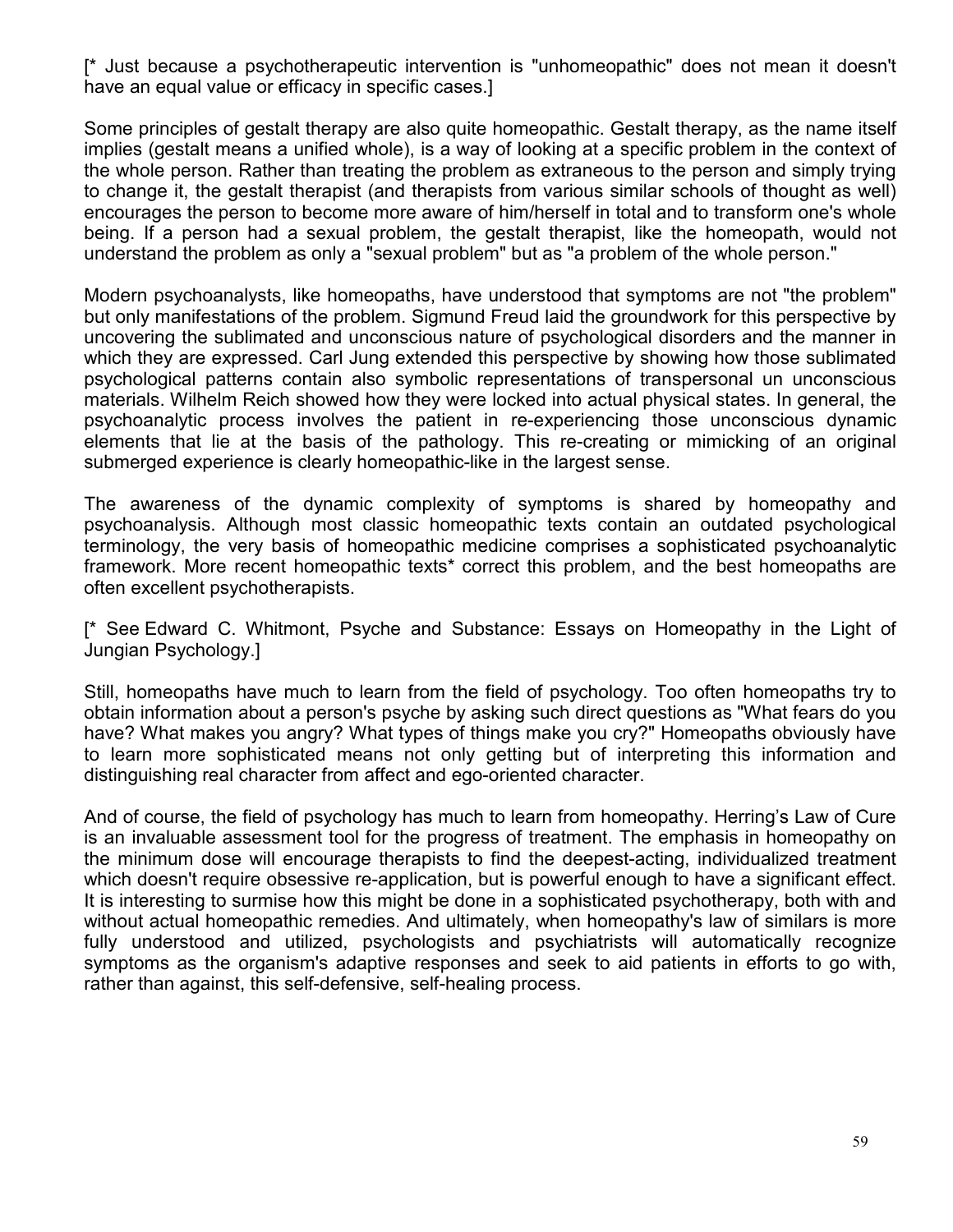[* Just because a psychotherapeutic intervention is "unhomeopathic" does not mean it doesn't have an equal value or efficacy in specific cases.]

Some principles of gestalt therapy are also quite homeopathic. Gestalt therapy, as the name itself implies (gestalt means a unified whole), is a way of looking at a specific problem in the context of the whole person. Rather than treating the problem as extraneous to the person and simply trying to change it, the gestalt therapist (and therapists from various similar schools of thought as well) encourages the person to become more aware of him/herself in total and to transform one's whole being. If a person had a sexual problem, the gestalt therapist, like the homeopath, would not understand the problem as only a "sexual problem" but as "a problem of the whole person."

Modern psychoanalysts, like homeopaths, have understood that symptoms are not "the problem" but only manifestations of the problem. Sigmund Freud laid the groundwork for this perspective by uncovering the sublimated and unconscious nature of psychological disorders and the manner in which they are expressed. Carl Jung extended this perspective by showing how those sublimated psychological patterns contain also symbolic representations of transpersonal un unconscious materials. Wilhelm Reich showed how they were locked into actual physical states. In general, the psychoanalytic process involves the patient in re-experiencing those unconscious dynamic elements that lie at the basis of the pathology. This re-creating or mimicking of an original submerged experience is clearly homeopathic-like in the largest sense.

The awareness of the dynamic complexity of symptoms is shared by homeopathy and psychoanalysis. Although most classic homeopathic texts contain an outdated psychological terminology, the very basis of homeopathic medicine comprises a sophisticated psychoanalytic framework. More recent homeopathic texts* correct this problem, and the best homeopaths are often excellent psychotherapists.

[* See Edward C. Whitmont, Psyche and Substance: Essays on Homeopathy in the Light of Jungian Psychology.]

Still, homeopaths have much to learn from the field of psychology. Too often homeopaths try to obtain information about a person's psyche by asking such direct questions as "What fears do you have? What makes you angry? What types of things make you cry?" Homeopaths obviously have to learn more sophisticated means not only getting but of interpreting this information and distinguishing real character from affect and ego-oriented character.

And of course, the field of psychology has much to learn from homeopathy. Herring's Law of Cure is an invaluable assessment tool for the progress of treatment. The emphasis in homeopathy on the minimum dose will encourage therapists to find the deepest-acting, individualized treatment which doesn't require obsessive re-application, but is powerful enough to have a significant effect. It is interesting to surmise how this might be done in a sophisticated psychotherapy, both with and without actual homeopathic remedies. And ultimately, when homeopathy's law of similars is more fully understood and utilized, psychologists and psychiatrists will automatically recognize symptoms as the organism's adaptive responses and seek to aid patients in efforts to go with, rather than against, this self-defensive, self-healing process.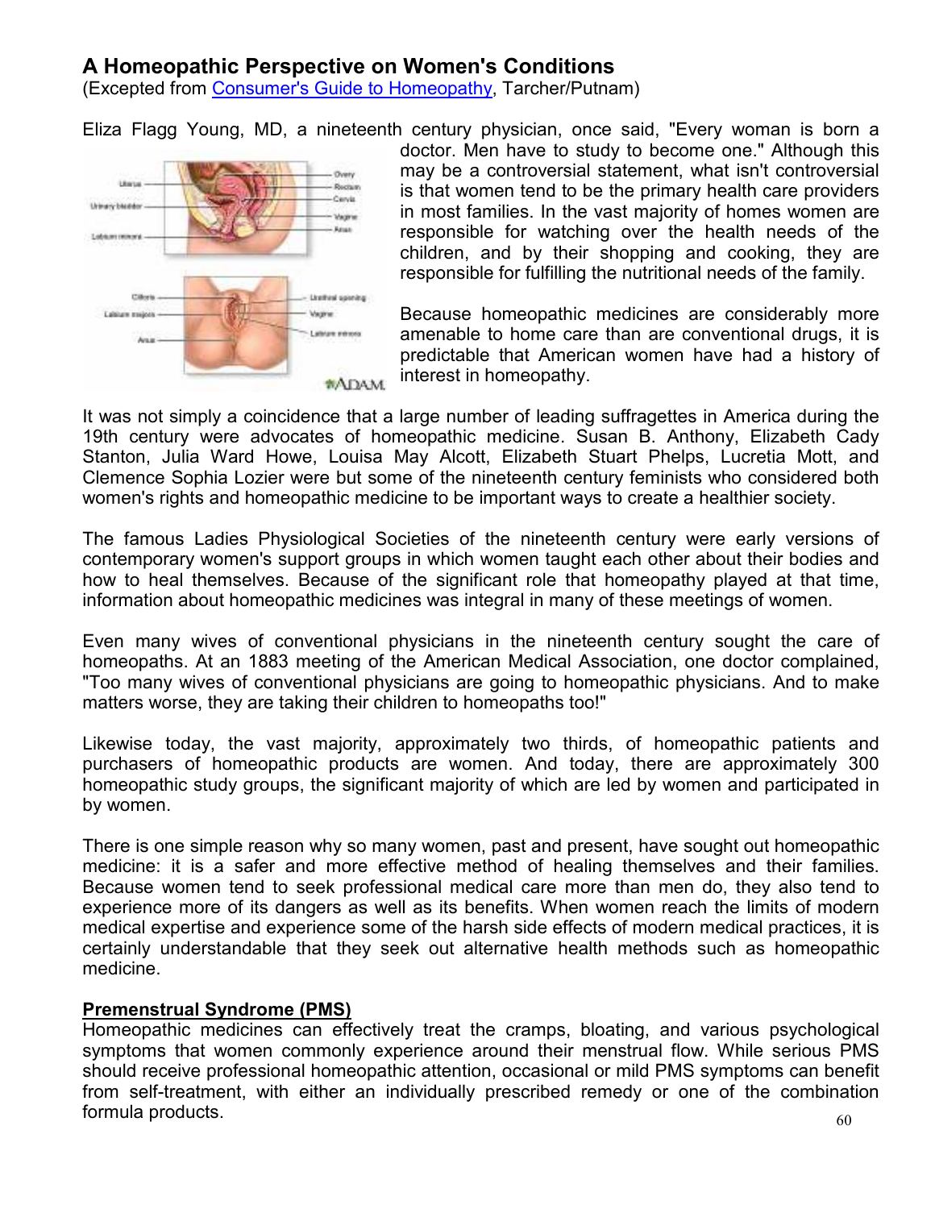## A Homeopathic Perspective on Women's Conditions

(Excepted from [Consumer's Guide to Homeopathy](), Tarcher/Putnam)

Eliza Flagg Young, MD, a nineteenth century physician, once said, "Every woman is born a doctor. Men have to study to become one." Although this may be a controversial statement, what isn't controversial is that women tend to be the primary health care providers in most families. In the vast majority of homes women are responsible for watching over the health needs of the children, and by their shopping and cooking, they are responsible for fulfilling the nutritional needs of the family.

Because homeopathic medicines are considerably more amenable to home care than are conventional drugs, it is predictable that American women have had a history of interest in homeopathy.

It was not simply a coincidence that a large number of leading suffragettes in America during the 19th century were advocates of homeopathic medicine. Susan B. Anthony, Elizabeth Cady Stanton, Julia Ward Howe, Louisa May Alcott, Elizabeth Stuart Phelps, Lucretia Mott, and Clemence Sophia Lozier were but some of the nineteenth century feminists who considered both women's rights and homeopathic medicine to be important ways to create a healthier society.

The famous Ladies Physiological Societies of the nineteenth century were early versions of contemporary women's support groups in which women taught each other about their bodies and how to heal themselves. Because of the significant role that homeopathy played at that time, information about homeopathic medicines was integral in many of these meetings of women.

Even many wives of conventional physicians in the nineteenth century sought the care of homeopaths. At an 1883 meeting of the American Medical Association, one doctor complained, "Too many wives of conventional physicians are going to homeopathic physicians. And to make matters worse, they are taking their children to homeopaths too!"

Likewise today, the vast majority, approximately two thirds, of homeopathic patients and purchasers of homeopathic products are women. And today, there are approximately 300 homeopathic study groups, the significant majority of which are led by women and participated in by women.

There is one simple reason why so many women, past and present, have sought out homeopathic medicine: it is a safer and more effective method of healing themselves and their families. Because women tend to seek professional medical care more than men do, they also tend to experience more of its dangers as well as its benefits. When women reach the limits of modern medical expertise and experience some of the harsh side effects of modern medical practices, it is certainly understandable that they seek out alternative health methods such as homeopathic medicine.

**Premenstrual Syndrome (PMS)**

Homeopathic medicines can effectively treat the cramps, bloating, and various psychological symptoms that women commonly experience around their menstrual flow. While serious PMS should receive professional homeopathic attention, occasional or mild PMS symptoms can benefit from self-treatment, with either an individually prescribed remedy or one of the combination formula products.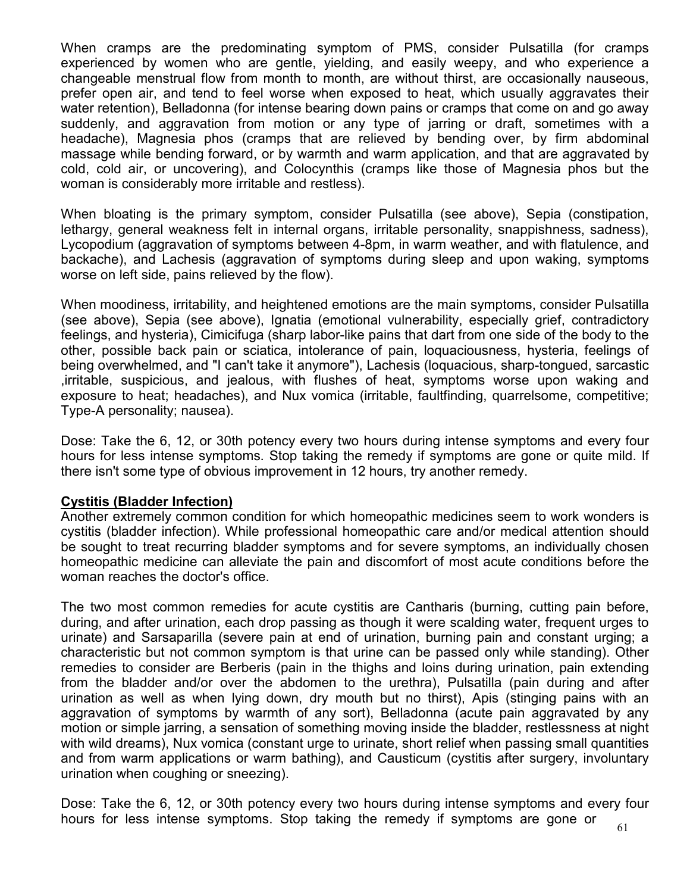When cramps are the predominating symptom of PMS, consider Pulsatilla (for cramps experienced by women who are gentle, yielding, and easily weepy, and who experience a changeable menstrual flow from month to month, are without thirst, are occasionally nauseous, prefer open air, and tend to feel worse when exposed to heat, which usually aggravates their water retention), Belladonna (for intense bearing down pains or cramps that come on and go away suddenly, and aggravation from motion or any type of jarring or draft, sometimes with a headache), Magnesia phos (cramps that are relieved by bending over, by firm abdominal massage while bending forward, or by warmth and warm application, and that are aggravated by cold, cold air, or uncovering), and Colocynthis (cramps like those of Magnesia phos but the woman is considerably more irritable and restless).

When bloating is the primary symptom, consider Pulsatilla (see above), Sepia (constipation, lethargy, general weakness felt in internal organs, irritable personality, snappishness, sadness), Lycopodium (aggravation of symptoms between 4-8pm, in warm weather, and with flatulence, and backache), and Lachesis (aggravation of symptoms during sleep and upon waking, symptoms worse on left side, pains relieved by the flow).

When moodiness, irritability, and heightened emotions are the main symptoms, consider Pulsatilla (see above), Sepia (see above), Ignatia (emotional vulnerability, especially grief, contradictory feelings, and hysteria), Cimicifuga (sharp labor-like pains that dart from one side of the body to the other, possible back pain or sciatica, intolerance of pain, loquaciousness, hysteria, feelings of being overwhelmed, and "I can't take it anymore"), Lachesis (loquacious, sharp-tongued, sarcastic ,irritable, suspicious, and jealous, with flushes of heat, symptoms worse upon waking and exposure to heat; headaches), and Nux vomica (irritable, faultfinding, quarrelsome, competitive; Type-A personality; nausea).

Dose: Take the 6, 12, or 30th potency every two hours during intense symptoms and every four hours for less intense symptoms. Stop taking the remedy if symptoms are gone or quite mild. If there isn't some type of obvious improvement in 12 hours, try another remedy.

**Cystitis (Bladder Infection)**

Another extremely common condition for which homeopathic medicines seem to work wonders is cystitis (bladder infection). While professional homeopathic care and/or medical attention should be sought to treat recurring bladder symptoms and for severe symptoms, an individually chosen homeopathic medicine can alleviate the pain and discomfort of most acute conditions before the woman reaches the doctor's office.

The two most common remedies for acute cystitis are Cantharis (burning, cutting pain before, during, and after urination, each drop passing as though it were scalding water, frequent urges to urinate) and Sarsaparilla (severe pain at end of urination, burning pain and constant urging; a characteristic but not common symptom is that urine can be passed only while standing). Other remedies to consider are Berberis (pain in the thighs and loins during urination, pain extending from the bladder and/or over the abdomen to the urethra), Pulsatilla (pain during and after urination as well as when lying down, dry mouth but no thirst), Apis (stinging pains with an aggravation of symptoms by warmth of any sort), Belladonna (acute pain aggravated by any motion or simple jarring, a sensation of something moving inside the bladder, restlessness at night with wild dreams), Nux vomica (constant urge to urinate, short relief when passing small quantities and from warm applications or warm bathing), and Causticum (cystitis after surgery, involuntary urination when coughing or sneezing).

Dose: Take the 6, 12, or 30th potency every two hours during intense symptoms and every four hours for less intense symptoms. Stop taking the remedy if symptoms are gone or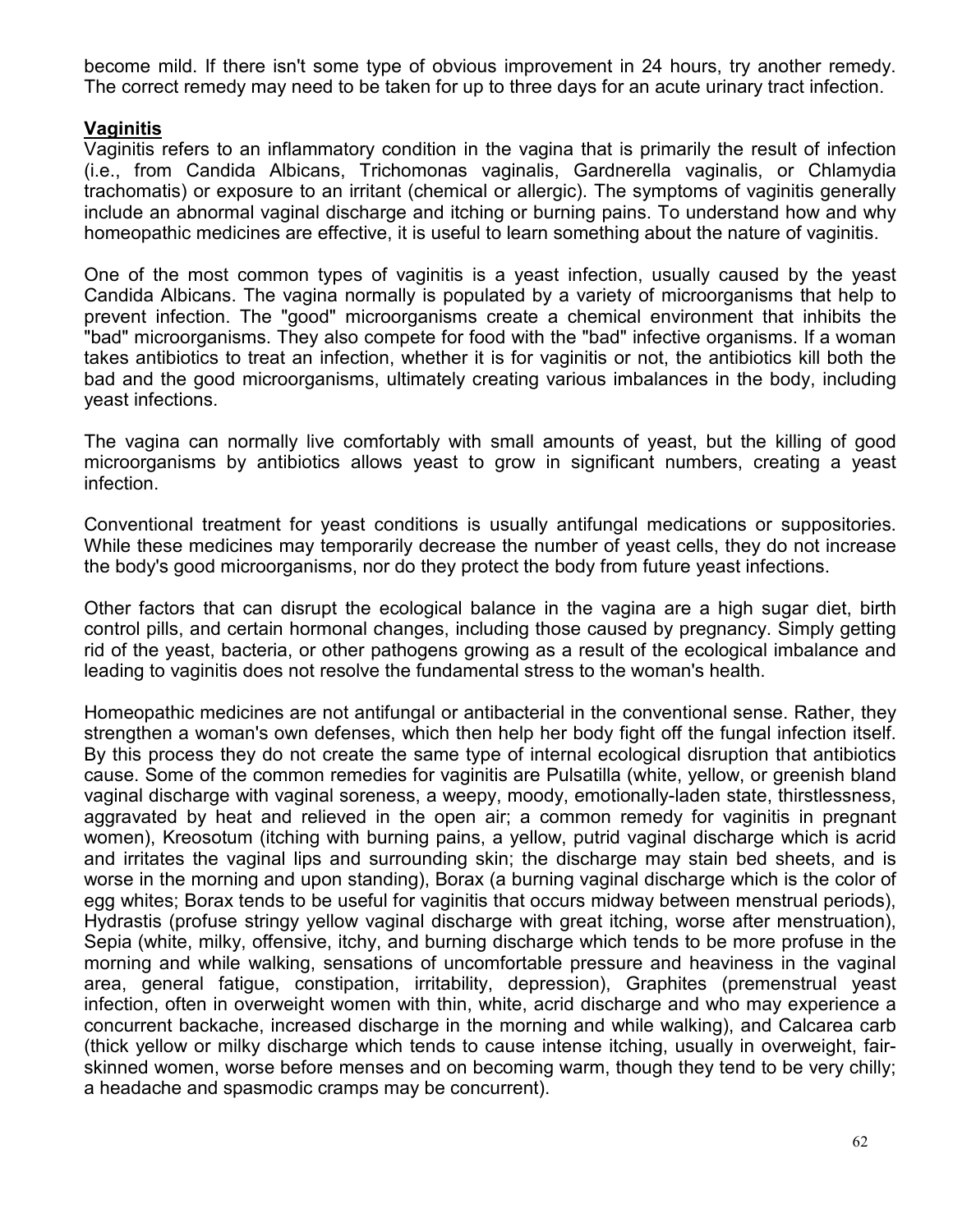become mild. If there isn't some type of obvious improvement in 24 hours, try another remedy. The correct remedy may need to be taken for up to three days for an acute urinary tract infection.

## Vaginitis

Vaginitis refers to an inflammatory condition in the vagina that is primarily the result of infection (i.e., from Candida Albicans, Trichomonas vaginalis, Gardnerella vaginalis, or Chlamydia trachomatis) or exposure to an irritant (chemical or allergic). The symptoms of vaginitis generally include an abnormal vaginal discharge and itching or burning pains. To understand how and why homeopathic medicines are effective, it is useful to learn something about the nature of vaginitis.

One of the most common types of vaginitis is a yeast infection, usually caused by the yeast Candida Albicans. The vagina normally is populated by a variety of microorganisms that help to prevent infection. The "good" microorganisms create a chemical environment that inhibits the "bad" microorganisms. They also compete for food with the "bad" infective organisms. If a woman takes antibiotics to treat an infection, whether it is for vaginitis or not, the antibiotics kill both the bad and the good microorganisms, ultimately creating various imbalances in the body, including yeast infections.

The vagina can normally live comfortably with small amounts of yeast, but the killing of good microorganisms by antibiotics allows yeast to grow in significant numbers, creating a yeast infection.

Conventional treatment for yeast conditions is usually antifungal medications or suppositories. While these medicines may temporarily decrease the number of yeast cells, they do not increase the body's good microorganisms, nor do they protect the body from future yeast infections.

Other factors that can disrupt the ecological balance in the vagina are a high sugar diet, birth control pills, and certain hormonal changes, including those caused by pregnancy. Simply getting rid of the yeast, bacteria, or other pathogens growing as a result of the ecological imbalance and leading to vaginitis does not resolve the fundamental stress to the woman's health.

Homeopathic medicines are not antifungal or antibacterial in the conventional sense. Rather, they strengthen a woman's own defenses, which then help her body fight off the fungal infection itself. By this process they do not create the same type of internal ecological disruption that antibiotics cause. Some of the common remedies for vaginitis are Pulsatilla (white, yellow, or greenish bland vaginal discharge with vaginal soreness, a weepy, moody, emotionally-laden state, thirstlessness, aggravated by heat and relieved in the open air; a common remedy for vaginitis in pregnant women), Kreosotum (itching with burning pains, a yellow, putrid vaginal discharge which is acrid and irritates the vaginal lips and surrounding skin; the discharge may stain bed sheets, and is worse in the morning and upon standing), Borax (a burning vaginal discharge which is the color of egg whites; Borax tends to be useful for vaginitis that occurs midway between menstrual periods), Hydrastis (profuse stringy yellow vaginal discharge with great itching, worse after menstruation), Sepia (white, milky, offensive, itchy, and burning discharge which tends to be more profuse in the morning and while walking, sensations of uncomfortable pressure and heaviness in the vaginal area, general fatigue, constipation, irritability, depression), Graphites (premenstrual yeast infection, often in overweight women with thin, white, acrid discharge and who may experience a concurrent backache, increased discharge in the morning and while walking), and Calcarea carb (thick yellow or milky discharge which tends to cause intense itching, usually in overweight, fair-skinned women, worse before menses and on becoming warm, though they tend to be very chilly; a headache and spasmodic cramps may be concurrent).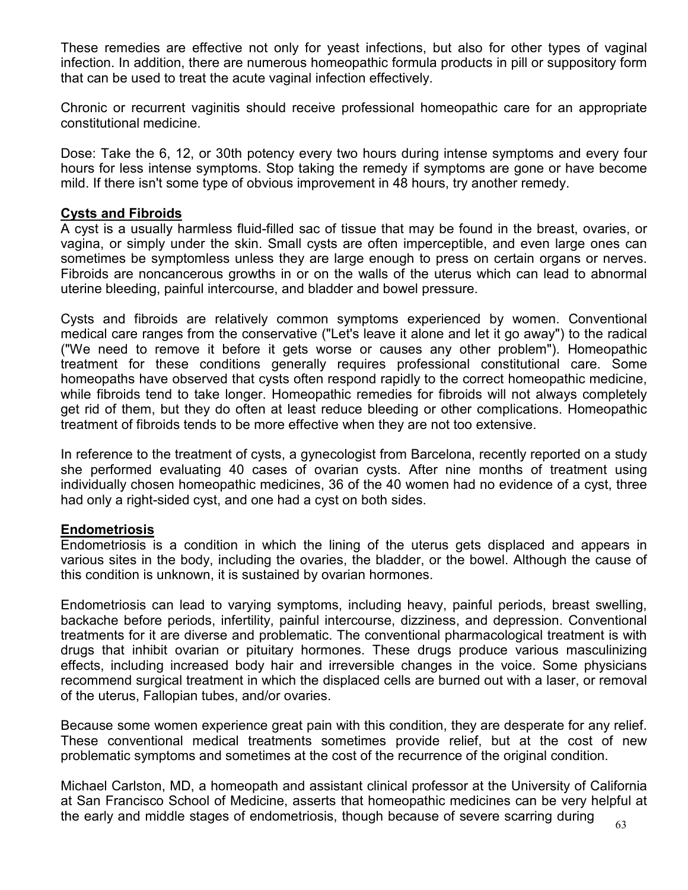These remedies are effective not only for yeast infections, but also for other types of vaginal infection. In addition, there are numerous homeopathic formula products in pill or suppository form that can be used to treat the acute vaginal infection effectively.

Chronic or recurrent vaginitis should receive professional homeopathic care for an appropriate constitutional medicine.

Dose: Take the 6, 12, or 30th potency every two hours during intense symptoms and every four hours for less intense symptoms. Stop taking the remedy if symptoms are gone or have become mild. If there isn't some type of obvious improvement in 48 hours, try another remedy.

## Cysts and Fibroids

A cyst is a usually harmless fluid-filled sac of tissue that may be found in the breast, ovaries, or vagina, or simply under the skin. Small cysts are often imperceptible, and even large ones can sometimes be symptomless unless they are large enough to press on certain organs or nerves. Fibroids are noncancerous growths in or on the walls of the uterus which can lead to abnormal uterine bleeding, painful intercourse, and bladder and bowel pressure.

Cysts and fibroids are relatively common symptoms experienced by women. Conventional medical care ranges from the conservative ("Let's leave it alone and let it go away") to the radical ("We need to remove it before it gets worse or causes any other problem"). Homeopathic treatment for these conditions generally requires professional constitutional care. Some homeopaths have observed that cysts often respond rapidly to the correct homeopathic medicine, while fibroids tend to take longer. Homeopathic remedies for fibroids will not always completely get rid of them, but they do often at least reduce bleeding or other complications. Homeopathic treatment of fibroids tends to be more effective when they are not too extensive.

In reference to the treatment of cysts, a gynecologist from Barcelona, recently reported on a study she performed evaluating 40 cases of ovarian cysts. After nine months of treatment using individually chosen homeopathic medicines, 36 of the 40 women had no evidence of a cyst, three had only a right-sided cyst, and one had a cyst on both sides.

## Endometriosis

Endometriosis is a condition in which the lining of the uterus gets displaced and appears in various sites in the body, including the ovaries, the bladder, or the bowel. Although the cause of this condition is unknown, it is sustained by ovarian hormones.

Endometriosis can lead to varying symptoms, including heavy, painful periods, breast swelling, backache before periods, infertility, painful intercourse, dizziness, and depression. Conventional treatments for it are diverse and problematic. The conventional pharmacological treatment is with drugs that inhibit ovarian or pituitary hormones. These drugs produce various masculinizing effects, including increased body hair and irreversible changes in the voice. Some physicians recommend surgical treatment in which the displaced cells are burned out with a laser, or removal of the uterus, Fallopian tubes, and/or ovaries.

Because some women experience great pain with this condition, they are desperate for any relief. These conventional medical treatments sometimes provide relief, but at the cost of new problematic symptoms and sometimes at the cost of the recurrence of the original condition.

Michael Carlston, MD, a homeopath and assistant clinical professor at the University of California at San Francisco School of Medicine, asserts that homeopathic medicines can be very helpful at the early and middle stages of endometriosis, though because of severe scarring during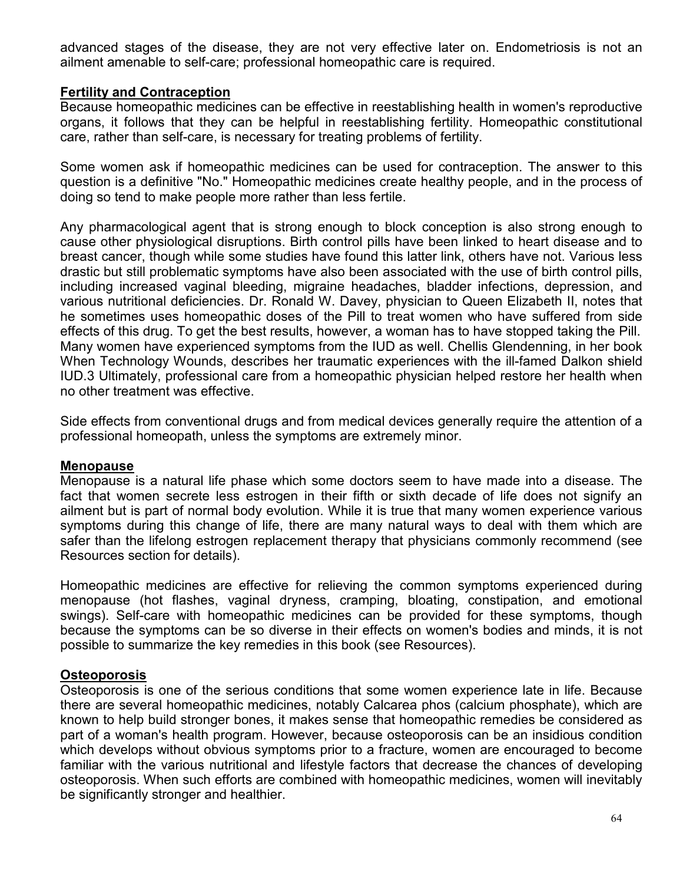advanced stages of the disease, they are not very effective later on. Endometriosis is not an ailment amenable to self-care; professional homeopathic care is required.

## Fertility and Contraception

Because homeopathic medicines can be effective in reestablishing health in women's reproductive organs, it follows that they can be helpful in reestablishing fertility. Homeopathic constitutional care, rather than self-care, is necessary for treating problems of fertility.

Some women ask if homeopathic medicines can be used for contraception. The answer to this question is a definitive "No." Homeopathic medicines create healthy people, and in the process of doing so tend to make people more rather than less fertile.

Any pharmacological agent that is strong enough to block conception is also strong enough to cause other physiological disruptions. Birth control pills have been linked to heart disease and to breast cancer, though while some studies have found this latter link, others have not. Various less drastic but still problematic symptoms have also been associated with the use of birth control pills, including increased vaginal bleeding, migraine headaches, bladder infections, depression, and various nutritional deficiencies. Dr. Ronald W. Davey, physician to Queen Elizabeth II, notes that he sometimes uses homeopathic doses of the Pill to treat women who have suffered from side effects of this drug. To get the best results, however, a woman has to have stopped taking the Pill. Many women have experienced symptoms from the IUD as well. Chellis Glendenning, in her book When Technology Wounds, describes her traumatic experiences with the ill-famed Dalkon shield IUD.[3] Ultimately, professional care from a homeopathic physician helped restore her health when no other treatment was effective.

Side effects from conventional drugs and from medical devices generally require the attention of a professional homeopath, unless the symptoms are extremely minor.

## Menopause

Menopause is a natural life phase which some doctors seem to have made into a disease. The fact that women secrete less estrogen in their fifth or sixth decade of life does not signify an ailment but is part of normal body evolution. While it is true that many women experience various symptoms during this change of life, there are many natural ways to deal with them which are safer than the lifelong estrogen replacement therapy that physicians commonly recommend (see Resources section for details).

Homeopathic medicines are effective for relieving the common symptoms experienced during menopause (hot flashes, vaginal dryness, cramping, bloating, constipation, and emotional swings). Self-care with homeopathic medicines can be provided for these symptoms, though because the symptoms can be so diverse in their effects on women's bodies and minds, it is not possible to summarize the key remedies in this book (see Resources).

## Osteoporosis

Osteoporosis is one of the serious conditions that some women experience late in life. Because there are several homeopathic medicines, notably Calcarea phos (calcium phosphate), which are known to help build stronger bones, it makes sense that homeopathic remedies be considered as part of a woman's health program. However, because osteoporosis can be an insidious condition which develops without obvious symptoms prior to a fracture, women are encouraged to become familiar with the various nutritional and lifestyle factors that decrease the chances of developing osteoporosis. When such efforts are combined with homeopathic medicines, women will inevitably be significantly stronger and healthier.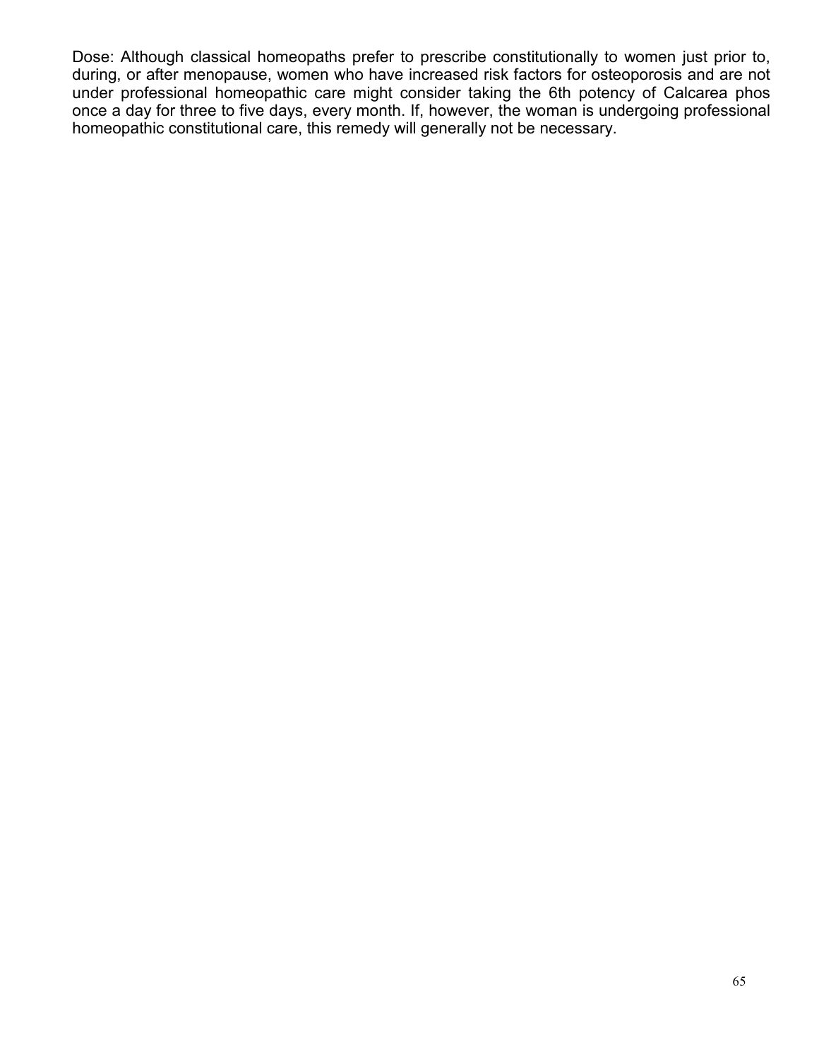Dose: Although classical homeopaths prefer to prescribe constitutionally to women just prior to, during, or after menopause, women who have increased risk factors for osteoporosis and are not under professional homeopathic care might consider taking the 6th potency of Calcarea phos once a day for three to five days, every month. If, however, the woman is undergoing professional homeopathic constitutional care, this remedy will generally not be necessary.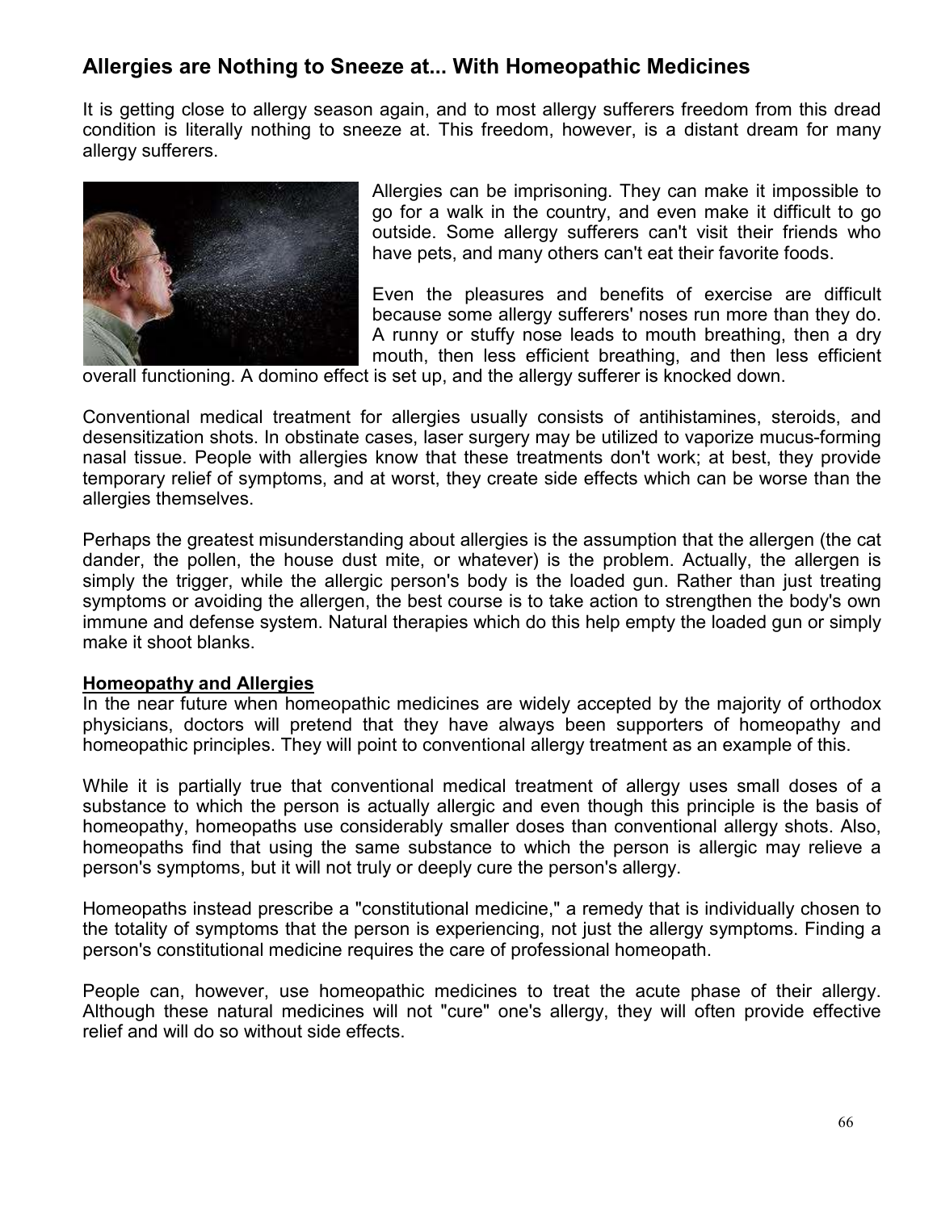## Allergies are Nothing to Sneeze at... With Homeopathic Medicines

It is getting close to allergy season again, and to most allergy sufferers freedom from this dread condition is literally nothing to sneeze at. This freedom, however, is a distant dream for many allergy sufferers.

Allergies can be imprisoning. They can make it impossible to go for a walk in the country, and even make it difficult to go outside. Some allergy sufferers can't visit their friends who have pets, and many others can't eat their favorite foods.

Even the pleasures and benefits of exercise are difficult because some allergy sufferers' noses run more than they do. A runny or stuffy nose leads to mouth breathing, then a dry mouth, then less efficient breathing, and then less efficient overall functioning. A domino effect is set up, and the allergy sufferer is knocked down.

Conventional medical treatment for allergies usually consists of antihistamines, steroids, and desensitization shots. In obstinate cases, laser surgery may be utilized to vaporize mucus-forming nasal tissue. People with allergies know that these treatments don't work; at best, they provide temporary relief of symptoms, and at worst, they create side effects which can be worse than the allergies themselves.

Perhaps the greatest misunderstanding about allergies is the assumption that the allergen (the cat dander, the pollen, the house dust mite, or whatever) is the problem. Actually, the allergen is simply the trigger, while the allergic person's body is the loaded gun. Rather than just treating symptoms or avoiding the allergen, the best course is to take action to strengthen the body's own immune and defense system. Natural therapies which do this help empty the loaded gun or simply make it shoot blanks.

### Homeopathy and Allergies

In the near future when homeopathic medicines are widely accepted by the majority of orthodox physicians, doctors will pretend that they have always been supporters of homeopathy and homeopathic principles. They will point to conventional allergy treatment as an example of this.

While it is partially true that conventional medical treatment of allergy uses small doses of a substance to which the person is actually allergic and even though this principle is the basis of homeopathy, homeopaths use considerably smaller doses than conventional allergy shots. Also, homeopaths find that using the same substance to which the person is allergic may relieve a person's symptoms, but it will not truly or deeply cure the person's allergy.

Homeopaths instead prescribe a "constitutional medicine," a remedy that is individually chosen to the totality of symptoms that the person is experiencing, not just the allergy symptoms. Finding a person's constitutional medicine requires the care of professional homeopath.

People can, however, use homeopathic medicines to treat the acute phase of their allergy. Although these natural medicines will not "cure" one's allergy, they will often provide effective relief and will do so without side effects.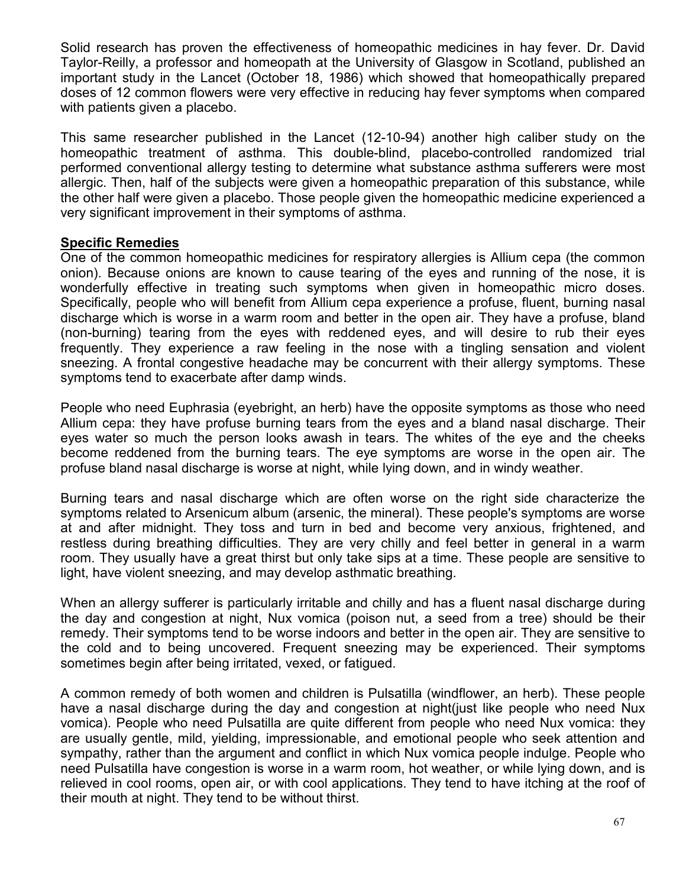Solid research has proven the effectiveness of homeopathic medicines in hay fever. Dr. David Taylor-Reilly, a professor and homeopath at the University of Glasgow in Scotland, published an important study in the Lancet (October 18, 1986) which showed that homeopathically prepared doses of 12 common flowers were very effective in reducing hay fever symptoms when compared with patients given a placebo.

This same researcher published in the Lancet (12-10-94) another high caliber study on the homeopathic treatment of asthma. This double-blind, placebo-controlled randomized trial performed conventional allergy testing to determine what substance asthma sufferers were most allergic. Then, half of the subjects were given a homeopathic preparation of this substance, while the other half were given a placebo. Those people given the homeopathic medicine experienced a very significant improvement in their symptoms of asthma.

**Specific Remedies**

One of the common homeopathic medicines for respiratory allergies is Allium cepa (the common onion). Because onions are known to cause tearing of the eyes and running of the nose, it is wonderfully effective in treating such symptoms when given in homeopathic micro doses. Specifically, people who will benefit from Allium cepa experience a profuse, fluent, burning nasal discharge which is worse in a warm room and better in the open air. They have a profuse, bland (non-burning) tearing from the eyes with reddened eyes, and will desire to rub their eyes frequently. They experience a raw feeling in the nose with a tingling sensation and violent sneezing. A frontal congestive headache may be concurrent with their allergy symptoms. These symptoms tend to exacerbate after damp winds.

People who need Euphrasia (eyebright, an herb) have the opposite symptoms as those who need Allium cepa: they have profuse burning tears from the eyes and a bland nasal discharge. Their eyes water so much the person looks awash in tears. The whites of the eye and the cheeks become reddened from the burning tears. The eye symptoms are worse in the open air. The profuse bland nasal discharge is worse at night, while lying down, and in windy weather.

Burning tears and nasal discharge which are often worse on the right side characterize the symptoms related to Arsenicum album (arsenic, the mineral). These people's symptoms are worse at and after midnight. They toss and turn in bed and become very anxious, frightened, and restless during breathing difficulties. They are very chilly and feel better in general in a warm room. They usually have a great thirst but only take sips at a time. These people are sensitive to light, have violent sneezing, and may develop asthmatic breathing.

When an allergy sufferer is particularly irritable and chilly and has a fluent nasal discharge during the day and congestion at night, Nux vomica (poison nut, a seed from a tree) should be their remedy. Their symptoms tend to be worse indoors and better in the open air. They are sensitive to the cold and to being uncovered. Frequent sneezing may be experienced. Their symptoms sometimes begin after being irritated, vexed, or fatigued.

A common remedy of both women and children is Pulsatilla (windflower, an herb). These people have a nasal discharge during the day and congestion at night(just like people who need Nux vomica). People who need Pulsatilla are quite different from people who need Nux vomica: they are usually gentle, mild, yielding, impressionable, and emotional people who seek attention and sympathy, rather than the argument and conflict in which Nux vomica people indulge. People who need Pulsatilla have congestion is worse in a warm room, hot weather, or while lying down, and is relieved in cool rooms, open air, or with cool applications. They tend to have itching at the roof of their mouth at night. They tend to be without thirst.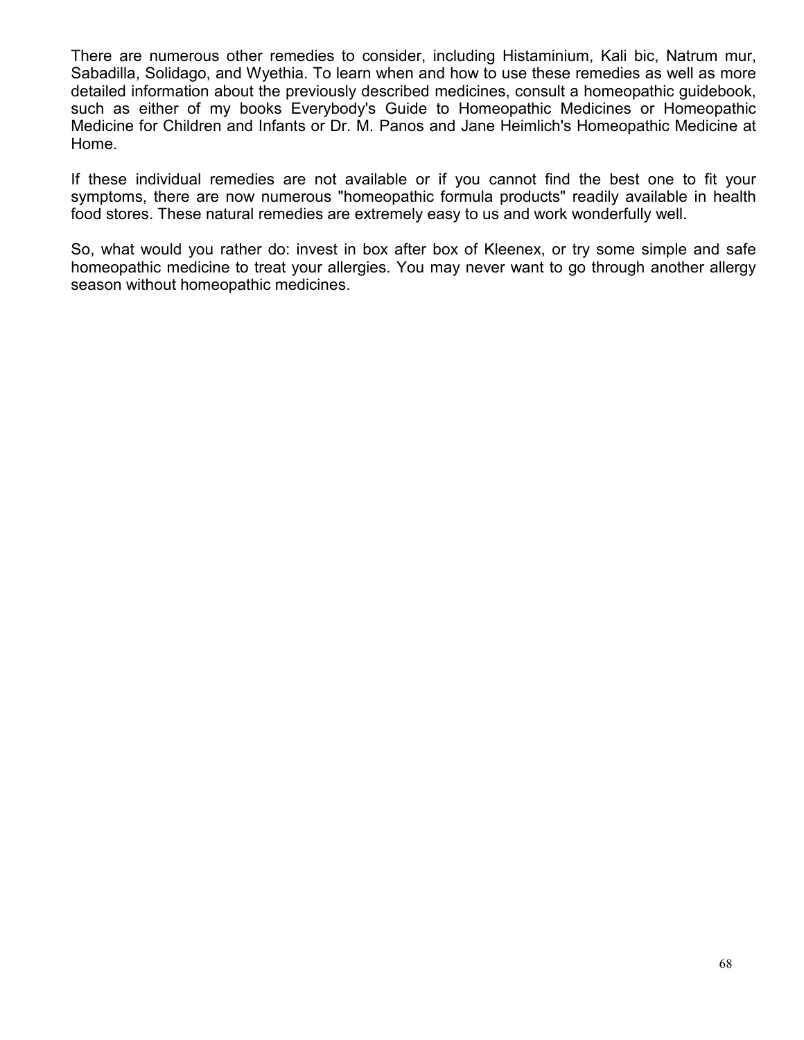There are numerous other remedies to consider, including Histaminium, Kali bic, Natrum mur, Sabadilla, Solidago, and Wyethia. To learn when and how to use these remedies as well as more detailed information about the previously described medicines, consult a homeopathic guidebook, such as either of my books Everybody's Guide to Homeopathic Medicines or Homeopathic Medicine for Children and Infants or Dr. M. Panos and Jane Heimlich's Homeopathic Medicine at Home.

If these individual remedies are not available or if you cannot find the best one to fit your symptoms, there are now numerous "homeopathic formula products" readily available in health food stores. These natural remedies are extremely easy to us and work wonderfully well.

So, what would you rather do: invest in box after box of Kleenex, or try some simple and safe homeopathic medicine to treat your allergies. You may never want to go through another allergy season without homeopathic medicines.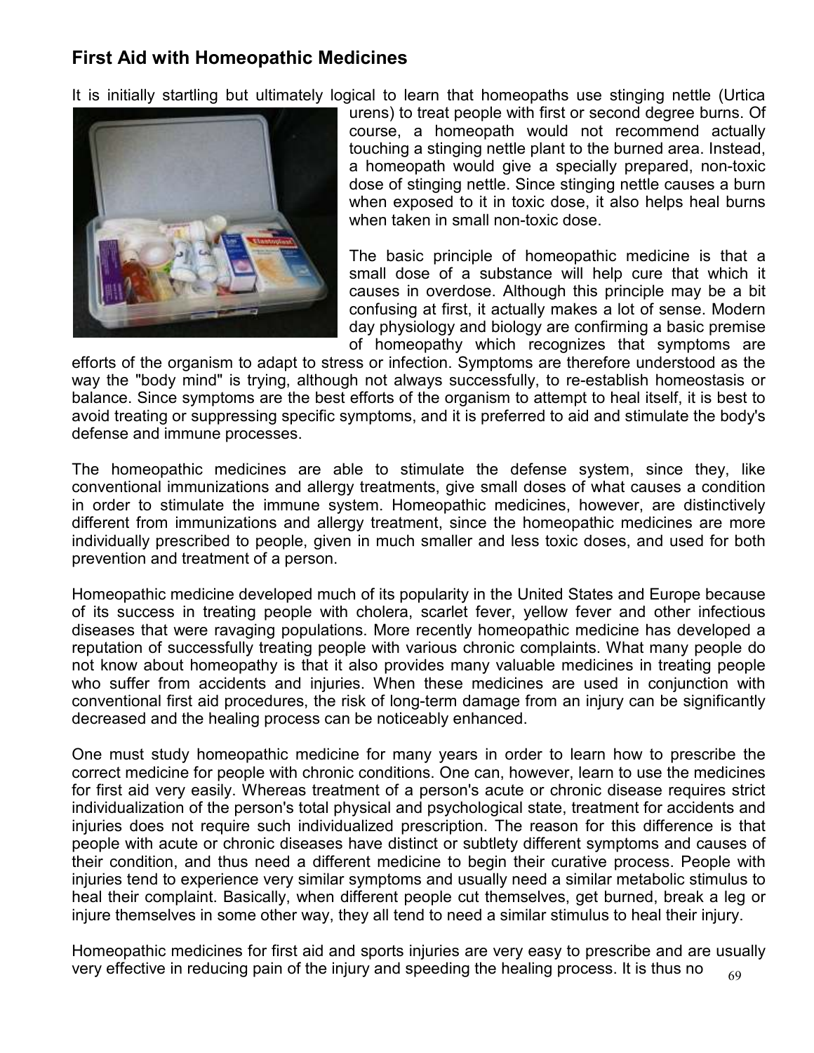## First Aid with Homeopathic Medicines

It is initially startling but ultimately logical to learn that homeopaths use stinging nettle (Urtica urens) to treat people with first or second degree burns. Of course, a homeopath would not recommend actually touching a stinging nettle plant to the burned area. Instead, a homeopath would give a specially prepared, non-toxic dose of stinging nettle. Since stinging nettle causes a burn when exposed to it in toxic dose, it also helps heal burns when taken in small non-toxic dose.

The basic principle of homeopathic medicine is that a small dose of a substance will help cure that which it causes in overdose. Although this principle may be a bit confusing at first, it actually makes a lot of sense. Modern day physiology and biology are confirming a basic premise of homeopathy which recognizes that symptoms are efforts of the organism to adapt to stress or infection. Symptoms are therefore understood as the way the "body mind" is trying, although not always successfully, to re-establish homeostasis or balance. Since symptoms are the best efforts of the organism to attempt to heal itself, it is best to avoid treating or suppressing specific symptoms, and it is preferred to aid and stimulate the body's defense and immune processes.

The homeopathic medicines are able to stimulate the defense system, since they, like conventional immunizations and allergy treatments, give small doses of what causes a condition in order to stimulate the immune system. Homeopathic medicines, however, are distinctively different from immunizations and allergy treatment, since the homeopathic medicines are more individually prescribed to people, given in much smaller and less toxic doses, and used for both prevention and treatment of a person.

Homeopathic medicine developed much of its popularity in the United States and Europe because of its success in treating people with cholera, scarlet fever, yellow fever and other infectious diseases that were ravaging populations. More recently homeopathic medicine has developed a reputation of successfully treating people with various chronic complaints. What many people do not know about homeopathy is that it also provides many valuable medicines in treating people who suffer from accidents and injuries. When these medicines are used in conjunction with conventional first aid procedures, the risk of long-term damage from an injury can be significantly decreased and the healing process can be noticeably enhanced.

One must study homeopathic medicine for many years in order to learn how to prescribe the correct medicine for people with chronic conditions. One can, however, learn to use the medicines for first aid very easily. Whereas treatment of a person's acute or chronic disease requires strict individualization of the person's total physical and psychological state, treatment for accidents and injuries does not require such individualized prescription. The reason for this difference is that people with acute or chronic diseases have distinct or subtlety different symptoms and causes of their condition, and thus need a different medicine to begin their curative process. People with injuries tend to experience very similar symptoms and usually need a similar metabolic stimulus to heal their complaint. Basically, when different people cut themselves, get burned, break a leg or injure themselves in some other way, they all tend to need a similar stimulus to heal their injury.

Homeopathic medicines for first aid and sports injuries are very easy to prescribe and are usually very effective in reducing pain of the injury and speeding the healing process. It is thus no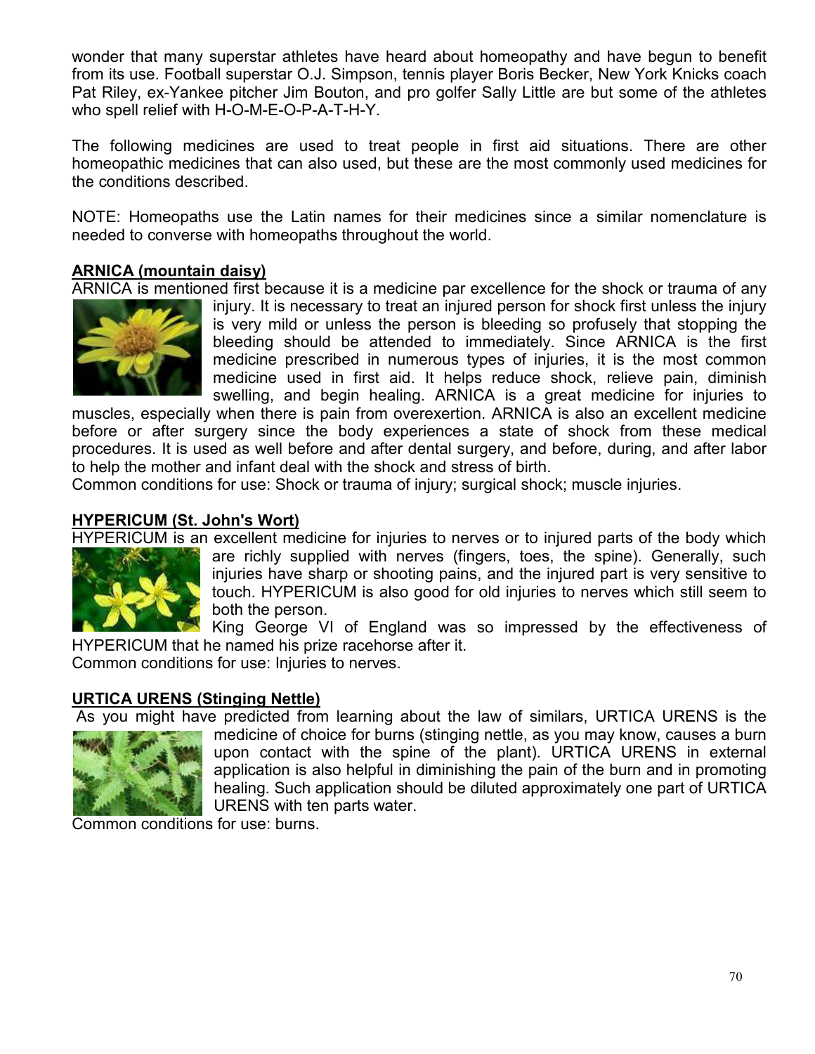wonder that many superstar athletes have heard about homeopathy and have begun to benefit from its use. Football superstar O.J. Simpson, tennis player Boris Becker, New York Knicks coach Pat Riley, ex-Yankee pitcher Jim Bouton, and pro golfer Sally Little are but some of the athletes who spell relief with H-O-M-E-O-P-A-T-H-Y.

The following medicines are used to treat people in first aid situations. There are other homeopathic medicines that can also used, but these are the most commonly used medicines for the conditions described.

NOTE: Homeopaths use the Latin names for their medicines since a similar nomenclature is needed to converse with homeopaths throughout the world.

**ARNICA (mountain daisy)**

ARNICA is mentioned first because it is a medicine par excellence for the shock or trauma of any injury. It is necessary to treat an injured person for shock first unless the injury is very mild or unless the person is bleeding so profusely that stopping the bleeding should be attended to immediately. Since ARNICA is the first medicine prescribed in numerous types of injuries, it is the most common medicine used in first aid. It helps reduce shock, relieve pain, diminish swelling, and begin healing. ARNICA is a great medicine for injuries to muscles, especially when there is pain from overexertion. ARNICA is also an excellent medicine before or after surgery since the body experiences a state of shock from these medical procedures. It is used as well before and after dental surgery, and before, during, and after labor to help the mother and infant deal with the shock and stress of birth.

Common conditions for use: Shock or trauma of injury; surgical shock; muscle injuries.

**HYPERICUM (St. John's Wort)**

HYPERICUM is an excellent medicine for injuries to nerves or to injured parts of the body which are richly supplied with nerves (fingers, toes, the spine). Generally, such injuries have sharp or shooting pains, and the injured part is very sensitive to touch. HYPERICUM is also good for old injuries to nerves which still seem to both the person.

King George VI of England was so impressed by the effectiveness of HYPERICUM that he named his prize racehorse after it.

Common conditions for use: Injuries to nerves.

**URTICA URENS (Stinging Nettle)**

As you might have predicted from learning about the law of similars, URTICA URENS is the medicine of choice for burns (stinging nettle, as you may know, causes a burn upon contact with the spine of the plant). URTICA URENS in external application is also helpful in diminishing the pain of the burn and in promoting healing. Such application should be diluted approximately one part of URTICA URENS with ten parts water.

Common conditions for use: burns.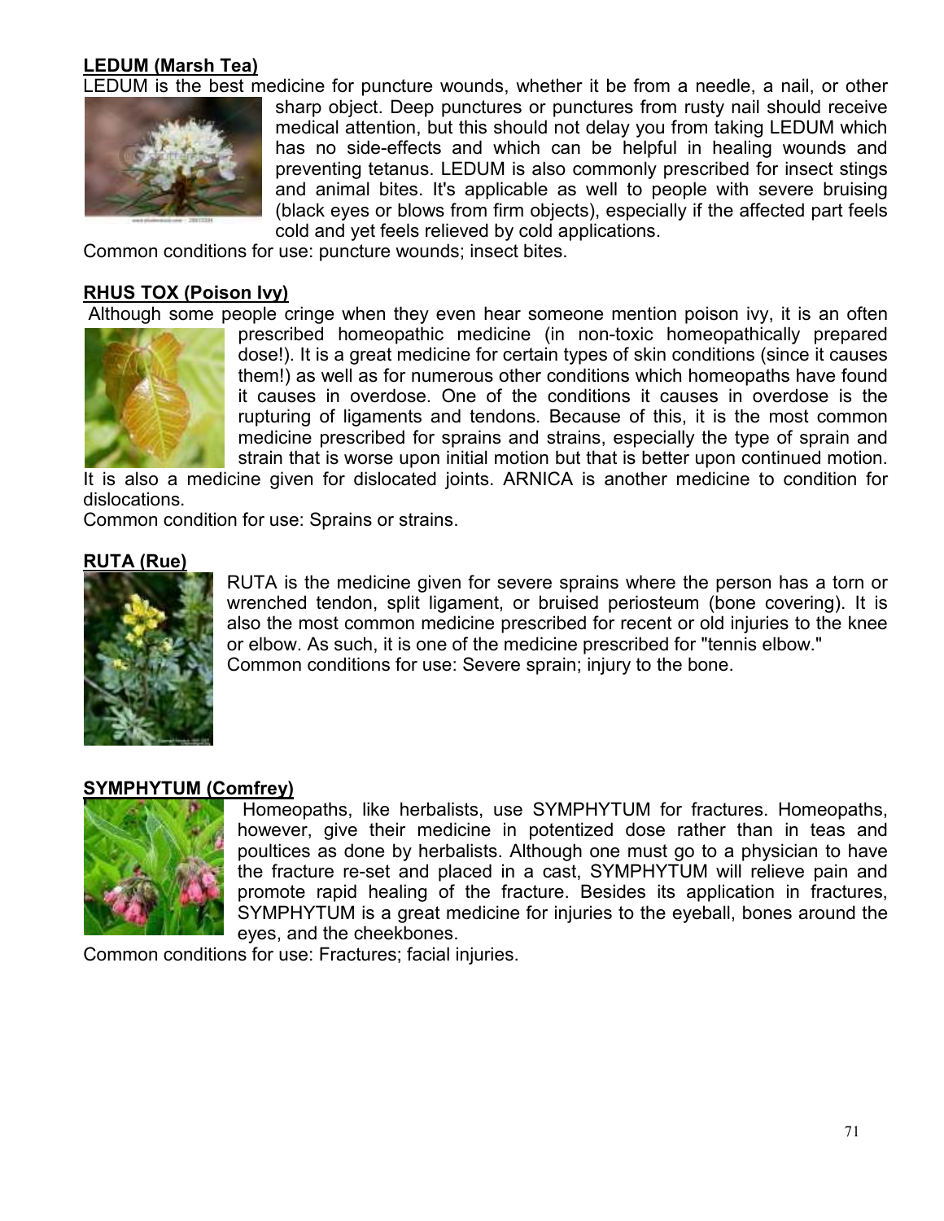**LEDUM (Marsh Tea)**

LEDUM is the best medicine for puncture wounds, whether it be from a needle, a nail, or other sharp object. Deep punctures or punctures from rusty nail should receive medical attention, but this should not delay you from taking LEDUM which has no side-effects and which can be helpful in healing wounds and preventing tetanus. LEDUM is also commonly prescribed for insect stings and animal bites. It's applicable as well to people with severe bruising (black eyes or blows from firm objects), especially if the affected part feels cold and yet feels relieved by cold applications.

Common conditions for use: puncture wounds; insect bites.

**RHUS TOX (Poison Ivy)**

Although some people cringe when they even hear someone mention poison ivy, it is an often prescribed homeopathic medicine (in non-toxic homeopathically prepared dose!). It is a great medicine for certain types of skin conditions (since it causes them!) as well as for numerous other conditions which homeopaths have found it causes in overdose. One of the conditions it causes in overdose is the rupturing of ligaments and tendons. Because of this, it is the most common medicine prescribed for sprains and strains, especially the type of sprain and strain that is worse upon initial motion but that is better upon continued motion. It is also a medicine given for dislocated joints. ARNICA is another medicine to condition for dislocations.

Common condition for use: Sprains or strains.

**RUTA (Rue)**

RUTA is the medicine given for severe sprains where the person has a torn or wrenched tendon, split ligament, or bruised periosteum (bone covering). It is also the most common medicine prescribed for recent or old injuries to the knee or elbow. As such, it is one of the medicine prescribed for "tennis elbow."

Common conditions for use: Severe sprain; injury to the bone.

**SYMPHYTUM (Comfrey)**

Homeopaths, like herbalists, use SYMPHYTUM for fractures. Homeopaths, however, give their medicine in potentized dose rather than in teas and poultices as done by herbalists. Although one must go to a physician to have the fracture re-set and placed in a cast, SYMPHYTUM will relieve pain and promote rapid healing of the fracture. Besides its application in fractures, SYMPHYTUM is a great medicine for injuries to the eyeball, bones around the eyes, and the cheekbones.

Common conditions for use: Fractures; facial injuries.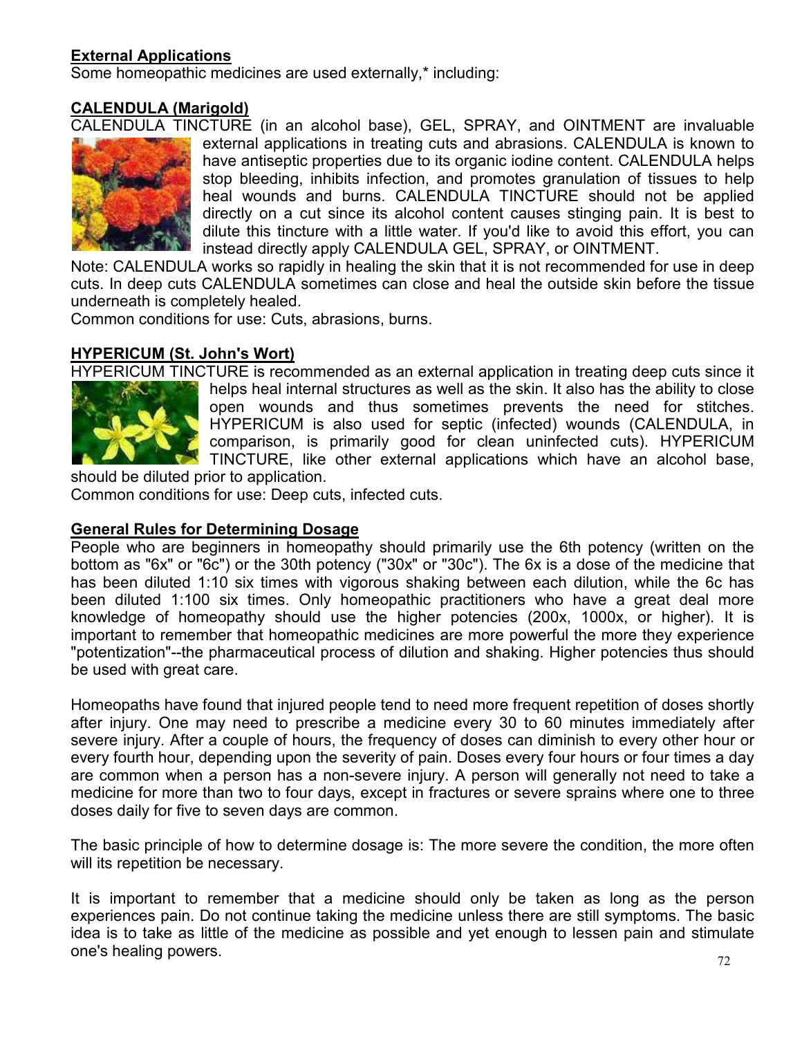## External Applications

Some homeopathic medicines are used externally,* including:

### CALENDULA (Marigold)

CALENDULA TINCTURE (in an alcohol base), GEL, SPRAY, and OINTMENT are invaluable external applications in treating cuts and abrasions. CALENDULA is known to have antiseptic properties due to its organic iodine content. CALENDULA helps stop bleeding, inhibits infection, and promotes granulation of tissues to help heal wounds and burns. CALENDULA TINCTURE should not be applied directly on a cut since its alcohol content causes stinging pain. It is best to dilute this tincture with a little water. If you'd like to avoid this effort, you can instead directly apply CALENDULA GEL, SPRAY, or OINTMENT.

Note: CALENDULA works so rapidly in healing the skin that it is not recommended for use in deep cuts. In deep cuts CALENDULA sometimes can close and heal the outside skin before the tissue underneath is completely healed.

Common conditions for use: Cuts, abrasions, burns.

### HYPERICUM (St. John's Wort)

HYPERICUM TINCTURE is recommended as an external application in treating deep cuts since it helps heal internal structures as well as the skin. It also has the ability to close open wounds and thus sometimes prevents the need for stitches. HYPERICUM is also used for septic (infected) wounds (CALENDULA, in comparison, is primarily good for clean uninfected cuts). HYPERICUM TINCTURE, like other external applications which have an alcohol base, should be diluted prior to application.

Common conditions for use: Deep cuts, infected cuts.

## General Rules for Determining Dosage

People who are beginners in homeopathy should primarily use the 6th potency (written on the bottom as "6x" or "6c") or the 30th potency ("30x" or "30c"). The 6x is a dose of the medicine that has been diluted 1:10 six times with vigorous shaking between each dilution, while the 6c has been diluted 1:100 six times. Only homeopathic practitioners who have a great deal more knowledge of homeopathy should use the higher potencies (200x, 1000x, or higher). It is important to remember that homeopathic medicines are more powerful the more they experience "potentization"--the pharmaceutical process of dilution and shaking. Higher potencies thus should be used with great care.

Homeopaths have found that injured people tend to need more frequent repetition of doses shortly after injury. One may need to prescribe a medicine every 30 to 60 minutes immediately after severe injury. After a couple of hours, the frequency of doses can diminish to every other hour or every fourth hour, depending upon the severity of pain. Doses every four hours or four times a day are common when a person has a non-severe injury. A person will generally not need to take a medicine for more than two to four days, except in fractures or severe sprains where one to three doses daily for five to seven days are common.

The basic principle of how to determine dosage is: The more severe the condition, the more often will its repetition be necessary.

It is important to remember that a medicine should only be taken as long as the person experiences pain. Do not continue taking the medicine unless there are still symptoms. The basic idea is to take as little of the medicine as possible and yet enough to lessen pain and stimulate one's healing powers.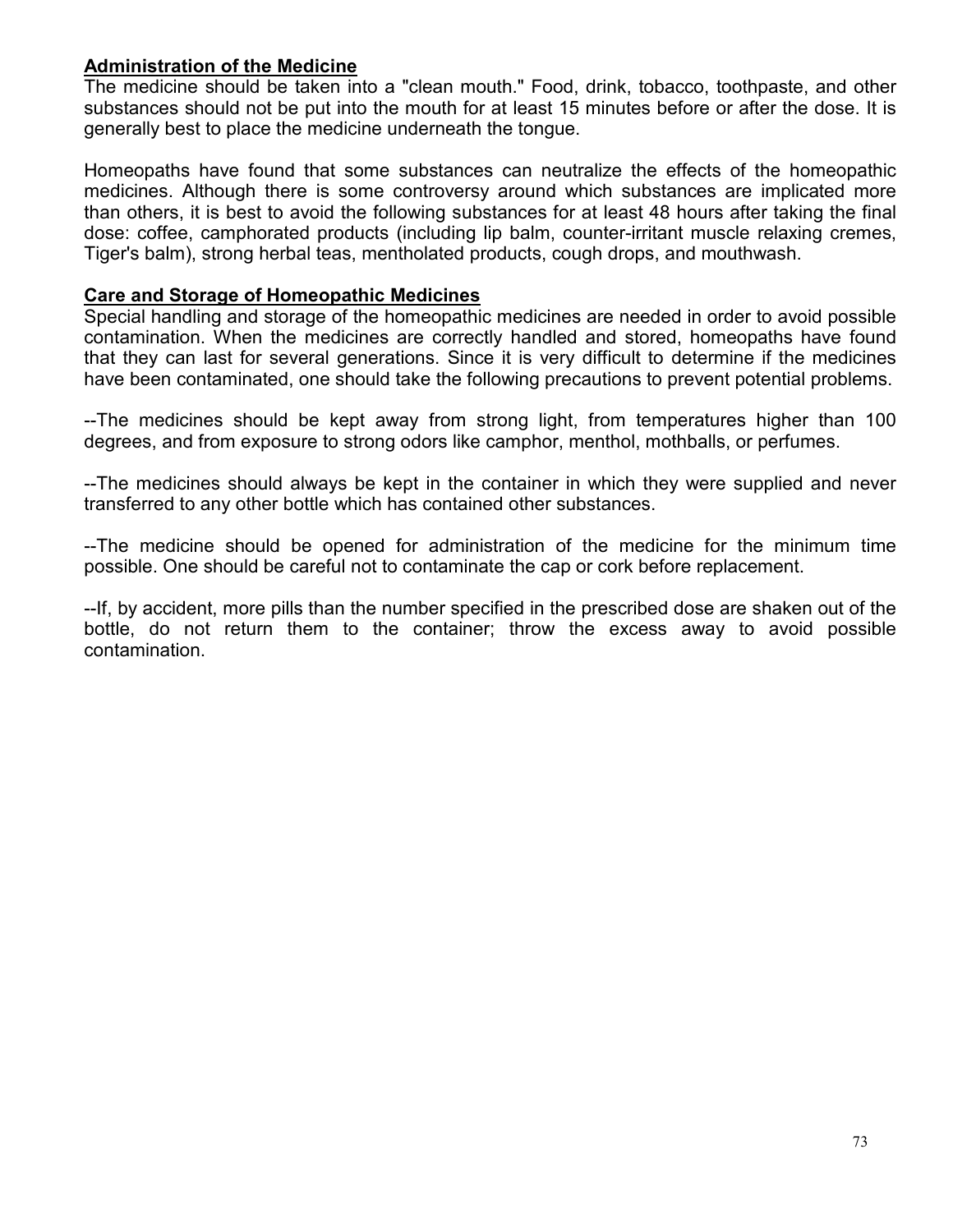## Administration of the Medicine

The medicine should be taken into a "clean mouth." Food, drink, tobacco, toothpaste, and other substances should not be put into the mouth for at least 15 minutes before or after the dose. It is generally best to place the medicine underneath the tongue.

Homeopaths have found that some substances can neutralize the effects of the homeopathic medicines. Although there is some controversy around which substances are implicated more than others, it is best to avoid the following substances for at least 48 hours after taking the final dose: coffee, camphorated products (including lip balm, counter-irritant muscle relaxing cremes, Tiger's balm), strong herbal teas, mentholated products, cough drops, and mouthwash.

## Care and Storage of Homeopathic Medicines

Special handling and storage of the homeopathic medicines are needed in order to avoid possible contamination. When the medicines are correctly handled and stored, homeopaths have found that they can last for several generations. Since it is very difficult to determine if the medicines have been contaminated, one should take the following precautions to prevent potential problems.

--The medicines should be kept away from strong light, from temperatures higher than 100 degrees, and from exposure to strong odors like camphor, menthol, mothballs, or perfumes.

--The medicines should always be kept in the container in which they were supplied and never transferred to any other bottle which has contained other substances.

--The medicine should be opened for administration of the medicine for the minimum time possible. One should be careful not to contaminate the cap or cork before replacement.

--If, by accident, more pills than the number specified in the prescribed dose are shaken out of the bottle, do not return them to the container; throw the excess away to avoid possible contamination.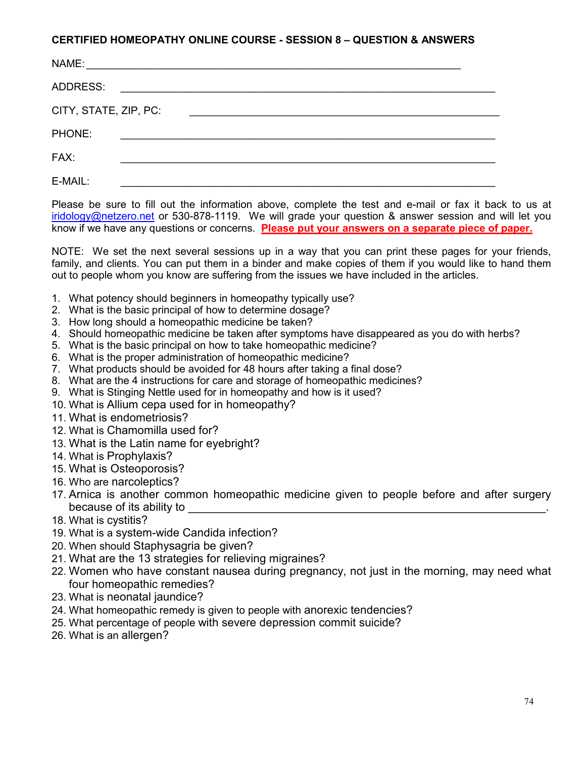**CERTIFIED HOMEOPATHY ONLINE COURSE - SESSION 8 – QUESTION & ANSWERS**

NAME:_______________________________________________________________

ADDRESS: _______________________________________________________________

CITY, STATE, ZIP, PC: _______________________________________________________

PHONE: _______________________________________________________________

FAX: _______________________________________________________________

E-MAIL: _______________________________________________________________

Please be sure to fill out the information above, complete the test and e-mail or fax it back to us at iridology@netzero.net or 530-878-1119. We will grade your question & answer session and will let you know if we have any questions or concerns. **Please put your answers on a separate piece of paper.**

NOTE: We set the next several sessions up in a way that you can print these pages for your friends, family, and clients. You can put them in a binder and make copies of them if you would like to hand them out to people whom you know are suffering from the issues we have included in the articles.

1. What potency should beginners in homeopathy typically use?
2. What is the basic principal of how to determine dosage?
3. How long should a homeopathic medicine be taken?
4. Should homeopathic medicine be taken after symptoms have disappeared as you do with herbs?
5. What is the basic principal on how to take homeopathic medicine?
6. What is the proper administration of homeopathic medicine?
7. What products should be avoided for 48 hours after taking a final dose?
8. What are the 4 instructions for care and storage of homeopathic medicines?
9. What is Stinging Nettle used for in homeopathy and how is it used?
10. What is Allium cepa used for in homeopathy?
11. What is endometriosis?
12. What is Chamomilla used for?
13. What is the Latin name for eyebright?
14. What is Prophylaxis?
15. What is Osteoporosis?
16. Who are narcoleptics?
17. Arnica is another common homeopathic medicine given to people before and after surgery because of its ability to ___________________________________________________________.
18. What is cystitis?
19. What is a system-wide Candida infection?
20. When should Staphysagria be given?
21. What are the 13 strategies for relieving migraines?
22. Women who have constant nausea during pregnancy, not just in the morning, may need what four homeopathic remedies?
23. What is neonatal jaundice?
24. What homeopathic remedy is given to people with anorexic tendencies?
25. What percentage of people with severe depression commit suicide?
26. What is an allergen?